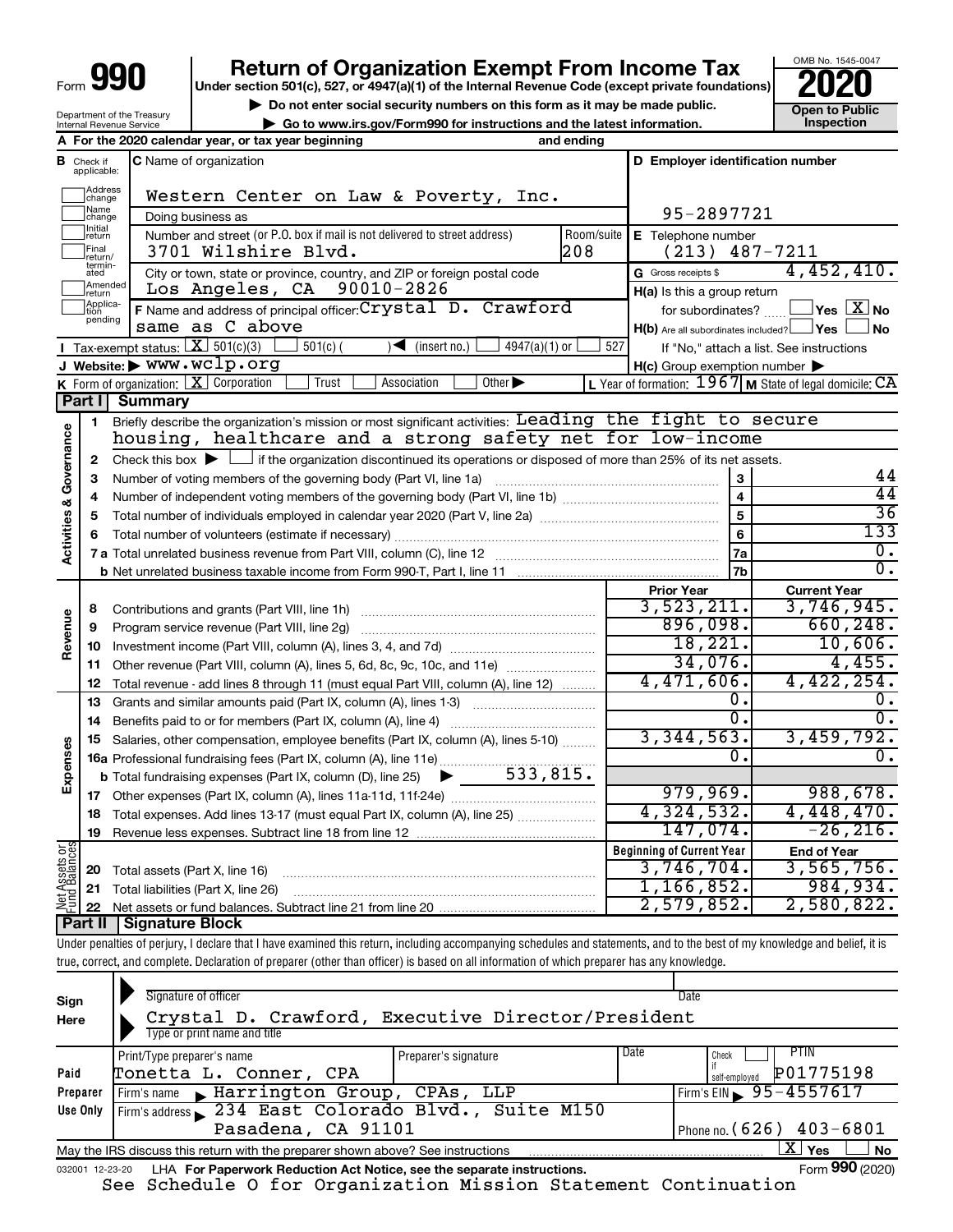Form **990**

# Return of Organization Exempt From Income Tax

**Under section 501(c), 527, or 4947(a)(1) of the Internal Revenue Code (except private foundations)**

▶ Do not enter social security numbers on this form as it may be made public.

▶ Go to www.irs.gov/Form990 for instructions and the latest information.

OMB No. 1545-0047

**2020**

**Open to Public Inspection**

Department of the Treasury
Internal Revenue Service

**A** For the 2020 calendar year, or tax year beginning and ending

**B** Check if applicable: Address change, Name change, Initial return, Final return/terminated, Amended return, Application pending

**C** Name of organization: Western Center on Law & Poverty, Inc.

Doing business as

Number and street (or P.O. box if mail is not delivered to street address): 3701 Wilshire Blvd. Room/suite: 208

City or town, state or province, country, and ZIP or foreign postal code: Los Angeles, CA 90010-2826

**F** Name and address of principal officer: Crystal D. Crawford, same as C above

**D** Employer identification number: 95-2897721

**E** Telephone number: (213) 487-7211

**G** Gross receipts $ 4,452,410.

**H(a)** Is this a group return for subordinates? ☐ Yes ☒ No

**H(b)** Are all subordinates included? ☐ Yes ☐ No — If "No," attach a list. See instructions

**H(c)** Group exemption number ▶

**I** Tax-exempt status: ☒ 501(c)(3) ☐ 501(c) ( ) ◀ (insert no.) ☐ 4947(a)(1) or ☐ 527

**J** Website: ▶ www.wclp.org

**K** Form of organization: ☒ Corporation ☐ Trust ☐ Association ☐ Other ▶

**L** Year of formation: 1967 **M** State of legal domicile: CA

## Part I Summary

**Activities & Governance**

1 Briefly describe the organization's mission or most significant activities: Leading the fight to secure housing, healthcare and a strong safety net for low-income

2 Check this box ▶ ☐ if the organization discontinued its operations or disposed of more than 25% of its net assets.

| | | | |
|---|---|---|---|
| 3 | Number of voting members of the governing body (Part VI, line 1a) | 3 | 44 |
| 4 | Number of independent voting members of the governing body (Part VI, line 1b) | 4 | 44 |
| 5 | Total number of individuals employed in calendar year 2020 (Part V, line 2a) | 5 | 36 |
| 6 | Total number of volunteers (estimate if necessary) | 6 | 133 |
| 7a | Total unrelated business revenue from Part VIII, column (C), line 12 | 7a | 0. |
| b | Net unrelated business taxable income from Form 990-T, Part I, line 11 | 7b | 0. |

| | | | Prior Year | Current Year |
|---|---|---|---|---|
| **Revenue** | 8 | Contributions and grants (Part VIII, line 1h) | 3,523,211. | 3,746,945. |
| | 9 | Program service revenue (Part VIII, line 2g) | 896,098. | 660,248. |
| | 10 | Investment income (Part VIII, column (A), lines 3, 4, and 7d) | 18,221. | 10,606. |
| | 11 | Other revenue (Part VIII, column (A), lines 5, 6d, 8c, 9c, 10c, and 11e) | 34,076. | 4,455. |
| | 12 | Total revenue - add lines 8 through 11 (must equal Part VIII, column (A), line 12) | 4,471,606. | 4,422,254. |
| **Expenses** | 13 | Grants and similar amounts paid (Part IX, column (A), lines 1-3) | 0. | 0. |
| | 14 | Benefits paid to or for members (Part IX, column (A), line 4) | 0. | 0. |
| | 15 | Salaries, other compensation, employee benefits (Part IX, column (A), lines 5-10) | 3,344,563. | 3,459,792. |
| | 16a | Professional fundraising fees (Part IX, column (A), line 11e) | 0. | 0. |
| | b | Total fundraising expenses (Part IX, column (D), line 25) ▶ 533,815. | | |
| | 17 | Other expenses (Part IX, column (A), lines 11a-11d, 11f-24e) | 979,969. | 988,678. |
| | 18 | Total expenses. Add lines 13-17 (must equal Part IX, column (A), line 25) | 4,324,532. | 4,448,470. |
| | 19 | Revenue less expenses. Subtract line 18 from line 12 | 147,074. | -26,216. |
| | | | **Beginning of Current Year** | **End of Year** |
| **Net Assets or Fund Balances** | 20 | Total assets (Part X, line 16) | 3,746,704. | 3,565,756. |
| | 21 | Total liabilities (Part X, line 26) | 1,166,852. | 984,934. |
| | 22 | Net assets or fund balances. Subtract line 21 from line 20 | 2,579,852. | 2,580,822. |

## Part II Signature Block

Under penalties of perjury, I declare that I have examined this return, including accompanying schedules and statements, and to the best of my knowledge and belief, it is true, correct, and complete. Declaration of preparer (other than officer) is based on all information of which preparer has any knowledge.

**Sign Here**

Signature of officer — Date

Crystal D. Crawford, Executive Director/President
Type or print name and title

**Paid Preparer Use Only**

| Print/Type preparer's name | Preparer's signature | Date | Check if self-employed | PTIN |
|---|---|---|---|---|
| Tonetta L. Conner, CPA | | | ☐ | P01775198 |

Firm's name ▶ Harrington Group, CPAs, LLP — Firm's EIN ▶ 95-4557617

Firm's address ▶ 234 East Colorado Blvd., Suite M150, Pasadena, CA 91101 — Phone no. (626) 403-6801

May the IRS discuss this return with the preparer shown above? See instructions ☒ Yes ☐ No

032001 12-23-20 LHA For Paperwork Reduction Act Notice, see the separate instructions. Form **990** (2020)

See Schedule O for Organization Mission Statement Continuation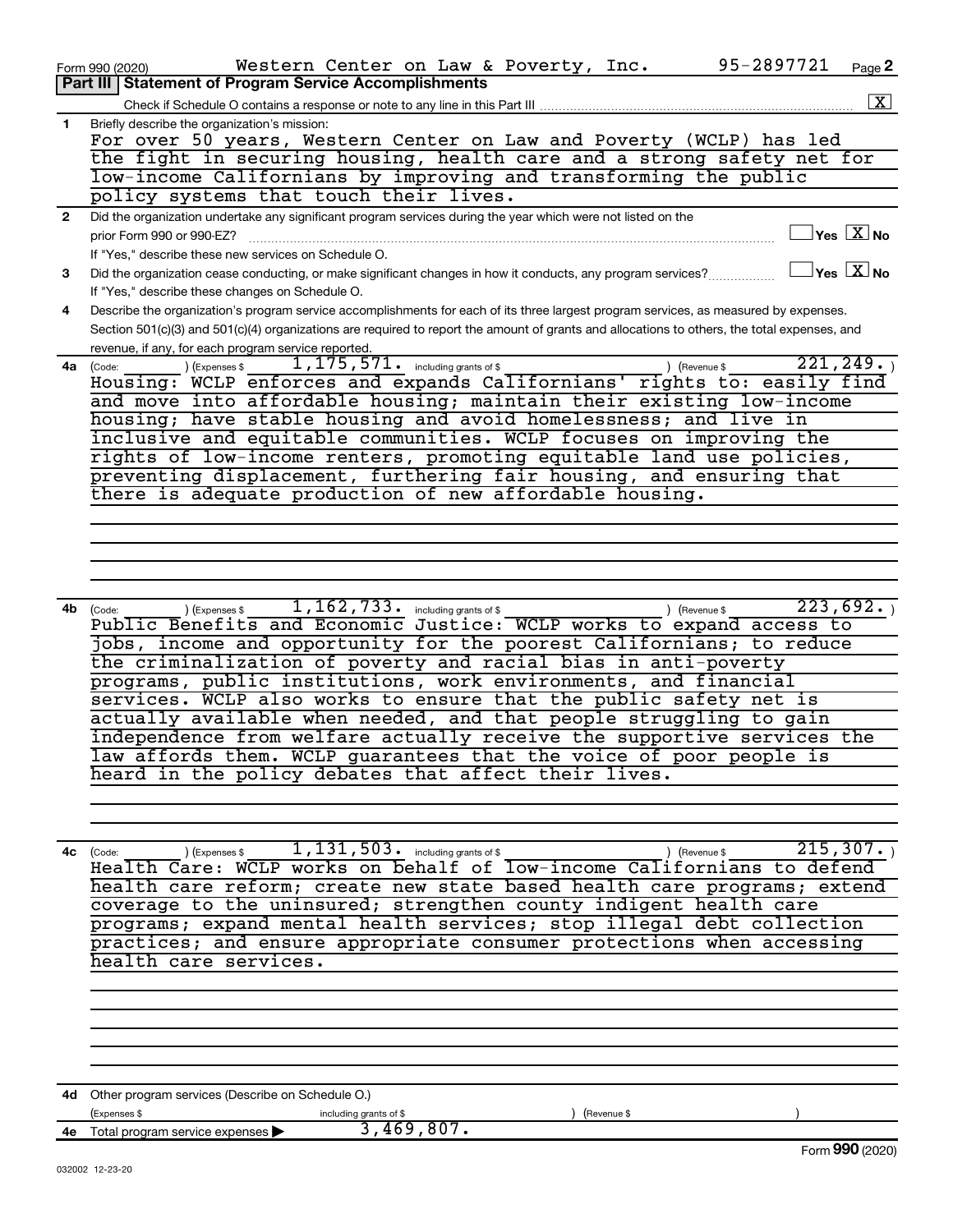Form 990 (2020) Western Center on Law & Poverty, Inc. 95-2897721 Page **2**

## Part III | Statement of Program Service Accomplishments

Check if Schedule O contains a response or note to any line in this Part III .......... [X]

**1** Briefly describe the organization's mission:

For over 50 years, Western Center on Law and Poverty (WCLP) has led the fight in securing housing, health care and a strong safety net for low-income Californians by improving and transforming the public policy systems that touch their lives.

**2** Did the organization undertake any significant program services during the year which were not listed on the prior Form 990 or 990-EZ? .......... [ ] Yes [X] No

If "Yes," describe these new services on Schedule O.

**3** Did the organization cease conducting, or make significant changes in how it conducts, any program services? .......... [ ] Yes [X] No

If "Yes," describe these changes on Schedule O.

**4** Describe the organization's program service accomplishments for each of its three largest program services, as measured by expenses. Section 501(c)(3) and 501(c)(4) organizations are required to report the amount of grants and allocations to others, the total expenses, and revenue, if any, for each program service reported.

**4a** (Code: ) (Expenses $ 1,175,571. including grants of $ ) (Revenue $ 221,249. )

Housing: WCLP enforces and expands Californians' rights to: easily find and move into affordable housing; maintain their existing low-income housing; have stable housing and avoid homelessness; and live in inclusive and equitable communities. WCLP focuses on improving the rights of low-income renters, promoting equitable land use policies, preventing displacement, furthering fair housing, and ensuring that there is adequate production of new affordable housing.

**4b** (Code: ) (Expenses $ 1,162,733. including grants of $ ) (Revenue $ 223,692. )

Public Benefits and Economic Justice: WCLP works to expand access to jobs, income and opportunity for the poorest Californians; to reduce the criminalization of poverty and racial bias in anti-poverty programs, public institutions, work environments, and financial services. WCLP also works to ensure that the public safety net is actually available when needed, and that people struggling to gain independence from welfare actually receive the supportive services the law affords them. WCLP guarantees that the voice of poor people is heard in the policy debates that affect their lives.

**4c** (Code: ) (Expenses $ 1,131,503. including grants of $ ) (Revenue $ 215,307. )

Health Care: WCLP works on behalf of low-income Californians to defend health care reform; create new state based health care programs; extend coverage to the uninsured; strengthen county indigent health care programs; expand mental health services; stop illegal debt collection practices; and ensure appropriate consumer protections when accessing health care services.

**4d** Other program services (Describe on Schedule O.)

(Expenses $ including grants of $ ) (Revenue $ )

**4e** Total program service expenses ▶ 3,469,807.

Form **990** (2020)

032002 12-23-20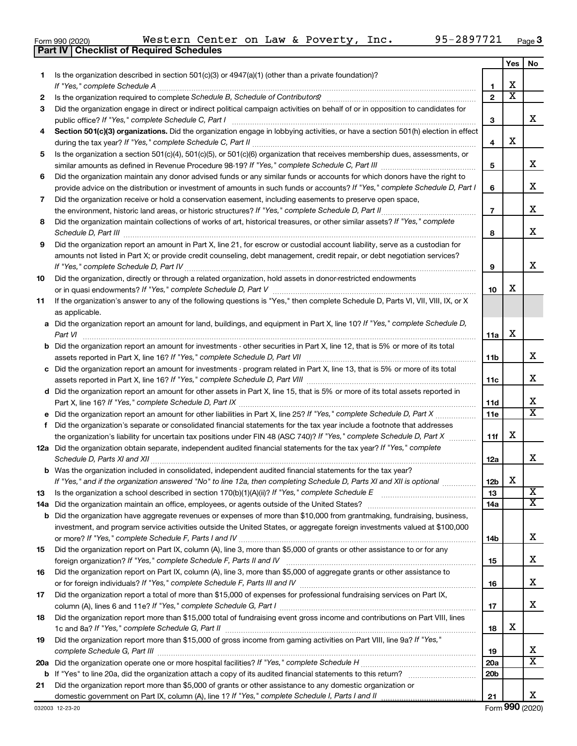Form 990 (2020) Western Center on Law & Poverty, Inc. 95-2897721 Page 3

**Part IV | Checklist of Required Schedules**

| | | | Yes | No |
|---|---|---|---|---|
| 1 | Is the organization described in section 501(c)(3) or 4947(a)(1) (other than a private foundation)? *If "Yes," complete Schedule A* | 1 | X | |
| 2 | Is the organization required to complete *Schedule B, Schedule of Contributors*? | 2 | X | |
| 3 | Did the organization engage in direct or indirect political campaign activities on behalf of or in opposition to candidates for public office? *If "Yes," complete Schedule C, Part I* | 3 | | X |
| 4 | **Section 501(c)(3) organizations.** Did the organization engage in lobbying activities, or have a section 501(h) election in effect during the tax year? *If "Yes," complete Schedule C, Part II* | 4 | X | |
| 5 | Is the organization a section 501(c)(4), 501(c)(5), or 501(c)(6) organization that receives membership dues, assessments, or similar amounts as defined in Revenue Procedure 98-19? *If "Yes," complete Schedule C, Part III* | 5 | | X |
| 6 | Did the organization maintain any donor advised funds or any similar funds or accounts for which donors have the right to provide advice on the distribution or investment of amounts in such funds or accounts? *If "Yes," complete Schedule D, Part I* | 6 | | X |
| 7 | Did the organization receive or hold a conservation easement, including easements to preserve open space, the environment, historic land areas, or historic structures? *If "Yes," complete Schedule D, Part II* | 7 | | X |
| 8 | Did the organization maintain collections of works of art, historical treasures, or other similar assets? *If "Yes," complete Schedule D, Part III* | 8 | | X |
| 9 | Did the organization report an amount in Part X, line 21, for escrow or custodial account liability, serve as a custodian for amounts not listed in Part X; or provide credit counseling, debt management, credit repair, or debt negotiation services? *If "Yes," complete Schedule D, Part IV* | 9 | | X |
| 10 | Did the organization, directly or through a related organization, hold assets in donor-restricted endowments or in quasi endowments? *If "Yes," complete Schedule D, Part V* | 10 | X | |
| 11 | If the organization's answer to any of the following questions is "Yes," then complete Schedule D, Parts VI, VII, VIII, IX, or X as applicable. | | | |
| a | Did the organization report an amount for land, buildings, and equipment in Part X, line 10? *If "Yes," complete Schedule D, Part VI* | 11a | X | |
| b | Did the organization report an amount for investments - other securities in Part X, line 12, that is 5% or more of its total assets reported in Part X, line 16? *If "Yes," complete Schedule D, Part VII* | 11b | | X |
| c | Did the organization report an amount for investments - program related in Part X, line 13, that is 5% or more of its total assets reported in Part X, line 16? *If "Yes," complete Schedule D, Part VIII* | 11c | | X |
| d | Did the organization report an amount for other assets in Part X, line 15, that is 5% or more of its total assets reported in Part X, line 16? *If "Yes," complete Schedule D, Part IX* | 11d | | X |
| e | Did the organization report an amount for other liabilities in Part X, line 25? *If "Yes," complete Schedule D, Part X* | 11e | | X |
| f | Did the organization's separate or consolidated financial statements for the tax year include a footnote that addresses the organization's liability for uncertain tax positions under FIN 48 (ASC 740)? *If "Yes," complete Schedule D, Part X* | 11f | X | |
| 12a | Did the organization obtain separate, independent audited financial statements for the tax year? *If "Yes," complete Schedule D, Parts XI and XII* | 12a | | X |
| b | Was the organization included in consolidated, independent audited financial statements for the tax year? *If "Yes," and if the organization answered "No" to line 12a, then completing Schedule D, Parts XI and XII is optional* | 12b | X | |
| 13 | Is the organization a school described in section 170(b)(1)(A)(ii)? *If "Yes," complete Schedule E* | 13 | | X |
| 14a | Did the organization maintain an office, employees, or agents outside of the United States? | 14a | | X |
| b | Did the organization have aggregate revenues or expenses of more than $10,000 from grantmaking, fundraising, business, investment, and program service activities outside the United States, or aggregate foreign investments valued at $100,000 or more? *If "Yes," complete Schedule F, Parts I and IV* | 14b | | X |
| 15 | Did the organization report on Part IX, column (A), line 3, more than $5,000 of grants or other assistance to or for any foreign organization? *If "Yes," complete Schedule F, Parts II and IV* | 15 | | X |
| 16 | Did the organization report on Part IX, column (A), line 3, more than $5,000 of aggregate grants or other assistance to or for foreign individuals? *If "Yes," complete Schedule F, Parts III and IV* | 16 | | X |
| 17 | Did the organization report a total of more than $15,000 of expenses for professional fundraising services on Part IX, column (A), lines 6 and 11e? *If "Yes," complete Schedule G, Part I* | 17 | | X |
| 18 | Did the organization report more than $15,000 total of fundraising event gross income and contributions on Part VIII, lines 1c and 8a? *If "Yes," complete Schedule G, Part II* | 18 | X | |
| 19 | Did the organization report more than $15,000 of gross income from gaming activities on Part VIII, line 9a? *If "Yes," complete Schedule G, Part III* | 19 | | X |
| 20a | Did the organization operate one or more hospital facilities? *If "Yes," complete Schedule H* | 20a | | X |
| b | If "Yes" to line 20a, did the organization attach a copy of its audited financial statements to this return? | 20b | | |
| 21 | Did the organization report more than $5,000 of grants or other assistance to any domestic organization or domestic government on Part IX, column (A), line 1? *If "Yes," complete Schedule I, Parts I and II* | 21 | | X |

032003 12-23-20 Form **990** (2020)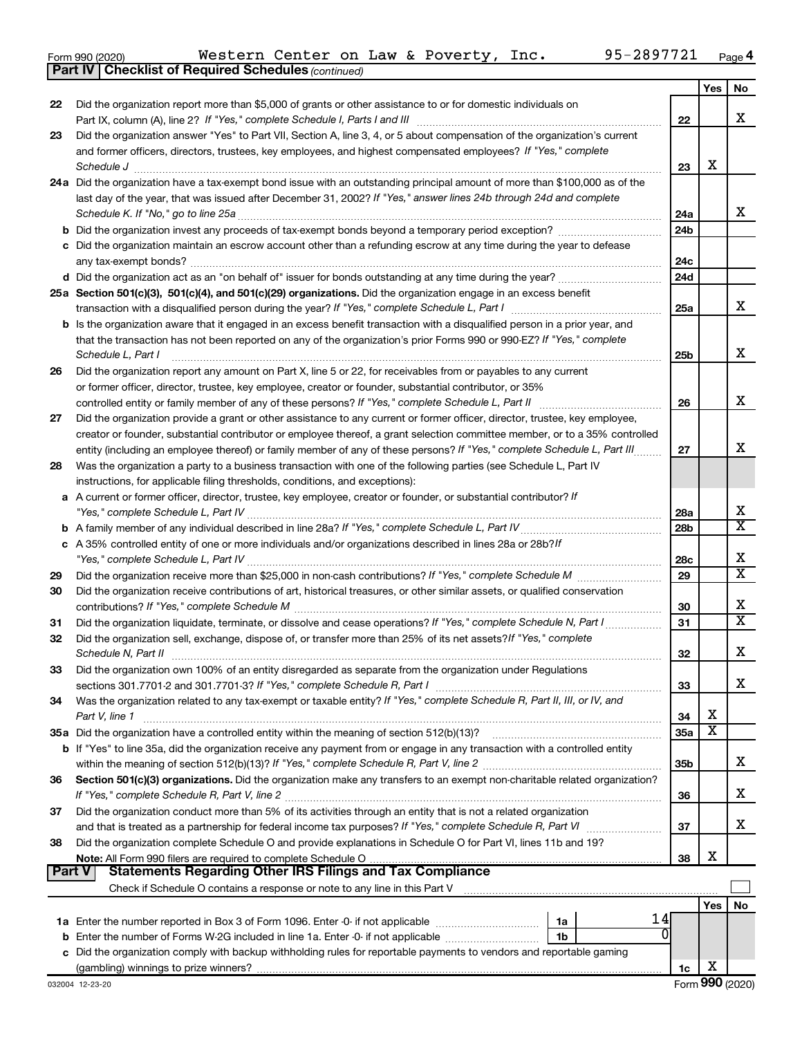Form 990 (2020) Western Center on Law & Poverty, Inc. 95-2897721 Page 4

**Part IV | Checklist of Required Schedules** *(continued)*

| | | | Yes | No |
|---|---|---|---|---|
| 22 | Did the organization report more than $5,000 of grants or other assistance to or for domestic individuals on Part IX, column (A), line 2? *If "Yes," complete Schedule I, Parts I and III* | 22 | | X |
| 23 | Did the organization answer "Yes" to Part VII, Section A, line 3, 4, or 5 about compensation of the organization's current and former officers, directors, trustees, key employees, and highest compensated employees? *If "Yes," complete Schedule J* | 23 | X | |
| 24a | Did the organization have a tax-exempt bond issue with an outstanding principal amount of more than $100,000 as of the last day of the year, that was issued after December 31, 2002? *If "Yes," answer lines 24b through 24d and complete Schedule K. If "No," go to line 25a* | 24a | | X |
| b | Did the organization invest any proceeds of tax-exempt bonds beyond a temporary period exception? | 24b | | |
| c | Did the organization maintain an escrow account other than a refunding escrow at any time during the year to defease any tax-exempt bonds? | 24c | | |
| d | Did the organization act as an "on behalf of" issuer for bonds outstanding at any time during the year? | 24d | | |
| 25a | **Section 501(c)(3), 501(c)(4), and 501(c)(29) organizations.** Did the organization engage in an excess benefit transaction with a disqualified person during the year? *If "Yes," complete Schedule L, Part I* | 25a | | X |
| b | Is the organization aware that it engaged in an excess benefit transaction with a disqualified person in a prior year, and that the transaction has not been reported on any of the organization's prior Forms 990 or 990-EZ? *If "Yes," complete Schedule L, Part I* | 25b | | X |
| 26 | Did the organization report any amount on Part X, line 5 or 22, for receivables from or payables to any current or former officer, director, trustee, key employee, creator or founder, substantial contributor, or 35% controlled entity or family member of any of these persons? *If "Yes," complete Schedule L, Part II* | 26 | | X |
| 27 | Did the organization provide a grant or other assistance to any current or former officer, director, trustee, key employee, creator or founder, substantial contributor or employee thereof, a grant selection committee member, or to a 35% controlled entity (including an employee thereof) or family member of any of these persons? *If "Yes," complete Schedule L, Part III* | 27 | | X |
| 28 | Was the organization a party to a business transaction with one of the following parties (see Schedule L, Part IV instructions, for applicable filing thresholds, conditions, and exceptions): | | | |
| a | A current or former officer, director, trustee, key employee, creator or founder, or substantial contributor? *If "Yes," complete Schedule L, Part IV* | 28a | | X |
| b | A family member of any individual described in line 28a? *If "Yes," complete Schedule L, Part IV* | 28b | | X |
| c | A 35% controlled entity of one or more individuals and/or organizations described in lines 28a or 28b? *If "Yes," complete Schedule L, Part IV* | 28c | | X |
| 29 | Did the organization receive more than $25,000 in non-cash contributions? *If "Yes," complete Schedule M* | 29 | | X |
| 30 | Did the organization receive contributions of art, historical treasures, or other similar assets, or qualified conservation contributions? *If "Yes," complete Schedule M* | 30 | | X |
| 31 | Did the organization liquidate, terminate, or dissolve and cease operations? *If "Yes," complete Schedule N, Part I* | 31 | | X |
| 32 | Did the organization sell, exchange, dispose of, or transfer more than 25% of its net assets? *If "Yes," complete Schedule N, Part II* | 32 | | X |
| 33 | Did the organization own 100% of an entity disregarded as separate from the organization under Regulations sections 301.7701-2 and 301.7701-3? *If "Yes," complete Schedule R, Part I* | 33 | | X |
| 34 | Was the organization related to any tax-exempt or taxable entity? *If "Yes," complete Schedule R, Part II, III, or IV, and Part V, line 1* | 34 | X | |
| 35a | Did the organization have a controlled entity within the meaning of section 512(b)(13)? | 35a | X | |
| b | If "Yes" to line 35a, did the organization receive any payment from or engage in any transaction with a controlled entity within the meaning of section 512(b)(13)? *If "Yes," complete Schedule R, Part V, line 2* | 35b | | X |
| 36 | **Section 501(c)(3) organizations.** Did the organization make any transfers to an exempt non-charitable related organization? *If "Yes," complete Schedule R, Part V, line 2* | 36 | | X |
| 37 | Did the organization conduct more than 5% of its activities through an entity that is not a related organization and that is treated as a partnership for federal income tax purposes? *If "Yes," complete Schedule R, Part VI* | 37 | | X |
| 38 | Did the organization complete Schedule O and provide explanations in Schedule O for Part VI, lines 11b and 19? **Note:** All Form 990 filers are required to complete Schedule O | 38 | X | |

**Part V | Statements Regarding Other IRS Filings and Tax Compliance**

Check if Schedule O contains a response or note to any line in this Part V ☐

| | | | | | Yes | No |
|---|---|---|---|---|---|---|
| 1a | Enter the number reported in Box 3 of Form 1096. Enter -0- if not applicable | 1a | 14 | | | |
| b | Enter the number of Forms W-2G included in line 1a. Enter -0- if not applicable | 1b | 0 | | | |
| c | Did the organization comply with backup withholding rules for reportable payments to vendors and reportable gaming (gambling) winnings to prize winners? | | | 1c | X | |

032004 12-23-20 Form **990** (2020)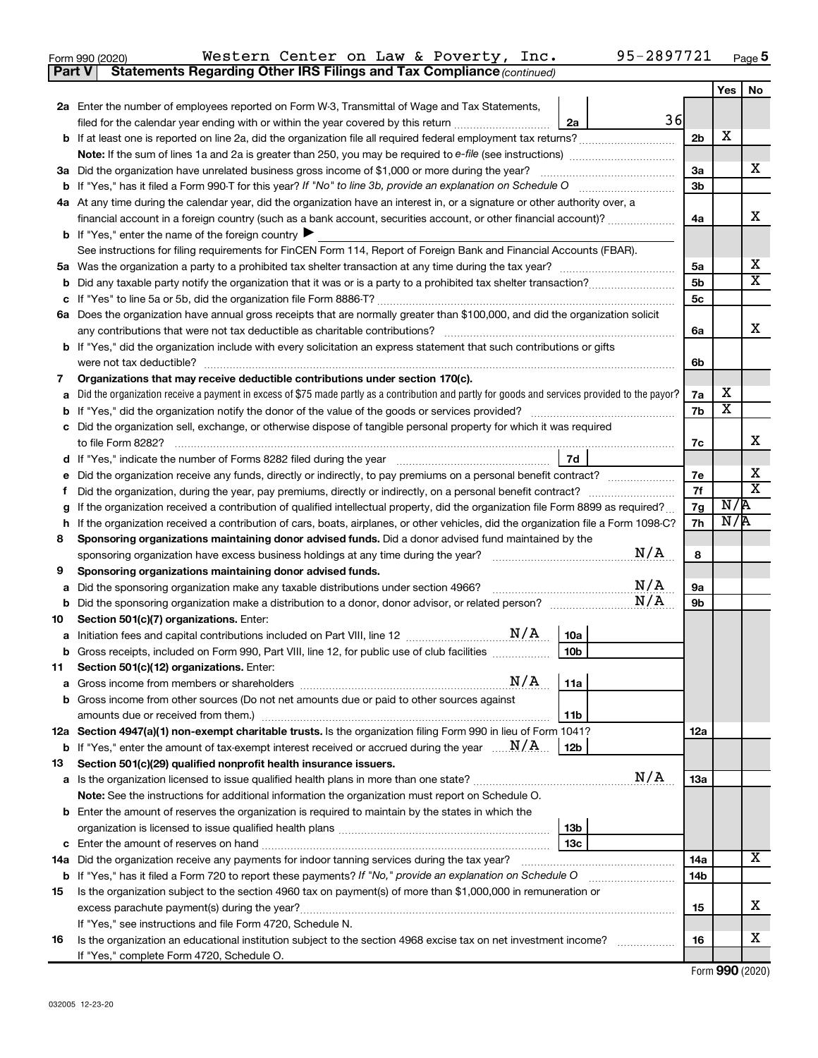Form 990 (2020) Western Center on Law & Poverty, Inc. 95-2897721 Page 5

**Part V Statements Regarding Other IRS Filings and Tax Compliance** *(continued)*

| | | | | Yes | No |
|---|---|---|---|---|---|
| **2a** | Enter the number of employees reported on Form W-3, Transmittal of Wage and Tax Statements, filed for the calendar year ending with or within the year covered by this return | 2a 36 | | | |
| **b** | If at least one is reported on line 2a, did the organization file all required federal employment tax returns? | | 2b | X | |
| | **Note:** If the sum of lines 1a and 2a is greater than 250, you may be required to *e-file* (see instructions) | | | | |
| **3a** | Did the organization have unrelated business gross income of $1,000 or more during the year? | | 3a | | X |
| **b** | If "Yes," has it filed a Form 990-T for this year? *If "No" to line 3b, provide an explanation on Schedule O* | | 3b | | |
| **4a** | At any time during the calendar year, did the organization have an interest in, or a signature or other authority over, a financial account in a foreign country (such as a bank account, securities account, or other financial account)? | | 4a | | X |
| **b** | If "Yes," enter the name of the foreign country ▶ | | | | |
| | See instructions for filing requirements for FinCEN Form 114, Report of Foreign Bank and Financial Accounts (FBAR). | | | | |
| **5a** | Was the organization a party to a prohibited tax shelter transaction at any time during the tax year? | | 5a | | X |
| **b** | Did any taxable party notify the organization that it was or is a party to a prohibited tax shelter transaction? | | 5b | | X |
| **c** | If "Yes" to line 5a or 5b, did the organization file Form 8886-T? | | 5c | | |
| **6a** | Does the organization have annual gross receipts that are normally greater than $100,000, and did the organization solicit any contributions that were not tax deductible as charitable contributions? | | 6a | | X |
| **b** | If "Yes," did the organization include with every solicitation an express statement that such contributions or gifts were not tax deductible? | | 6b | | |
| **7** | **Organizations that may receive deductible contributions under section 170(c).** | | | | |
| **a** | Did the organization receive a payment in excess of $75 made partly as a contribution and partly for goods and services provided to the payor? | | 7a | X | |
| **b** | If "Yes," did the organization notify the donor of the value of the goods or services provided? | | 7b | X | |
| **c** | Did the organization sell, exchange, or otherwise dispose of tangible personal property for which it was required to file Form 8282? | | 7c | | X |
| **d** | If "Yes," indicate the number of Forms 8282 filed during the year | 7d | | | |
| **e** | Did the organization receive any funds, directly or indirectly, to pay premiums on a personal benefit contract? | | 7e | | X |
| **f** | Did the organization, during the year, pay premiums, directly or indirectly, on a personal benefit contract? | | 7f | | X |
| **g** | If the organization received a contribution of qualified intellectual property, did the organization file Form 8899 as required? | | 7g | N/A | |
| **h** | If the organization received a contribution of cars, boats, airplanes, or other vehicles, did the organization file a Form 1098-C? | | 7h | N/A | |
| **8** | **Sponsoring organizations maintaining donor advised funds.** Did a donor advised fund maintained by the sponsoring organization have excess business holdings at any time during the year? N/A | | 8 | | |
| **9** | **Sponsoring organizations maintaining donor advised funds.** | | | | |
| **a** | Did the sponsoring organization make any taxable distributions under section 4966? N/A | | 9a | | |
| **b** | Did the sponsoring organization make a distribution to a donor, donor advisor, or related person? N/A | | 9b | | |
| **10** | **Section 501(c)(7) organizations.** Enter: | | | | |
| **a** | Initiation fees and capital contributions included on Part VIII, line 12 N/A | 10a | | | |
| **b** | Gross receipts, included on Form 990, Part VIII, line 12, for public use of club facilities | 10b | | | |
| **11** | **Section 501(c)(12) organizations.** Enter: | | | | |
| **a** | Gross income from members or shareholders N/A | 11a | | | |
| **b** | Gross income from other sources (Do not net amounts due or paid to other sources against amounts due or received from them.) | 11b | | | |
| **12a** | **Section 4947(a)(1) non-exempt charitable trusts.** Is the organization filing Form 990 in lieu of Form 1041? | | 12a | | |
| **b** | If "Yes," enter the amount of tax-exempt interest received or accrued during the year N/A | 12b | | | |
| **13** | **Section 501(c)(29) qualified nonprofit health insurance issuers.** | | | | |
| **a** | Is the organization licensed to issue qualified health plans in more than one state? N/A | | 13a | | |
| | **Note:** See the instructions for additional information the organization must report on Schedule O. | | | | |
| **b** | Enter the amount of reserves the organization is required to maintain by the states in which the organization is licensed to issue qualified health plans | 13b | | | |
| **c** | Enter the amount of reserves on hand | 13c | | | |
| **14a** | Did the organization receive any payments for indoor tanning services during the tax year? | | 14a | | X |
| **b** | If "Yes," has it filed a Form 720 to report these payments? *If "No," provide an explanation on Schedule O* | | 14b | | |
| **15** | Is the organization subject to the section 4960 tax on payment(s) of more than $1,000,000 in remuneration or excess parachute payment(s) during the year? | | 15 | | X |
| | If "Yes," see instructions and file Form 4720, Schedule N. | | | | |
| **16** | Is the organization an educational institution subject to the section 4968 excise tax on net investment income? | | 16 | | X |
| | If "Yes," complete Form 4720, Schedule O. | | | | |

Form **990** (2020)

032005 12-23-20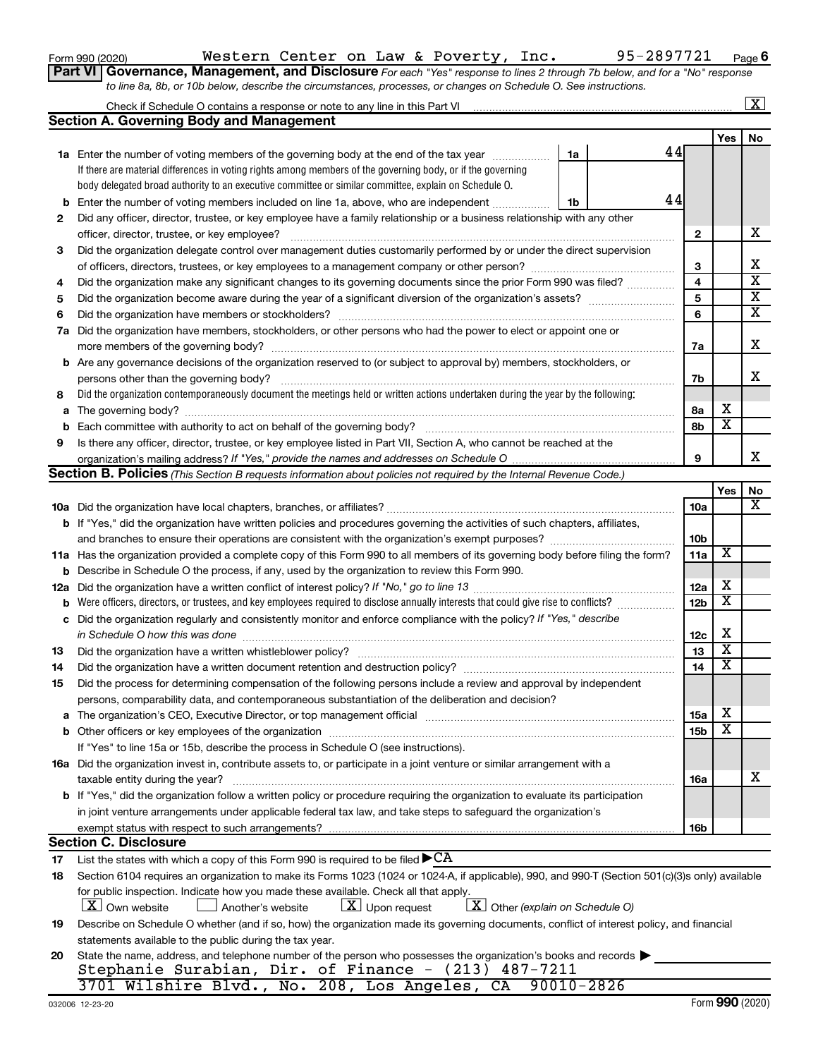Form 990 (2020) Western Center on Law & Poverty, Inc. 95-2897721 Page 6

**Part VI Governance, Management, and Disclosure** *For each "Yes" response to lines 2 through 7b below, and for a "No" response to line 8a, 8b, or 10b below, describe the circumstances, processes, or changes on Schedule O. See instructions.*

Check if Schedule O contains a response or note to any line in this Part VI [X]

## Section A. Governing Body and Management

| | | | Yes | No |
|---|---|---|---|---|
| **1a** | Enter the number of voting members of the governing body at the end of the tax year — **1a** 44 <br> If there are material differences in voting rights among members of the governing body, or if the governing body delegated broad authority to an executive committee or similar committee, explain on Schedule O. | | | |
| **b** | Enter the number of voting members included on line 1a, above, who are independent — **1b** 44 | | | |
| **2** | Did any officer, director, trustee, or key employee have a family relationship or a business relationship with any other officer, director, trustee, or key employee? | 2 | | X |
| **3** | Did the organization delegate control over management duties customarily performed by or under the direct supervision of officers, directors, trustees, or key employees to a management company or other person? | 3 | | X |
| **4** | Did the organization make any significant changes to its governing documents since the prior Form 990 was filed? | 4 | | X |
| **5** | Did the organization become aware during the year of a significant diversion of the organization's assets? | 5 | | X |
| **6** | Did the organization have members or stockholders? | 6 | | X |
| **7a** | Did the organization have members, stockholders, or other persons who had the power to elect or appoint one or more members of the governing body? | 7a | | X |
| **b** | Are any governance decisions of the organization reserved to (or subject to approval by) members, stockholders, or persons other than the governing body? | 7b | | X |
| **8** | Did the organization contemporaneously document the meetings held or written actions undertaken during the year by the following: | | | |
| **a** | The governing body? | 8a | X | |
| **b** | Each committee with authority to act on behalf of the governing body? | 8b | X | |
| **9** | Is there any officer, director, trustee, or key employee listed in Part VII, Section A, who cannot be reached at the organization's mailing address? *If "Yes," provide the names and addresses on Schedule O* | 9 | | X |

## Section B. Policies *(This Section B requests information about policies not required by the Internal Revenue Code.)*

| | | | Yes | No |
|---|---|---|---|---|
| **10a** | Did the organization have local chapters, branches, or affiliates? | 10a | | X |
| **b** | If "Yes," did the organization have written policies and procedures governing the activities of such chapters, affiliates, and branches to ensure their operations are consistent with the organization's exempt purposes? | 10b | | |
| **11a** | Has the organization provided a complete copy of this Form 990 to all members of its governing body before filing the form? | 11a | X | |
| **b** | Describe in Schedule O the process, if any, used by the organization to review this Form 990. | | | |
| **12a** | Did the organization have a written conflict of interest policy? *If "No," go to line 13* | 12a | X | |
| **b** | Were officers, directors, or trustees, and key employees required to disclose annually interests that could give rise to conflicts? | 12b | X | |
| **c** | Did the organization regularly and consistently monitor and enforce compliance with the policy? *If "Yes," describe in Schedule O how this was done* | 12c | X | |
| **13** | Did the organization have a written whistleblower policy? | 13 | X | |
| **14** | Did the organization have a written document retention and destruction policy? | 14 | X | |
| **15** | Did the process for determining compensation of the following persons include a review and approval by independent persons, comparability data, and contemporaneous substantiation of the deliberation and decision? | | | |
| **a** | The organization's CEO, Executive Director, or top management official | 15a | X | |
| **b** | Other officers or key employees of the organization | 15b | X | |
| | If "Yes" to line 15a or 15b, describe the process in Schedule O (see instructions). | | | |
| **16a** | Did the organization invest in, contribute assets to, or participate in a joint venture or similar arrangement with a taxable entity during the year? | 16a | | X |
| **b** | If "Yes," did the organization follow a written policy or procedure requiring the organization to evaluate its participation in joint venture arrangements under applicable federal tax law, and take steps to safeguard the organization's exempt status with respect to such arrangements? | 16b | | |

## Section C. Disclosure

**17** List the states with which a copy of this Form 990 is required to be filed ▶ CA

**18** Section 6104 requires an organization to make its Forms 1023 (1024 or 1024-A, if applicable), 990, and 990-T (Section 501(c)(3)s only) available for public inspection. Indicate how you made these available. Check all that apply.

[X] Own website [ ] Another's website [X] Upon request [X] Other *(explain on Schedule O)*

**19** Describe on Schedule O whether (and if so, how) the organization made its governing documents, conflict of interest policy, and financial statements available to the public during the tax year.

**20** State the name, address, and telephone number of the person who possesses the organization's books and records ▶

Stephanie Surabian, Dir. of Finance - (213) 487-7211
3701 Wilshire Blvd., No. 208, Los Angeles, CA 90010-2826

032006 12-23-20 Form **990** (2020)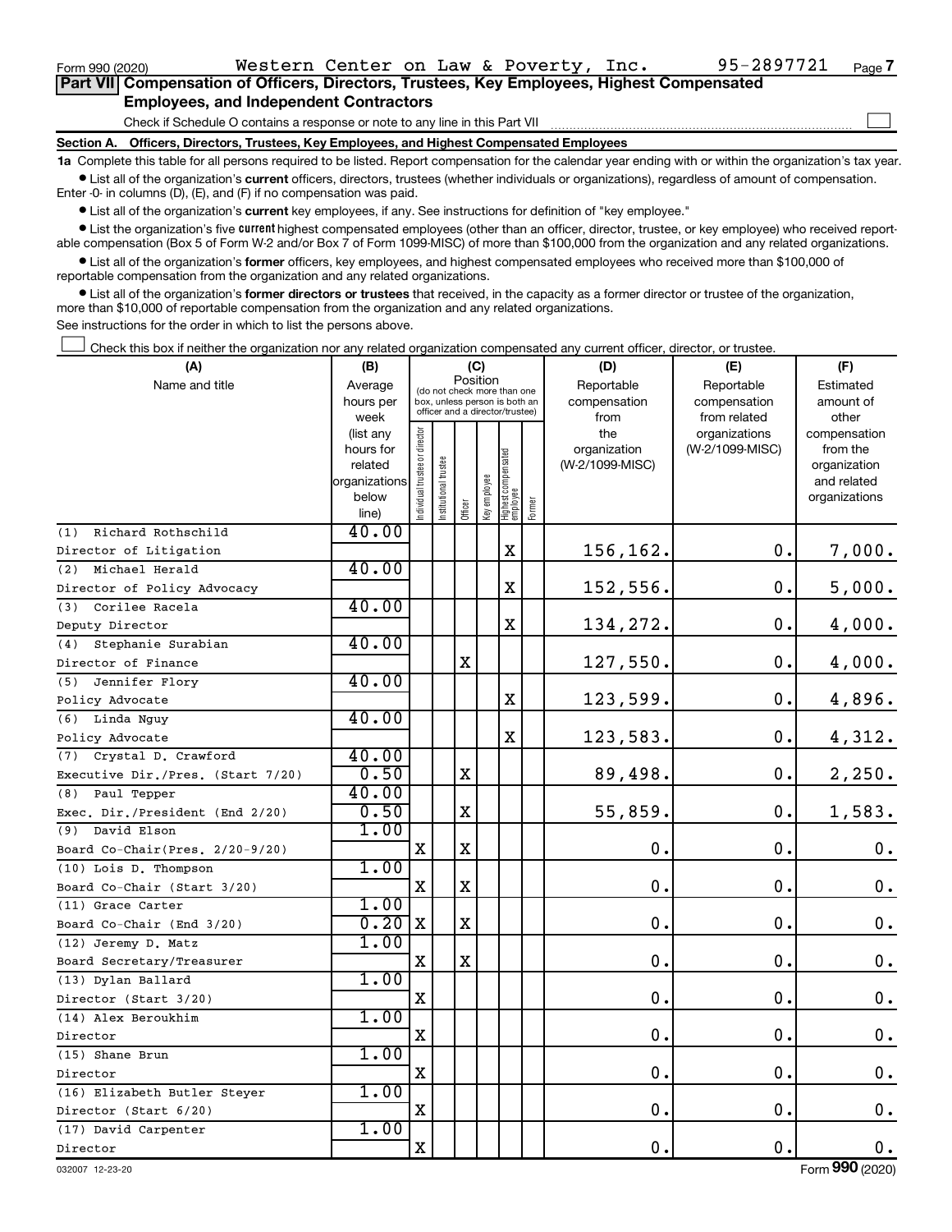Form 990 (2020) Western Center on Law & Poverty, Inc. 95-2897721 Page 7

## Part VII Compensation of Officers, Directors, Trustees, Key Employees, Highest Compensated Employees, and Independent Contractors

Check if Schedule O contains a response or note to any line in this Part VII ☐

### Section A. Officers, Directors, Trustees, Key Employees, and Highest Compensated Employees

**1a** Complete this table for all persons required to be listed. Report compensation for the calendar year ending with or within the organization's tax year.

- List all of the organization's **current** officers, directors, trustees (whether individuals or organizations), regardless of amount of compensation. Enter -0- in columns (D), (E), and (F) if no compensation was paid.
- List all of the organization's **current** key employees, if any. See instructions for definition of "key employee."
- List the organization's five **current** highest compensated employees (other than an officer, director, trustee, or key employee) who received reportable compensation (Box 5 of Form W-2 and/or Box 7 of Form 1099-MISC) of more than $100,000 from the organization and any related organizations.
- List all of the organization's **former** officers, key employees, and highest compensated employees who received more than $100,000 of reportable compensation from the organization and any related organizations.
- List all of the organization's **former directors or trustees** that received, in the capacity as a former director or trustee of the organization, more than $10,000 of reportable compensation from the organization and any related organizations.

See instructions for the order in which to list the persons above.

☐ Check this box if neither the organization nor any related organization compensated any current officer, director, or trustee.

| (A) Name and title | (B) Average hours per week (list any hours for related organizations below line) | (C) Position (do not check more than one box, unless person is both an officer and a director/trustee) | | | | | | (D) Reportable compensation from the organization (W-2/1099-MISC) | (E) Reportable compensation from related organizations (W-2/1099-MISC) | (F) Estimated amount of other compensation from the organization and related organizations |
|---|---|---|---|---|---|---|---|---|---|---|
| | | Individual trustee or director | Institutional trustee | Officer | Key employee | Highest compensated employee | Former | | | |
| (1) Richard Rothschild<br>Director of Litigation | 40.00 | | | | | X | | 156,162. | 0. | 7,000. |
| (2) Michael Herald<br>Director of Policy Advocacy | 40.00 | | | | | X | | 152,556. | 0. | 5,000. |
| (3) Corilee Racela<br>Deputy Director | 40.00 | | | | | X | | 134,272. | 0. | 4,000. |
| (4) Stephanie Surabian<br>Director of Finance | 40.00 | | | X | | | | 127,550. | 0. | 4,000. |
| (5) Jennifer Flory<br>Policy Advocate | 40.00 | | | | | X | | 123,599. | 0. | 4,896. |
| (6) Linda Nguy<br>Policy Advocate | 40.00 | | | | | X | | 123,583. | 0. | 4,312. |
| (7) Crystal D. Crawford<br>Executive Dir./Pres. (Start 7/20) | 40.00<br>0.50 | | | X | | | | 89,498. | 0. | 2,250. |
| (8) Paul Tepper<br>Exec. Dir./President (End 2/20) | 40.00<br>0.50 | | | X | | | | 55,859. | 0. | 1,583. |
| (9) David Elson<br>Board Co-Chair(Pres. 2/20-9/20) | 1.00 | X | | X | | | | 0. | 0. | 0. |
| (10) Lois D. Thompson<br>Board Co-Chair (Start 3/20) | 1.00 | X | | X | | | | 0. | 0. | 0. |
| (11) Grace Carter<br>Board Co-Chair (End 3/20) | 1.00<br>0.20 | X | | X | | | | 0. | 0. | 0. |
| (12) Jeremy D. Matz<br>Board Secretary/Treasurer | 1.00 | X | | X | | | | 0. | 0. | 0. |
| (13) Dylan Ballard<br>Director (Start 3/20) | 1.00 | X | | | | | | 0. | 0. | 0. |
| (14) Alex Beroukhim<br>Director | 1.00 | X | | | | | | 0. | 0. | 0. |
| (15) Shane Brun<br>Director | 1.00 | X | | | | | | 0. | 0. | 0. |
| (16) Elizabeth Butler Steyer<br>Director (Start 6/20) | 1.00 | X | | | | | | 0. | 0. | 0. |
| (17) David Carpenter<br>Director | 1.00 | X | | | | | | 0. | 0. | 0. |

032007 12-23-20 Form 990 (2020)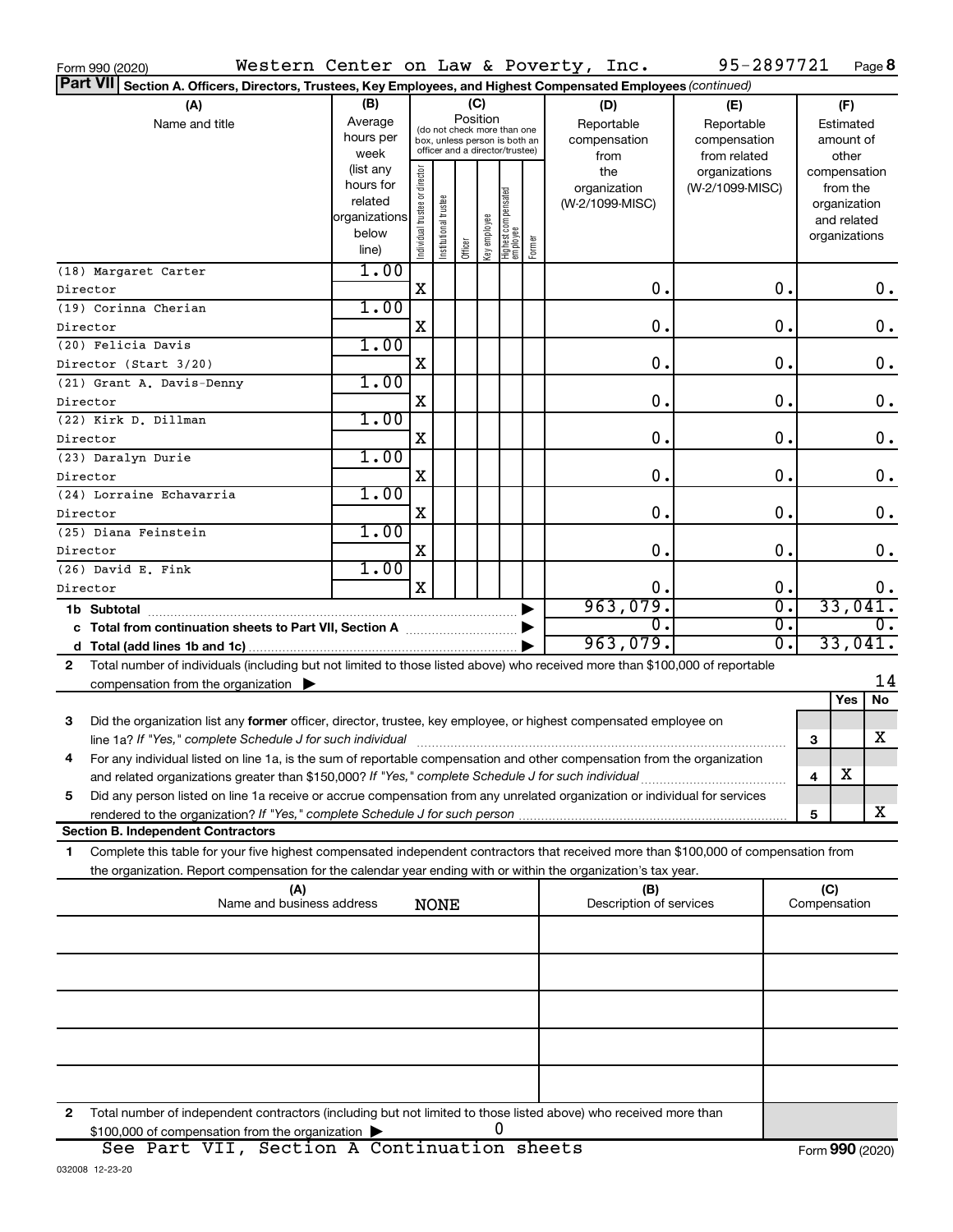Form 990 (2020) Western Center on Law & Poverty, Inc. 95-2897721 Page 8

**Part VII Section A. Officers, Directors, Trustees, Key Employees, and Highest Compensated Employees** *(continued)*

| (A) Name and title | (B) Average hours per week (list any hours for related organizations below line) | (C) Position: Individual trustee or director | Institutional trustee | Officer | Key employee | Highest compensated employee | Former | (D) Reportable compensation from the organization (W-2/1099-MISC) | (E) Reportable compensation from related organizations (W-2/1099-MISC) | (F) Estimated amount of other compensation from the organization and related organizations |
|---|---|---|---|---|---|---|---|---|---|---|
| (18) Margaret Carter<br>Director | 1.00 | X | | | | | | 0. | 0. | 0. |
| (19) Corinna Cherian<br>Director | 1.00 | X | | | | | | 0. | 0. | 0. |
| (20) Felicia Davis<br>Director (Start 3/20) | 1.00 | X | | | | | | 0. | 0. | 0. |
| (21) Grant A. Davis-Denny<br>Director | 1.00 | X | | | | | | 0. | 0. | 0. |
| (22) Kirk D. Dillman<br>Director | 1.00 | X | | | | | | 0. | 0. | 0. |
| (23) Daralyn Durie<br>Director | 1.00 | X | | | | | | 0. | 0. | 0. |
| (24) Lorraine Echavarria<br>Director | 1.00 | X | | | | | | 0. | 0. | 0. |
| (25) Diana Feinstein<br>Director | 1.00 | X | | | | | | 0. | 0. | 0. |
| (26) David E. Fink<br>Director | 1.00 | X | | | | | | 0. | 0. | 0. |
| **1b Subtotal** | | | | | | | | 963,079. | 0. | 33,041. |
| **c Total from continuation sheets to Part VII, Section A** | | | | | | | | 0. | 0. | 0. |
| **d Total (add lines 1b and 1c)** | | | | | | | | 963,079. | 0. | 33,041. |

**2** Total number of individuals (including but not limited to those listed above) who received more than $100,000 of reportable compensation from the organization ▶ 14

| | | Yes | No |
|---|---|---|---|
| **3** Did the organization list any **former** officer, director, trustee, key employee, or highest compensated employee on line 1a? *If "Yes," complete Schedule J for such individual* | 3 | | X |
| **4** For any individual listed on line 1a, is the sum of reportable compensation and other compensation from the organization and related organizations greater than $150,000? *If "Yes," complete Schedule J for such individual* | 4 | X | |
| **5** Did any person listed on line 1a receive or accrue compensation from any unrelated organization or individual for services rendered to the organization? *If "Yes," complete Schedule J for such person* | 5 | | X |

**Section B. Independent Contractors**

**1** Complete this table for your five highest compensated independent contractors that received more than $100,000 of compensation from the organization. Report compensation for the calendar year ending with or within the organization's tax year.

| (A) Name and business address | (B) Description of services | (C) Compensation |
|---|---|---|
| NONE | | |
| | | |
| | | |
| | | |
| | | |

**2** Total number of independent contractors (including but not limited to those listed above) who received more than $100,000 of compensation from the organization ▶ 0

See Part VII, Section A Continuation sheets

Form **990** (2020)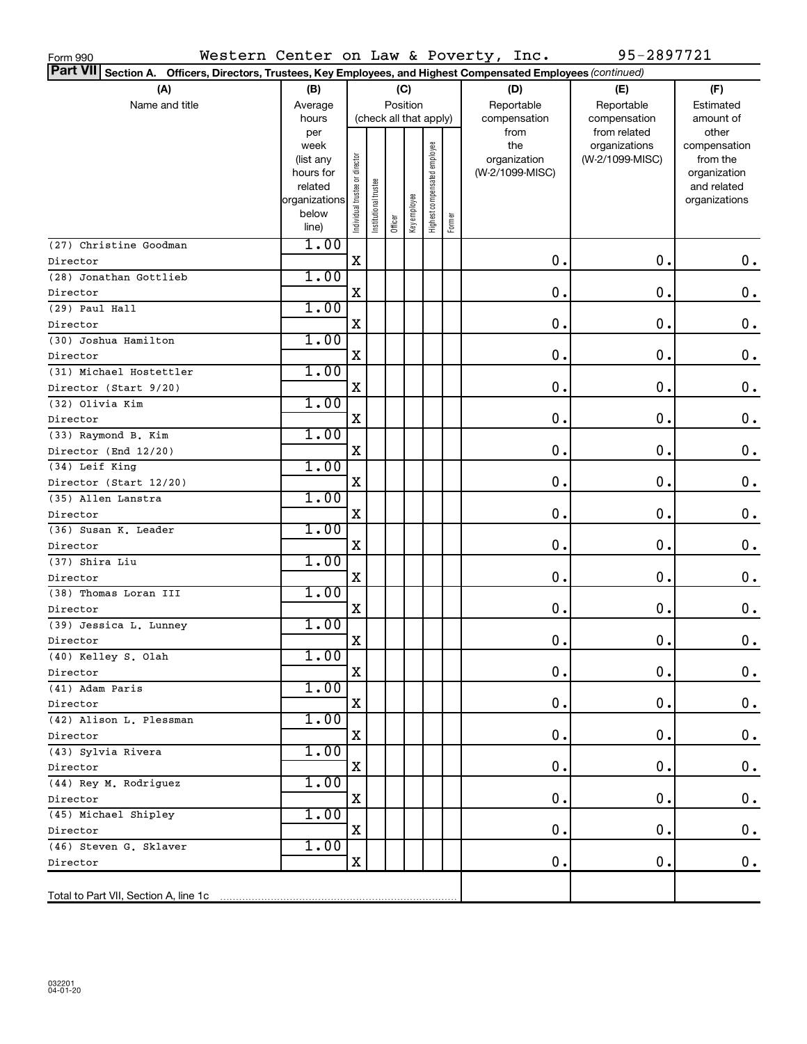Form 990 Western Center on Law & Poverty, Inc. 95-2897721

**Part VII Section A. Officers, Directors, Trustees, Key Employees, and Highest Compensated Employees** *(continued)*

| (A) Name and title | (B) Average hours per week (list any hours for related organizations below line) | (C) Position (check all that apply): Individual trustee or director | Institutional trustee | Officer | Key employee | Highest compensated employee | Former | (D) Reportable compensation from the organization (W-2/1099-MISC) | (E) Reportable compensation from related organizations (W-2/1099-MISC) | (F) Estimated amount of other compensation from the organization and related organizations |
|---|---|---|---|---|---|---|---|---|---|---|
| (27) Christine Goodman<br>Director | 1.00 | X | | | | | | 0. | 0. | 0. |
| (28) Jonathan Gottlieb<br>Director | 1.00 | X | | | | | | 0. | 0. | 0. |
| (29) Paul Hall<br>Director | 1.00 | X | | | | | | 0. | 0. | 0. |
| (30) Joshua Hamilton<br>Director | 1.00 | X | | | | | | 0. | 0. | 0. |
| (31) Michael Hostettler<br>Director (Start 9/20) | 1.00 | X | | | | | | 0. | 0. | 0. |
| (32) Olivia Kim<br>Director | 1.00 | X | | | | | | 0. | 0. | 0. |
| (33) Raymond B. Kim<br>Director (End 12/20) | 1.00 | X | | | | | | 0. | 0. | 0. |
| (34) Leif King<br>Director (Start 12/20) | 1.00 | X | | | | | | 0. | 0. | 0. |
| (35) Allen Lanstra<br>Director | 1.00 | X | | | | | | 0. | 0. | 0. |
| (36) Susan K. Leader<br>Director | 1.00 | X | | | | | | 0. | 0. | 0. |
| (37) Shira Liu<br>Director | 1.00 | X | | | | | | 0. | 0. | 0. |
| (38) Thomas Loran III<br>Director | 1.00 | X | | | | | | 0. | 0. | 0. |
| (39) Jessica L. Lunney<br>Director | 1.00 | X | | | | | | 0. | 0. | 0. |
| (40) Kelley S. Olah<br>Director | 1.00 | X | | | | | | 0. | 0. | 0. |
| (41) Adam Paris<br>Director | 1.00 | X | | | | | | 0. | 0. | 0. |
| (42) Alison L. Plessman<br>Director | 1.00 | X | | | | | | 0. | 0. | 0. |
| (43) Sylvia Rivera<br>Director | 1.00 | X | | | | | | 0. | 0. | 0. |
| (44) Rey M. Rodriguez<br>Director | 1.00 | X | | | | | | 0. | 0. | 0. |
| (45) Michael Shipley<br>Director | 1.00 | X | | | | | | 0. | 0. | 0. |
| (46) Steven G. Sklaver<br>Director | 1.00 | X | | | | | | 0. | 0. | 0. |
| Total to Part VII, Section A, line 1c | | | | | | | | | | |

032201
04-01-20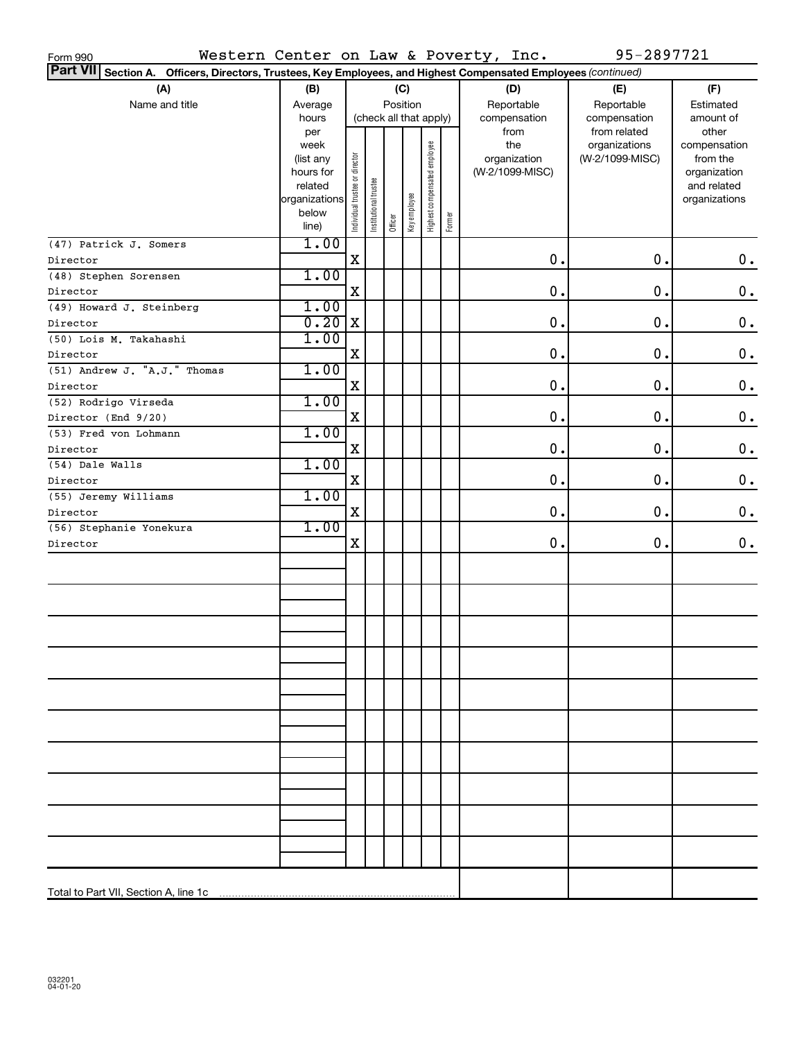Form 990 Western Center on Law & Poverty, Inc. 95-2897721

**Part VII** Section A. Officers, Directors, Trustees, Key Employees, and Highest Compensated Employees *(continued)*

| (A) Name and title | (B) Average hours per week (list any hours for related organizations below line) | (C) Individual trustee or director | Institutional trustee | Officer | Key employee | Highest compensated employee | Former | (D) Reportable compensation from the organization (W-2/1099-MISC) | (E) Reportable compensation from related organizations (W-2/1099-MISC) | (F) Estimated amount of other compensation from the organization and related organizations |
|---|---|---|---|---|---|---|---|---|---|---|
| (47) Patrick J. Somers<br>Director | 1.00 | X | | | | | | 0. | 0. | 0. |
| (48) Stephen Sorensen<br>Director | 1.00 | X | | | | | | 0. | 0. | 0. |
| (49) Howard J. Steinberg<br>Director | 1.00<br>0.20 | X | | | | | | 0. | 0. | 0. |
| (50) Lois M. Takahashi<br>Director | 1.00 | X | | | | | | 0. | 0. | 0. |
| (51) Andrew J. "A.J." Thomas<br>Director | 1.00 | X | | | | | | 0. | 0. | 0. |
| (52) Rodrigo Virseda<br>Director (End 9/20) | 1.00 | X | | | | | | 0. | 0. | 0. |
| (53) Fred von Lohmann<br>Director | 1.00 | X | | | | | | 0. | 0. | 0. |
| (54) Dale Walls<br>Director | 1.00 | X | | | | | | 0. | 0. | 0. |
| (55) Jeremy Williams<br>Director | 1.00 | X | | | | | | 0. | 0. | 0. |
| (56) Stephanie Yonekura<br>Director | 1.00 | X | | | | | | 0. | 0. | 0. |

Total to Part VII, Section A, line 1c

032201
04-01-20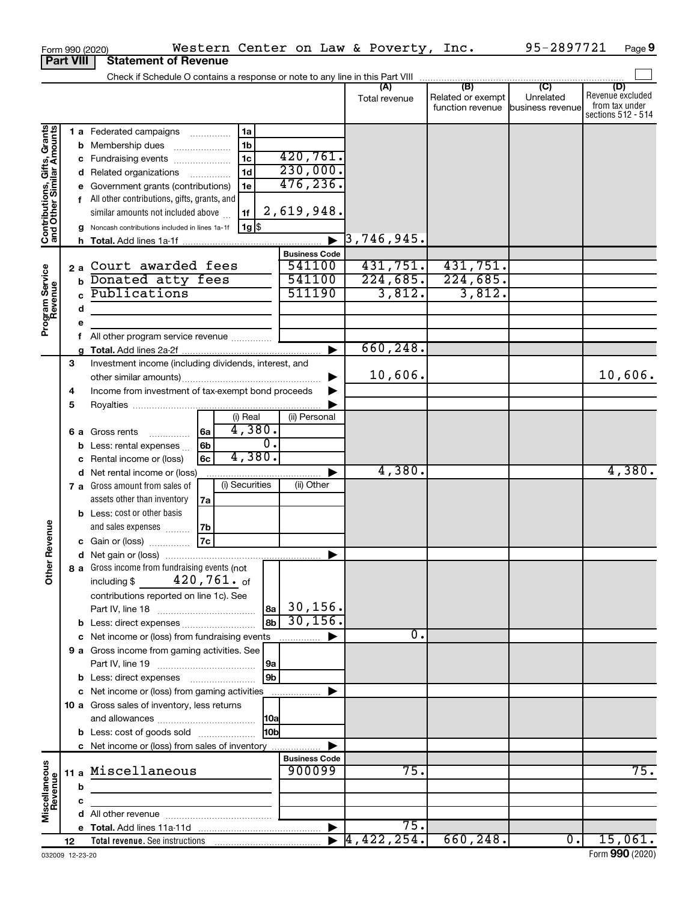Form 990 (2020) Western Center on Law & Poverty, Inc. 95-2897721 Page 9

**Part VIII Statement of Revenue**

Check if Schedule O contains a response or note to any line in this Part VIII

| | | | | (A) Total revenue | (B) Related or exempt function revenue | (C) Unrelated business revenue | (D) Revenue excluded from tax under sections 512 - 514 |
|---|---|---|---|---|---|---|---|
| **Contributions, Gifts, Grants and Other Similar Amounts** | 1 a Federated campaigns | 1a | | | | | |
| | b Membership dues | 1b | | | | | |
| | c Fundraising events | 1c | 420,761. | | | | |
| | d Related organizations | 1d | 230,000. | | | | |
| | e Government grants (contributions) | 1e | 476,236. | | | | |
| | f All other contributions, gifts, grants, and similar amounts not included above | 1f | 2,619,948. | | | | |
| | g Noncash contributions included in lines 1a-1f | 1g | $ | | | | |
| | h **Total.** Add lines 1a-1f | | | 3,746,945. | | | |
| **Program Service Revenue** | | | **Business Code** | | | | |
| | 2 a Court awarded fees | | 541100 | 431,751. | 431,751. | | |
| | b Donated atty fees | | 541100 | 224,685. | 224,685. | | |
| | c Publications | | 511190 | 3,812. | 3,812. | | |
| | d | | | | | | |
| | e | | | | | | |
| | f All other program service revenue | | | | | | |
| | g **Total.** Add lines 2a-2f | | | 660,248. | | | |
| **Other Revenue** | 3 Investment income (including dividends, interest, and other similar amounts) | | | 10,606. | | | 10,606. |
| | 4 Income from investment of tax-exempt bond proceeds | | | | | | |
| | 5 Royalties | | | | | | |
| | | | (i) Real / (ii) Personal | | | | |
| | 6 a Gross rents | 6a | (i) 4,380. | | | | |
| | b Less: rental expenses | 6b | (i) 0. | | | | |
| | c Rental income or (loss) | 6c | (i) 4,380. | | | | |
| | d Net rental income or (loss) | | | 4,380. | | | 4,380. |
| | | | (i) Securities / (ii) Other | | | | |
| | 7 a Gross amount from sales of assets other than inventory | 7a | | | | | |
| | b Less: cost or other basis and sales expenses | 7b | | | | | |
| | c Gain or (loss) | 7c | | | | | |
| | d Net gain or (loss) | | | | | | |
| | 8 a Gross income from fundraising events (not including $ 420,761. of contributions reported on line 1c). See Part IV, line 18 | 8a | 30,156. | | | | |
| | b Less: direct expenses | 8b | 30,156. | | | | |
| | c Net income or (loss) from fundraising events | | | 0. | | | |
| | 9 a Gross income from gaming activities. See Part IV, line 19 | 9a | | | | | |
| | b Less: direct expenses | 9b | | | | | |
| | c Net income or (loss) from gaming activities | | | | | | |
| | 10 a Gross sales of inventory, less returns and allowances | 10a | | | | | |
| | b Less: cost of goods sold | 10b | | | | | |
| | c Net income or (loss) from sales of inventory | | | | | | |
| **Miscellaneous Revenue** | | | **Business Code** | | | | |
| | 11 a Miscellaneous | | 900099 | 75. | | | 75. |
| | b | | | | | | |
| | c | | | | | | |
| | d All other revenue | | | | | | |
| | e **Total.** Add lines 11a-11d | | | 75. | | | |
| | 12 **Total revenue.** See instructions | | | 4,422,254. | 660,248. | 0. | 15,061. |

032009 12-23-20 Form **990** (2020)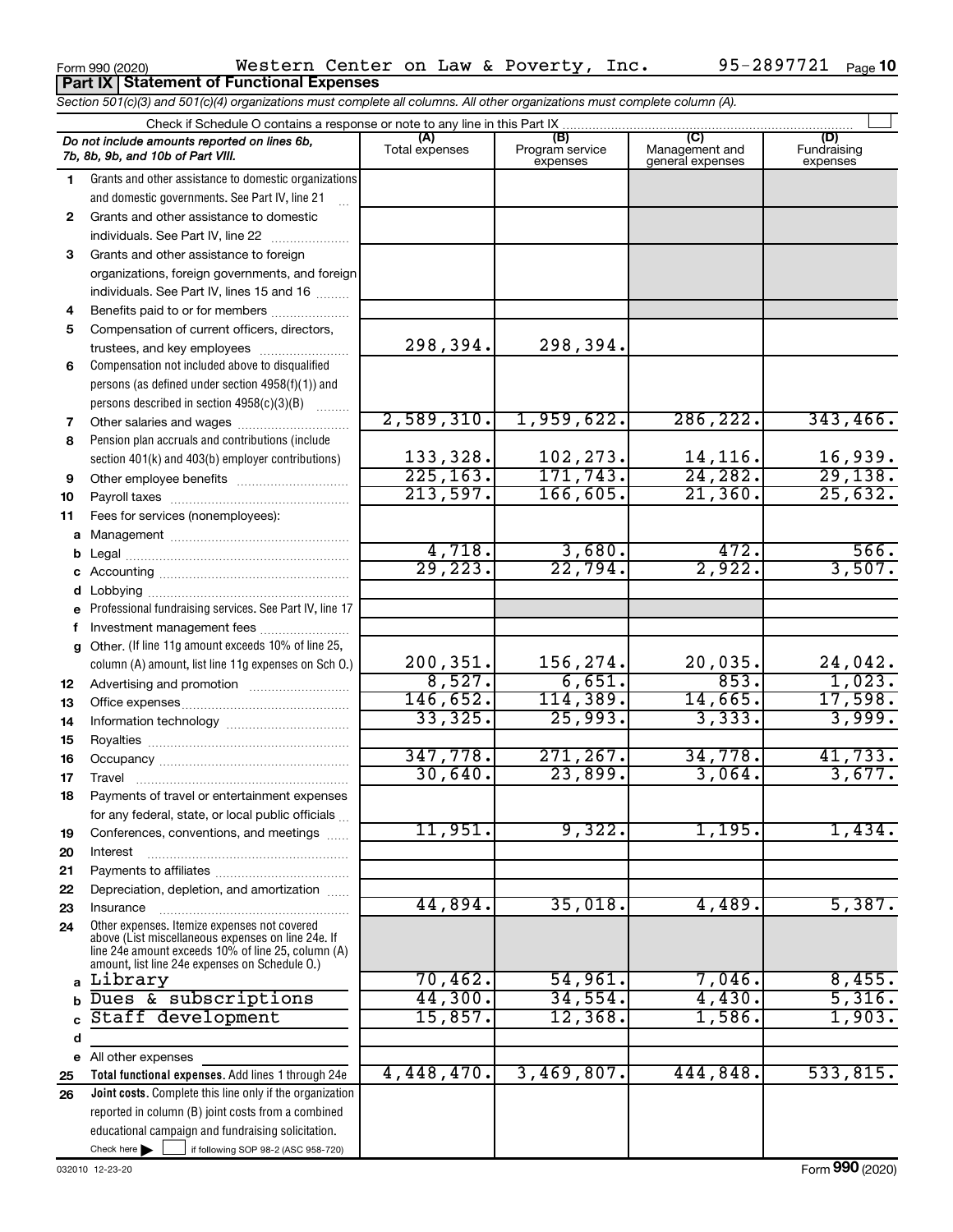Form 990 (2020) Western Center on Law & Poverty, Inc. 95-2897721 Page 10

**Part IX Statement of Functional Expenses**

*Section 501(c)(3) and 501(c)(4) organizations must complete all columns. All other organizations must complete column (A).*

Check if Schedule O contains a response or note to any line in this Part IX ☐

| *Do not include amounts reported on lines 6b, 7b, 8b, 9b, and 10b of Part VIII.* | (A) Total expenses | (B) Program service expenses | (C) Management and general expenses | (D) Fundraising expenses |
|---|---|---|---|---|
| 1 Grants and other assistance to domestic organizations and domestic governments. See Part IV, line 21 | | | | |
| 2 Grants and other assistance to domestic individuals. See Part IV, line 22 | | | | |
| 3 Grants and other assistance to foreign organizations, foreign governments, and foreign individuals. See Part IV, lines 15 and 16 | | | | |
| 4 Benefits paid to or for members | | | | |
| 5 Compensation of current officers, directors, trustees, and key employees | 298,394. | 298,394. | | |
| 6 Compensation not included above to disqualified persons (as defined under section 4958(f)(1)) and persons described in section 4958(c)(3)(B) | | | | |
| 7 Other salaries and wages | 2,589,310. | 1,959,622. | 286,222. | 343,466. |
| 8 Pension plan accruals and contributions (include section 401(k) and 403(b) employer contributions) | 133,328. | 102,273. | 14,116. | 16,939. |
| 9 Other employee benefits | 225,163. | 171,743. | 24,282. | 29,138. |
| 10 Payroll taxes | 213,597. | 166,605. | 21,360. | 25,632. |
| 11 Fees for services (nonemployees): | | | | |
| a Management | | | | |
| b Legal | 4,718. | 3,680. | 472. | 566. |
| c Accounting | 29,223. | 22,794. | 2,922. | 3,507. |
| d Lobbying | | | | |
| e Professional fundraising services. See Part IV, line 17 | | | | |
| f Investment management fees | | | | |
| g Other. (If line 11g amount exceeds 10% of line 25, column (A) amount, list line 11g expenses on Sch O.) | 200,351. | 156,274. | 20,035. | 24,042. |
| 12 Advertising and promotion | 8,527. | 6,651. | 853. | 1,023. |
| 13 Office expenses | 146,652. | 114,389. | 14,665. | 17,598. |
| 14 Information technology | 33,325. | 25,993. | 3,333. | 3,999. |
| 15 Royalties | | | | |
| 16 Occupancy | 347,778. | 271,267. | 34,778. | 41,733. |
| 17 Travel | 30,640. | 23,899. | 3,064. | 3,677. |
| 18 Payments of travel or entertainment expenses for any federal, state, or local public officials | | | | |
| 19 Conferences, conventions, and meetings | 11,951. | 9,322. | 1,195. | 1,434. |
| 20 Interest | | | | |
| 21 Payments to affiliates | | | | |
| 22 Depreciation, depletion, and amortization | | | | |
| 23 Insurance | 44,894. | 35,018. | 4,489. | 5,387. |
| 24 Other expenses. Itemize expenses not covered above (List miscellaneous expenses on line 24e. If line 24e amount exceeds 10% of line 25, column (A) amount, list line 24e expenses on Schedule O.) | | | | |
| a Library | 70,462. | 54,961. | 7,046. | 8,455. |
| b Dues & subscriptions | 44,300. | 34,554. | 4,430. | 5,316. |
| c Staff development | 15,857. | 12,368. | 1,586. | 1,903. |
| d | | | | |
| e All other expenses | | | | |
| 25 **Total functional expenses.** Add lines 1 through 24e | 4,448,470. | 3,469,807. | 444,848. | 533,815. |
| 26 **Joint costs.** Complete this line only if the organization reported in column (B) joint costs from a combined educational campaign and fundraising solicitation. Check here ☐ if following SOP 98-2 (ASC 958-720) | | | | |

032010 12-23-20 Form 990 (2020)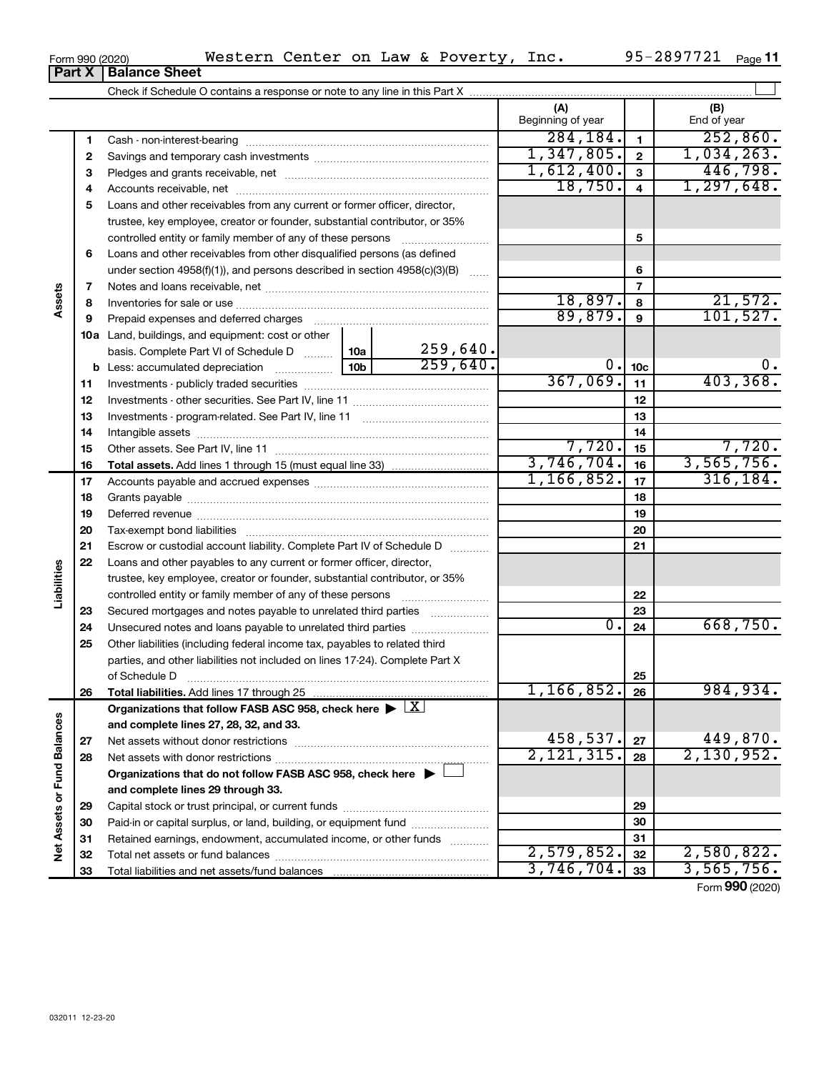Form 990 (2020) Western Center on Law & Poverty, Inc. 95-2897721 Page 11

## Part X Balance Sheet

Check if Schedule O contains a response or note to any line in this Part X

| | | | | | (A) Beginning of year | | (B) End of year |
|---|---|---|---|---|---|---|---|
| Assets | 1 | Cash - non-interest-bearing | | | 284,184. | 1 | 252,860. |
| | 2 | Savings and temporary cash investments | | | 1,347,805. | 2 | 1,034,263. |
| | 3 | Pledges and grants receivable, net | | | 1,612,400. | 3 | 446,798. |
| | 4 | Accounts receivable, net | | | 18,750. | 4 | 1,297,648. |
| | 5 | Loans and other receivables from any current or former officer, director, trustee, key employee, creator or founder, substantial contributor, or 35% controlled entity or family member of any of these persons | | | | 5 | |
| | 6 | Loans and other receivables from other disqualified persons (as defined under section 4958(f)(1)), and persons described in section 4958(c)(3)(B) | | | | 6 | |
| | 7 | Notes and loans receivable, net | | | | 7 | |
| | 8 | Inventories for sale or use | | | 18,897. | 8 | 21,572. |
| | 9 | Prepaid expenses and deferred charges | | | 89,879. | 9 | 101,527. |
| | 10a | Land, buildings, and equipment: cost or other basis. Complete Part VI of Schedule D | 10a | 259,640. | | | |
| | b | Less: accumulated depreciation | 10b | 259,640. | 0. | 10c | 0. |
| | 11 | Investments - publicly traded securities | | | 367,069. | 11 | 403,368. |
| | 12 | Investments - other securities. See Part IV, line 11 | | | | 12 | |
| | 13 | Investments - program-related. See Part IV, line 11 | | | | 13 | |
| | 14 | Intangible assets | | | | 14 | |
| | 15 | Other assets. See Part IV, line 11 | | | 7,720. | 15 | 7,720. |
| | 16 | **Total assets.** Add lines 1 through 15 (must equal line 33) | | | 3,746,704. | 16 | 3,565,756. |
| Liabilities | 17 | Accounts payable and accrued expenses | | | 1,166,852. | 17 | 316,184. |
| | 18 | Grants payable | | | | 18 | |
| | 19 | Deferred revenue | | | | 19 | |
| | 20 | Tax-exempt bond liabilities | | | | 20 | |
| | 21 | Escrow or custodial account liability. Complete Part IV of Schedule D | | | | 21 | |
| | 22 | Loans and other payables to any current or former officer, director, trustee, key employee, creator or founder, substantial contributor, or 35% controlled entity or family member of any of these persons | | | | 22 | |
| | 23 | Secured mortgages and notes payable to unrelated third parties | | | | 23 | |
| | 24 | Unsecured notes and loans payable to unrelated third parties | | | 0. | 24 | 668,750. |
| | 25 | Other liabilities (including federal income tax, payables to related third parties, and other liabilities not included on lines 17-24). Complete Part X of Schedule D | | | | 25 | |
| | 26 | **Total liabilities.** Add lines 17 through 25 | | | 1,166,852. | 26 | 984,934. |
| Net Assets or Fund Balances | | **Organizations that follow FASB ASC 958, check here** ▶ X **and complete lines 27, 28, 32, and 33.** | | | | | |
| | 27 | Net assets without donor restrictions | | | 458,537. | 27 | 449,870. |
| | 28 | Net assets with donor restrictions | | | 2,121,315. | 28 | 2,130,952. |
| | | **Organizations that do not follow FASB ASC 958, check here** ▶ ☐ **and complete lines 29 through 33.** | | | | | |
| | 29 | Capital stock or trust principal, or current funds | | | | 29 | |
| | 30 | Paid-in or capital surplus, or land, building, or equipment fund | | | | 30 | |
| | 31 | Retained earnings, endowment, accumulated income, or other funds | | | | 31 | |
| | 32 | Total net assets or fund balances | | | 2,579,852. | 32 | 2,580,822. |
| | 33 | Total liabilities and net assets/fund balances | | | 3,746,704. | 33 | 3,565,756. |

Form **990** (2020)

032011 12-23-20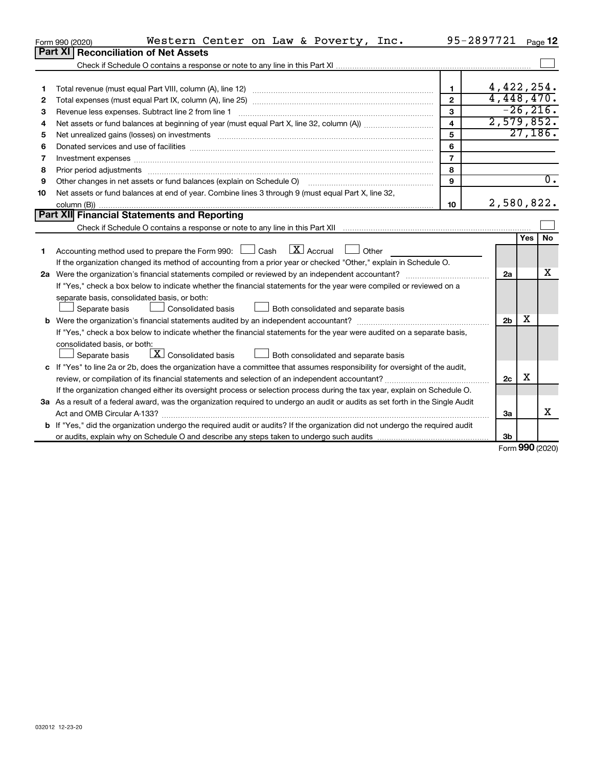Form 990 (2020) Western Center on Law & Poverty, Inc. 95-2897721 Page 12

## Part XI Reconciliation of Net Assets

Check if Schedule O contains a response or note to any line in this Part XI ☐

| | | | |
|---|---|---|---|
| 1 | Total revenue (must equal Part VIII, column (A), line 12) | 1 | 4,422,254. |
| 2 | Total expenses (must equal Part IX, column (A), line 25) | 2 | 4,448,470. |
| 3 | Revenue less expenses. Subtract line 2 from line 1 | 3 | -26,216. |
| 4 | Net assets or fund balances at beginning of year (must equal Part X, line 32, column (A)) | 4 | 2,579,852. |
| 5 | Net unrealized gains (losses) on investments | 5 | 27,186. |
| 6 | Donated services and use of facilities | 6 | |
| 7 | Investment expenses | 7 | |
| 8 | Prior period adjustments | 8 | |
| 9 | Other changes in net assets or fund balances (explain on Schedule O) | 9 | 0. |
| 10 | Net assets or fund balances at end of year. Combine lines 3 through 9 (must equal Part X, line 32, column (B)) | 10 | 2,580,822. |

## Part XII Financial Statements and Reporting

Check if Schedule O contains a response or note to any line in this Part XII ☐

| | | | Yes | No |
|---|---|---|---|---|
| 1 | Accounting method used to prepare the Form 990: ☐ Cash ☒ Accrual ☐ Other<br>If the organization changed its method of accounting from a prior year or checked "Other," explain in Schedule O. | | | |
| 2a | Were the organization's financial statements compiled or reviewed by an independent accountant?<br>If "Yes," check a box below to indicate whether the financial statements for the year were compiled or reviewed on a separate basis, consolidated basis, or both:<br>☐ Separate basis ☐ Consolidated basis ☐ Both consolidated and separate basis | 2a | | X |
| b | Were the organization's financial statements audited by an independent accountant?<br>If "Yes," check a box below to indicate whether the financial statements for the year were audited on a separate basis, consolidated basis, or both:<br>☐ Separate basis ☒ Consolidated basis ☐ Both consolidated and separate basis | 2b | X | |
| c | If "Yes" to line 2a or 2b, does the organization have a committee that assumes responsibility for oversight of the audit, review, or compilation of its financial statements and selection of an independent accountant?<br>If the organization changed either its oversight process or selection process during the tax year, explain on Schedule O. | 2c | X | |
| 3a | As a result of a federal award, was the organization required to undergo an audit or audits as set forth in the Single Audit Act and OMB Circular A-133? | 3a | | X |
| b | If "Yes," did the organization undergo the required audit or audits? If the organization did not undergo the required audit or audits, explain why on Schedule O and describe any steps taken to undergo such audits | 3b | | |

Form 990 (2020)

032012 12-23-20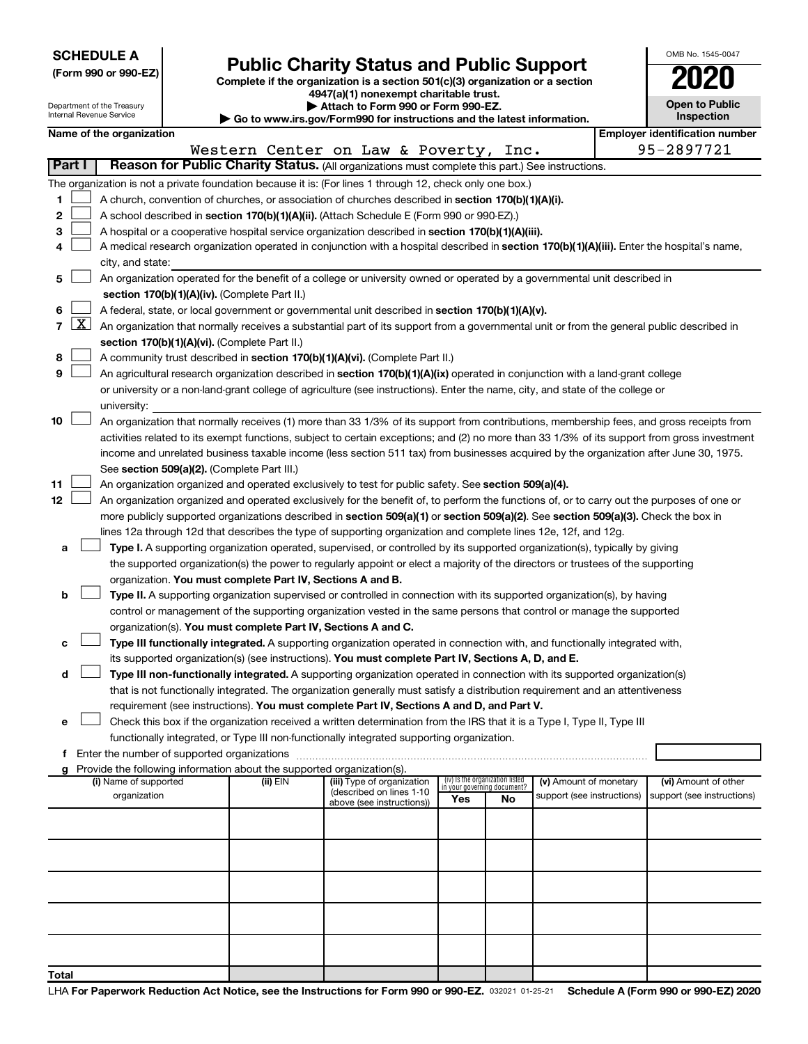**SCHEDULE A**
**(Form 990 or 990-EZ)**

Department of the Treasury
Internal Revenue Service

# Public Charity Status and Public Support

**Complete if the organization is a section 501(c)(3) organization or a section 4947(a)(1) nonexempt charitable trust.**
**▶ Attach to Form 990 or Form 990-EZ.**
**▶ Go to www.irs.gov/Form990 for instructions and the latest information.**

OMB No. 1545-0047

**2020**

**Open to Public Inspection**

**Name of the organization:** Western Center on Law & Poverty, Inc.

**Employer identification number:** 95-2897721

## Part I — Reason for Public Charity Status. (All organizations must complete this part.) See instructions.

The organization is not a private foundation because it is: (For lines 1 through 12, check only one box.)

1. ☐ A church, convention of churches, or association of churches described in **section 170(b)(1)(A)(i).**
2. ☐ A school described in **section 170(b)(1)(A)(ii).** (Attach Schedule E (Form 990 or 990-EZ).)
3. ☐ A hospital or a cooperative hospital service organization described in **section 170(b)(1)(A)(iii).**
4. ☐ A medical research organization operated in conjunction with a hospital described in **section 170(b)(1)(A)(iii).** Enter the hospital's name, city, and state:
5. ☐ An organization operated for the benefit of a college or university owned or operated by a governmental unit described in **section 170(b)(1)(A)(iv).** (Complete Part II.)
6. ☐ A federal, state, or local government or governmental unit described in **section 170(b)(1)(A)(v).**
7. ☒ An organization that normally receives a substantial part of its support from a governmental unit or from the general public described in **section 170(b)(1)(A)(vi).** (Complete Part II.)
8. ☐ A community trust described in **section 170(b)(1)(A)(vi).** (Complete Part II.)
9. ☐ An agricultural research organization described in **section 170(b)(1)(A)(ix)** operated in conjunction with a land-grant college or university or a non-land-grant college of agriculture (see instructions). Enter the name, city, and state of the college or university:
10. ☐ An organization that normally receives (1) more than 33 1/3% of its support from contributions, membership fees, and gross receipts from activities related to its exempt functions, subject to certain exceptions; and (2) no more than 33 1/3% of its support from gross investment income and unrelated business taxable income (less section 511 tax) from businesses acquired by the organization after June 30, 1975. See **section 509(a)(2).** (Complete Part III.)
11. ☐ An organization organized and operated exclusively to test for public safety. See **section 509(a)(4).**
12. ☐ An organization organized and operated exclusively for the benefit of, to perform the functions of, or to carry out the purposes of one or more publicly supported organizations described in **section 509(a)(1)** or **section 509(a)(2)**. See **section 509(a)(3).** Check the box in lines 12a through 12d that describes the type of supporting organization and complete lines 12e, 12f, and 12g.
   - **a** ☐ **Type I.** A supporting organization operated, supervised, or controlled by its supported organization(s), typically by giving the supported organization(s) the power to regularly appoint or elect a majority of the directors or trustees of the supporting organization. **You must complete Part IV, Sections A and B.**
   - **b** ☐ **Type II.** A supporting organization supervised or controlled in connection with its supported organization(s), by having control or management of the supporting organization vested in the same persons that control or manage the supported organization(s). **You must complete Part IV, Sections A and C.**
   - **c** ☐ **Type III functionally integrated.** A supporting organization operated in connection with, and functionally integrated with, its supported organization(s) (see instructions). **You must complete Part IV, Sections A, D, and E.**
   - **d** ☐ **Type III non-functionally integrated.** A supporting organization operated in connection with its supported organization(s) that is not functionally integrated. The organization generally must satisfy a distribution requirement and an attentiveness requirement (see instructions). **You must complete Part IV, Sections A and D, and Part V.**
   - **e** ☐ Check this box if the organization received a written determination from the IRS that it is a Type I, Type II, Type III functionally integrated, or Type III non-functionally integrated supporting organization.
   - **f** Enter the number of supported organizations
   - **g** Provide the following information about the supported organization(s).

| (i) Name of supported organization | (ii) EIN | (iii) Type of organization (described on lines 1-10 above (see instructions)) | (iv) Is the organization listed in your governing document? Yes | No | (v) Amount of monetary support (see instructions) | (vi) Amount of other support (see instructions) |
|---|---|---|---|---|---|---|
| | | | | | | |
| | | | | | | |
| | | | | | | |
| | | | | | | |
| | | | | | | |
| **Total** | | | | | | |

LHA **For Paperwork Reduction Act Notice, see the Instructions for Form 990 or 990-EZ.** 032021 01-25-21 **Schedule A (Form 990 or 990-EZ) 2020**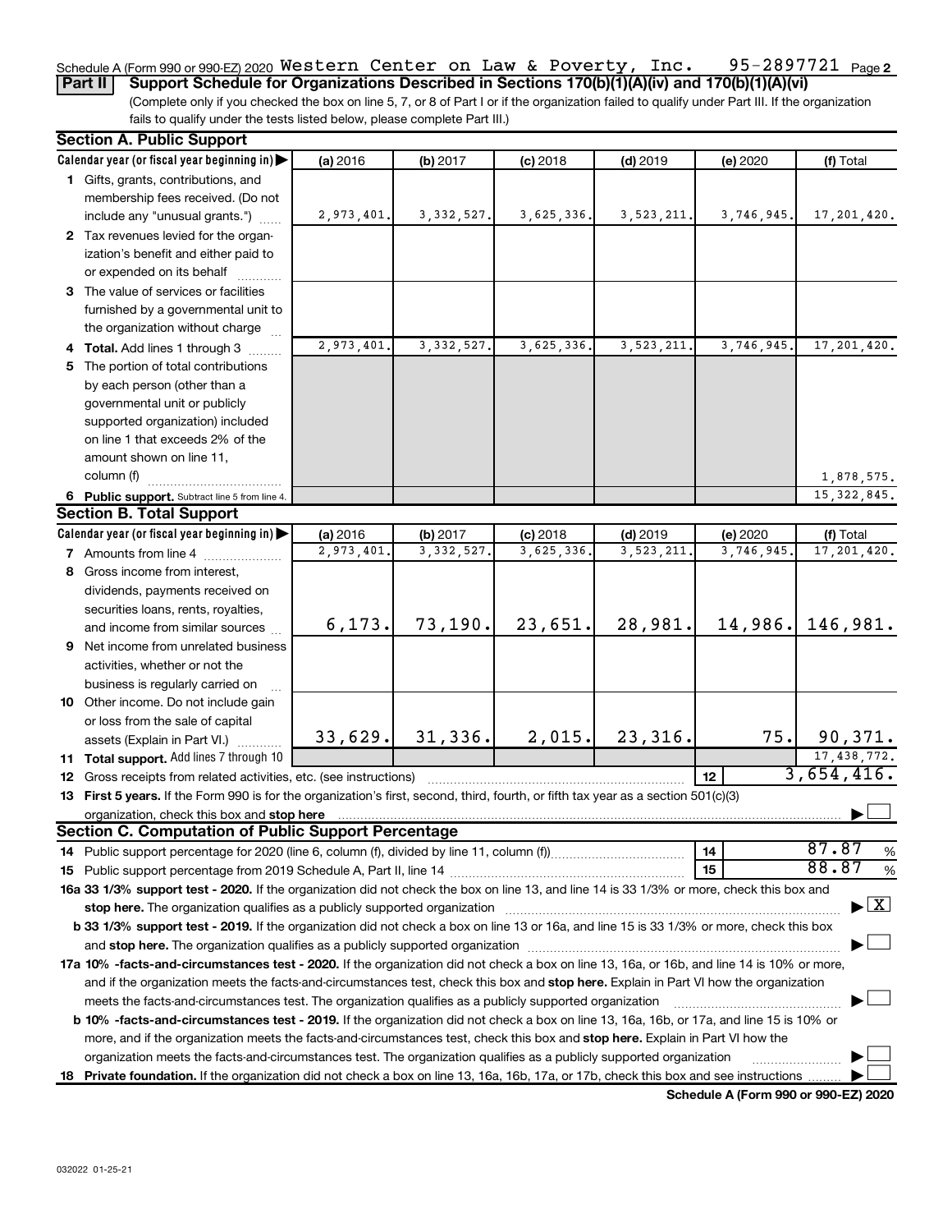Schedule A (Form 990 or 990-EZ) 2020 Western Center on Law & Poverty, Inc. 95-2897721 Page 2

**Part II Support Schedule for Organizations Described in Sections 170(b)(1)(A)(iv) and 170(b)(1)(A)(vi)**

(Complete only if you checked the box on line 5, 7, or 8 of Part I or if the organization failed to qualify under Part III. If the organization fails to qualify under the tests listed below, please complete Part III.)

**Section A. Public Support**

| Calendar year (or fiscal year beginning in) ▶ | (a) 2016 | (b) 2017 | (c) 2018 | (d) 2019 | (e) 2020 | (f) Total |
|---|---|---|---|---|---|---|
| **1** Gifts, grants, contributions, and membership fees received. (Do not include any "unusual grants.") | 2,973,401. | 3,332,527. | 3,625,336. | 3,523,211. | 3,746,945. | 17,201,420. |
| **2** Tax revenues levied for the organization's benefit and either paid to or expended on its behalf | | | | | | |
| **3** The value of services or facilities furnished by a governmental unit to the organization without charge | | | | | | |
| **4 Total.** Add lines 1 through 3 | 2,973,401. | 3,332,527. | 3,625,336. | 3,523,211. | 3,746,945. | 17,201,420. |
| **5** The portion of total contributions by each person (other than a governmental unit or publicly supported organization) included on line 1 that exceeds 2% of the amount shown on line 11, column (f) | | | | | | 1,878,575. |
| **6 Public support.** Subtract line 5 from line 4. | | | | | | 15,322,845. |

**Section B. Total Support**

| Calendar year (or fiscal year beginning in) ▶ | (a) 2016 | (b) 2017 | (c) 2018 | (d) 2019 | (e) 2020 | (f) Total |
|---|---|---|---|---|---|---|
| **7** Amounts from line 4 | 2,973,401. | 3,332,527. | 3,625,336. | 3,523,211. | 3,746,945. | 17,201,420. |
| **8** Gross income from interest, dividends, payments received on securities loans, rents, royalties, and income from similar sources | 6,173. | 73,190. | 23,651. | 28,981. | 14,986. | 146,981. |
| **9** Net income from unrelated business activities, whether or not the business is regularly carried on | | | | | | |
| **10** Other income. Do not include gain or loss from the sale of capital assets (Explain in Part VI.) | 33,629. | 31,336. | 2,015. | 23,316. | 75. | 90,371. |
| **11 Total support.** Add lines 7 through 10 | | | | | | 17,438,772. |

**12** Gross receipts from related activities, etc. (see instructions) ..... **12** 3,654,416.

**13 First 5 years.** If the Form 990 is for the organization's first, second, third, fourth, or fifth tax year as a section 501(c)(3) organization, check this box and **stop here** ▶ ☐

**Section C. Computation of Public Support Percentage**

**14** Public support percentage for 2020 (line 6, column (f), divided by line 11, column (f)) ..... **14** 87.87 %

**15** Public support percentage from 2019 Schedule A, Part II, line 14 ..... **15** 88.87 %

**16a 33 1/3% support test - 2020.** If the organization did not check the box on line 13, and line 14 is 33 1/3% or more, check this box and **stop here.** The organization qualifies as a publicly supported organization ▶ ☒

**b 33 1/3% support test - 2019.** If the organization did not check a box on line 13 or 16a, and line 15 is 33 1/3% or more, check this box and **stop here.** The organization qualifies as a publicly supported organization ▶ ☐

**17a 10% -facts-and-circumstances test - 2020.** If the organization did not check a box on line 13, 16a, or 16b, and line 14 is 10% or more, and if the organization meets the facts-and-circumstances test, check this box and **stop here.** Explain in Part VI how the organization meets the facts-and-circumstances test. The organization qualifies as a publicly supported organization ▶ ☐

**b 10% -facts-and-circumstances test - 2019.** If the organization did not check a box on line 13, 16a, 16b, or 17a, and line 15 is 10% or more, and if the organization meets the facts-and-circumstances test, check this box and **stop here.** Explain in Part VI how the organization meets the facts-and-circumstances test. The organization qualifies as a publicly supported organization ▶ ☐

**18 Private foundation.** If the organization did not check a box on line 13, 16a, 16b, 17a, or 17b, check this box and see instructions ▶ ☐

**Schedule A (Form 990 or 990-EZ) 2020**

032022 01-25-21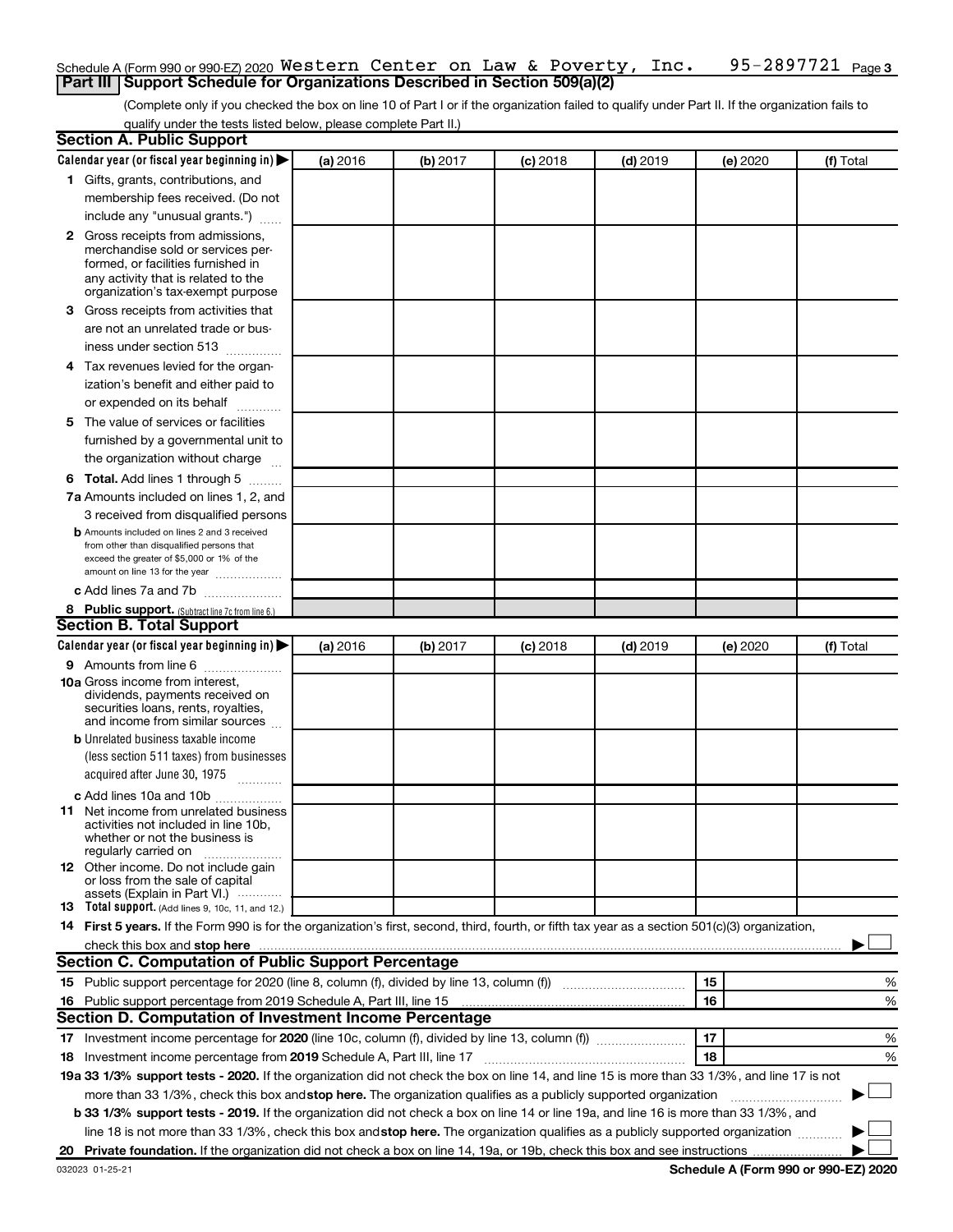Schedule A (Form 990 or 990-EZ) 2020 Western Center on Law & Poverty, Inc. 95-2897721 Page 3

## Part III Support Schedule for Organizations Described in Section 509(a)(2)

(Complete only if you checked the box on line 10 of Part I or if the organization failed to qualify under Part II. If the organization fails to qualify under the tests listed below, please complete Part II.)

### Section A. Public Support

| Calendar year (or fiscal year beginning in) ▶ | (a) 2016 | (b) 2017 | (c) 2018 | (d) 2019 | (e) 2020 | (f) Total |
|---|---|---|---|---|---|---|
| 1 Gifts, grants, contributions, and membership fees received. (Do not include any "unusual grants.") | | | | | | |
| 2 Gross receipts from admissions, merchandise sold or services performed, or facilities furnished in any activity that is related to the organization's tax-exempt purpose | | | | | | |
| 3 Gross receipts from activities that are not an unrelated trade or business under section 513 | | | | | | |
| 4 Tax revenues levied for the organization's benefit and either paid to or expended on its behalf | | | | | | |
| 5 The value of services or facilities furnished by a governmental unit to the organization without charge | | | | | | |
| 6 Total. Add lines 1 through 5 | | | | | | |
| 7a Amounts included on lines 1, 2, and 3 received from disqualified persons | | | | | | |
| b Amounts included on lines 2 and 3 received from other than disqualified persons that exceed the greater of $5,000 or 1% of the amount on line 13 for the year | | | | | | |
| c Add lines 7a and 7b | | | | | | |
| 8 Public support. (Subtract line 7c from line 6.) | | | | | | |

### Section B. Total Support

| Calendar year (or fiscal year beginning in) ▶ | (a) 2016 | (b) 2017 | (c) 2018 | (d) 2019 | (e) 2020 | (f) Total |
|---|---|---|---|---|---|---|
| 9 Amounts from line 6 | | | | | | |
| 10a Gross income from interest, dividends, payments received on securities loans, rents, royalties, and income from similar sources | | | | | | |
| b Unrelated business taxable income (less section 511 taxes) from businesses acquired after June 30, 1975 | | | | | | |
| c Add lines 10a and 10b | | | | | | |
| 11 Net income from unrelated business activities not included in line 10b, whether or not the business is regularly carried on | | | | | | |
| 12 Other income. Do not include gain or loss from the sale of capital assets (Explain in Part VI.) | | | | | | |
| 13 Total support. (Add lines 9, 10c, 11, and 12.) | | | | | | |

14 First 5 years. If the Form 990 is for the organization's first, second, third, fourth, or fifth tax year as a section 501(c)(3) organization, check this box and stop here ▶ ☐

### Section C. Computation of Public Support Percentage

| | | |
|---|---|---|
| 15 Public support percentage for 2020 (line 8, column (f), divided by line 13, column (f)) | 15 | % |
| 16 Public support percentage from 2019 Schedule A, Part III, line 15 | 16 | % |

### Section D. Computation of Investment Income Percentage

| | | |
|---|---|---|
| 17 Investment income percentage for 2020 (line 10c, column (f), divided by line 13, column (f)) | 17 | % |
| 18 Investment income percentage from 2019 Schedule A, Part III, line 17 | 18 | % |

19a 33 1/3% support tests - 2020. If the organization did not check the box on line 14, and line 15 is more than 33 1/3%, and line 17 is not more than 33 1/3%, check this box and stop here. The organization qualifies as a publicly supported organization ▶ ☐

b 33 1/3% support tests - 2019. If the organization did not check a box on line 14 or line 19a, and line 16 is more than 33 1/3%, and line 18 is not more than 33 1/3%, check this box and stop here. The organization qualifies as a publicly supported organization ▶ ☐

20 Private foundation. If the organization did not check a box on line 14, 19a, or 19b, check this box and see instructions ▶ ☐

032023 01-25-21

Schedule A (Form 990 or 990-EZ) 2020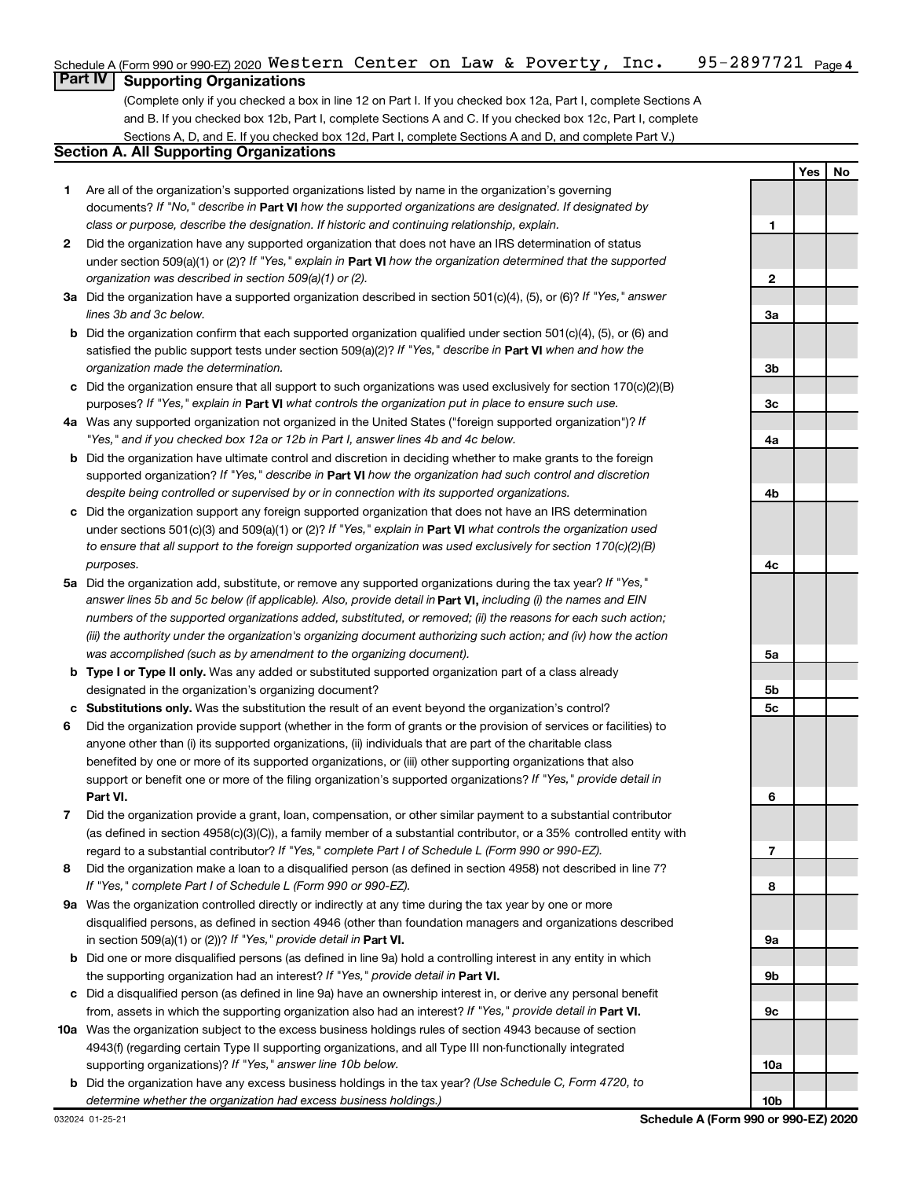Schedule A (Form 990 or 990-EZ) 2020 Western Center on Law & Poverty, Inc. 95-2897721 Page 4

## Part IV Supporting Organizations

(Complete only if you checked a box in line 12 on Part I. If you checked box 12a, Part I, complete Sections A and B. If you checked box 12b, Part I, complete Sections A and C. If you checked box 12c, Part I, complete Sections A, D, and E. If you checked box 12d, Part I, complete Sections A and D, and complete Part V.)

### Section A. All Supporting Organizations

| | | | Yes | No |
|---|---|---|---|---|
| **1** | Are all of the organization's supported organizations listed by name in the organization's governing documents? *If "No," describe in* **Part VI** *how the supported organizations are designated. If designated by class or purpose, describe the designation. If historic and continuing relationship, explain.* | 1 | | |
| **2** | Did the organization have any supported organization that does not have an IRS determination of status under section 509(a)(1) or (2)? *If "Yes," explain in* **Part VI** *how the organization determined that the supported organization was described in section 509(a)(1) or (2).* | 2 | | |
| **3a** | Did the organization have a supported organization described in section 501(c)(4), (5), or (6)? *If "Yes," answer lines 3b and 3c below.* | 3a | | |
| **b** | Did the organization confirm that each supported organization qualified under section 501(c)(4), (5), or (6) and satisfied the public support tests under section 509(a)(2)? *If "Yes," describe in* **Part VI** *when and how the organization made the determination.* | 3b | | |
| **c** | Did the organization ensure that all support to such organizations was used exclusively for section 170(c)(2)(B) purposes? *If "Yes," explain in* **Part VI** *what controls the organization put in place to ensure such use.* | 3c | | |
| **4a** | Was any supported organization not organized in the United States ("foreign supported organization")? *If "Yes," and if you checked box 12a or 12b in Part I, answer lines 4b and 4c below.* | 4a | | |
| **b** | Did the organization have ultimate control and discretion in deciding whether to make grants to the foreign supported organization? *If "Yes," describe in* **Part VI** *how the organization had such control and discretion despite being controlled or supervised by or in connection with its supported organizations.* | 4b | | |
| **c** | Did the organization support any foreign supported organization that does not have an IRS determination under sections 501(c)(3) and 509(a)(1) or (2)? *If "Yes," explain in* **Part VI** *what controls the organization used to ensure that all support to the foreign supported organization was used exclusively for section 170(c)(2)(B) purposes.* | 4c | | |
| **5a** | Did the organization add, substitute, or remove any supported organizations during the tax year? *If "Yes," answer lines 5b and 5c below (if applicable). Also, provide detail in* **Part VI,** *including (i) the names and EIN numbers of the supported organizations added, substituted, or removed; (ii) the reasons for each such action; (iii) the authority under the organization's organizing document authorizing such action; and (iv) how the action was accomplished (such as by amendment to the organizing document).* | 5a | | |
| **b** | **Type I or Type II only.** Was any added or substituted supported organization part of a class already designated in the organization's organizing document? | 5b | | |
| **c** | **Substitutions only.** Was the substitution the result of an event beyond the organization's control? | 5c | | |
| **6** | Did the organization provide support (whether in the form of grants or the provision of services or facilities) to anyone other than (i) its supported organizations, (ii) individuals that are part of the charitable class benefited by one or more of its supported organizations, or (iii) other supporting organizations that also support or benefit one or more of the filing organization's supported organizations? *If "Yes," provide detail in* **Part VI.** | 6 | | |
| **7** | Did the organization provide a grant, loan, compensation, or other similar payment to a substantial contributor (as defined in section 4958(c)(3)(C)), a family member of a substantial contributor, or a 35% controlled entity with regard to a substantial contributor? *If "Yes," complete Part I of Schedule L (Form 990 or 990-EZ).* | 7 | | |
| **8** | Did the organization make a loan to a disqualified person (as defined in section 4958) not described in line 7? *If "Yes," complete Part I of Schedule L (Form 990 or 990-EZ).* | 8 | | |
| **9a** | Was the organization controlled directly or indirectly at any time during the tax year by one or more disqualified persons, as defined in section 4946 (other than foundation managers and organizations described in section 509(a)(1) or (2))? *If "Yes," provide detail in* **Part VI.** | 9a | | |
| **b** | Did one or more disqualified persons (as defined in line 9a) hold a controlling interest in any entity in which the supporting organization had an interest? *If "Yes," provide detail in* **Part VI.** | 9b | | |
| **c** | Did a disqualified person (as defined in line 9a) have an ownership interest in, or derive any personal benefit from, assets in which the supporting organization also had an interest? *If "Yes," provide detail in* **Part VI.** | 9c | | |
| **10a** | Was the organization subject to the excess business holdings rules of section 4943 because of section 4943(f) (regarding certain Type II supporting organizations, and all Type III non-functionally integrated supporting organizations)? *If "Yes," answer line 10b below.* | 10a | | |
| **b** | Did the organization have any excess business holdings in the tax year? *(Use Schedule C, Form 4720, to determine whether the organization had excess business holdings.)* | 10b | | |

032024 01-25-21 **Schedule A (Form 990 or 990-EZ) 2020**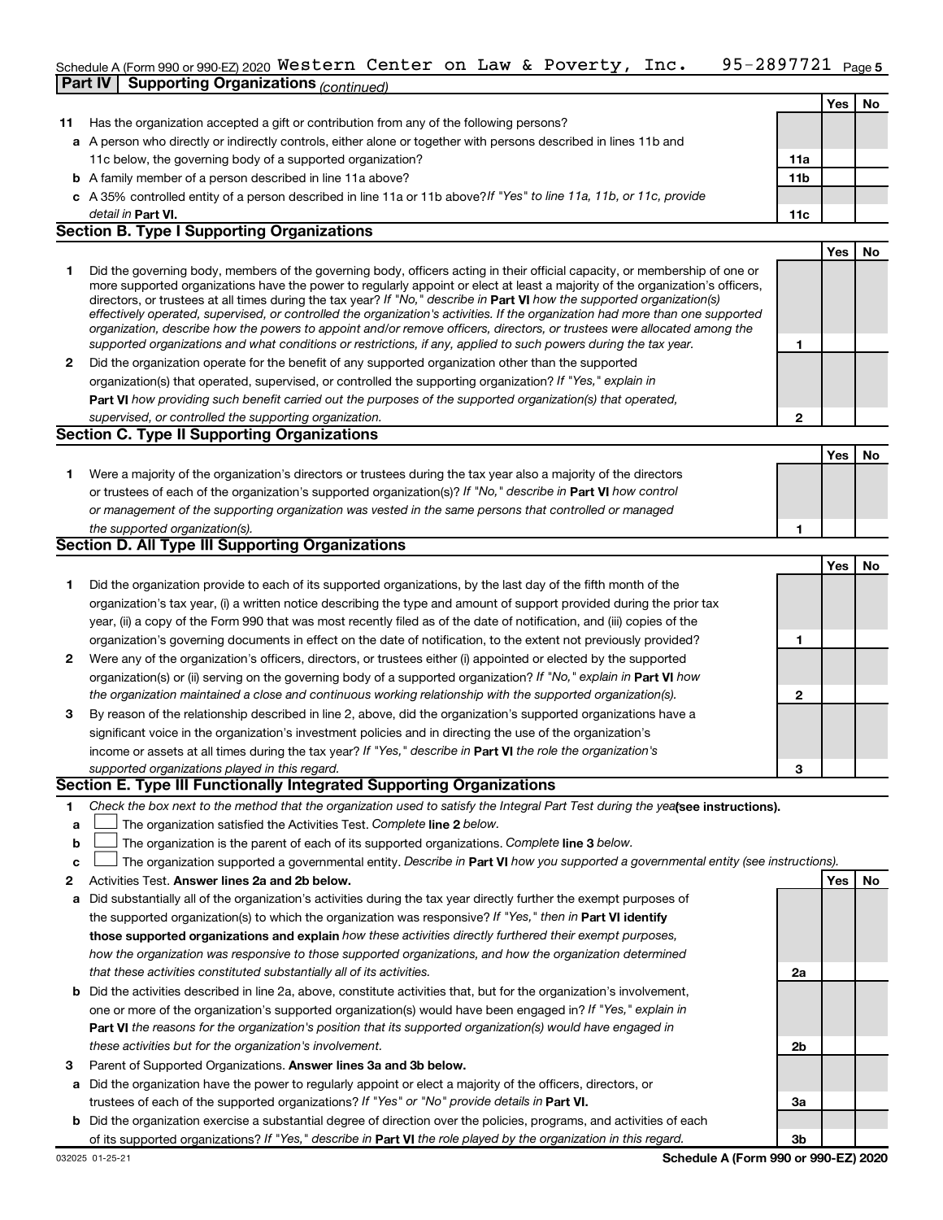Schedule A (Form 990 or 990-EZ) 2020 Western Center on Law & Poverty, Inc. 95-2897721 Page 5

**Part IV | Supporting Organizations** *(continued)*

| | | | Yes | No |
|---|---|---|---|---|
| **11** | Has the organization accepted a gift or contribution from any of the following persons? | | | |
| **a** | A person who directly or indirectly controls, either alone or together with persons described in lines 11b and 11c below, the governing body of a supported organization? | **11a** | | |
| **b** | A family member of a person described in line 11a above? | **11b** | | |
| **c** | A 35% controlled entity of a person described in line 11a or 11b above? *If "Yes" to line 11a, 11b, or 11c, provide detail in* **Part VI.** | **11c** | | |

**Section B. Type I Supporting Organizations**

| | | | Yes | No |
|---|---|---|---|---|
| **1** | Did the governing body, members of the governing body, officers acting in their official capacity, or membership of one or more supported organizations have the power to regularly appoint or elect at least a majority of the organization's officers, directors, or trustees at all times during the tax year? *If "No," describe in* **Part VI** *how the supported organization(s) effectively operated, supervised, or controlled the organization's activities. If the organization had more than one supported organization, describe how the powers to appoint and/or remove officers, directors, or trustees were allocated among the supported organizations and what conditions or restrictions, if any, applied to such powers during the tax year.* | **1** | | |
| **2** | Did the organization operate for the benefit of any supported organization other than the supported organization(s) that operated, supervised, or controlled the supporting organization? *If "Yes," explain in* **Part VI** *how providing such benefit carried out the purposes of the supported organization(s) that operated, supervised, or controlled the supporting organization.* | **2** | | |

**Section C. Type II Supporting Organizations**

| | | | Yes | No |
|---|---|---|---|---|
| **1** | Were a majority of the organization's directors or trustees during the tax year also a majority of the directors or trustees of each of the organization's supported organization(s)? *If "No," describe in* **Part VI** *how control or management of the supporting organization was vested in the same persons that controlled or managed the supported organization(s).* | **1** | | |

**Section D. All Type III Supporting Organizations**

| | | | Yes | No |
|---|---|---|---|---|
| **1** | Did the organization provide to each of its supported organizations, by the last day of the fifth month of the organization's tax year, (i) a written notice describing the type and amount of support provided during the prior tax year, (ii) a copy of the Form 990 that was most recently filed as of the date of notification, and (iii) copies of the organization's governing documents in effect on the date of notification, to the extent not previously provided? | **1** | | |
| **2** | Were any of the organization's officers, directors, or trustees either (i) appointed or elected by the supported organization(s) or (ii) serving on the governing body of a supported organization? *If "No," explain in* **Part VI** *how the organization maintained a close and continuous working relationship with the supported organization(s).* | **2** | | |
| **3** | By reason of the relationship described in line 2, above, did the organization's supported organizations have a significant voice in the organization's investment policies and in directing the use of the organization's income or assets at all times during the tax year? *If "Yes," describe in* **Part VI** *the role the organization's supported organizations played in this regard.* | **3** | | |

**Section E. Type III Functionally Integrated Supporting Organizations**

**1** *Check the box next to the method that the organization used to satisfy the Integral Part Test during the year* **(see instructions).**

**a** ☐ The organization satisfied the Activities Test. *Complete* **line 2** *below.*

**b** ☐ The organization is the parent of each of its supported organizations. *Complete* **line 3** *below.*

**c** ☐ The organization supported a governmental entity. *Describe in* **Part VI** *how you supported a governmental entity (see instructions).*

| | | | Yes | No |
|---|---|---|---|---|
| **2** | Activities Test. **Answer lines 2a and 2b below.** | | | |
| **a** | Did substantially all of the organization's activities during the tax year directly further the exempt purposes of the supported organization(s) to which the organization was responsive? *If "Yes," then in* **Part VI identify those supported organizations and explain** *how these activities directly furthered their exempt purposes, how the organization was responsive to those supported organizations, and how the organization determined that these activities constituted substantially all of its activities.* | **2a** | | |
| **b** | Did the activities described in line 2a, above, constitute activities that, but for the organization's involvement, one or more of the organization's supported organization(s) would have been engaged in? *If "Yes," explain in* **Part VI** *the reasons for the organization's position that its supported organization(s) would have engaged in these activities but for the organization's involvement.* | **2b** | | |
| **3** | Parent of Supported Organizations. **Answer lines 3a and 3b below.** | | | |
| **a** | Did the organization have the power to regularly appoint or elect a majority of the officers, directors, or trustees of each of the supported organizations? *If "Yes" or "No" provide details in* **Part VI.** | **3a** | | |
| **b** | Did the organization exercise a substantial degree of direction over the policies, programs, and activities of each of its supported organizations? *If "Yes," describe in* **Part VI** *the role played by the organization in this regard.* | **3b** | | |

032025 01-25-21 **Schedule A (Form 990 or 990-EZ) 2020**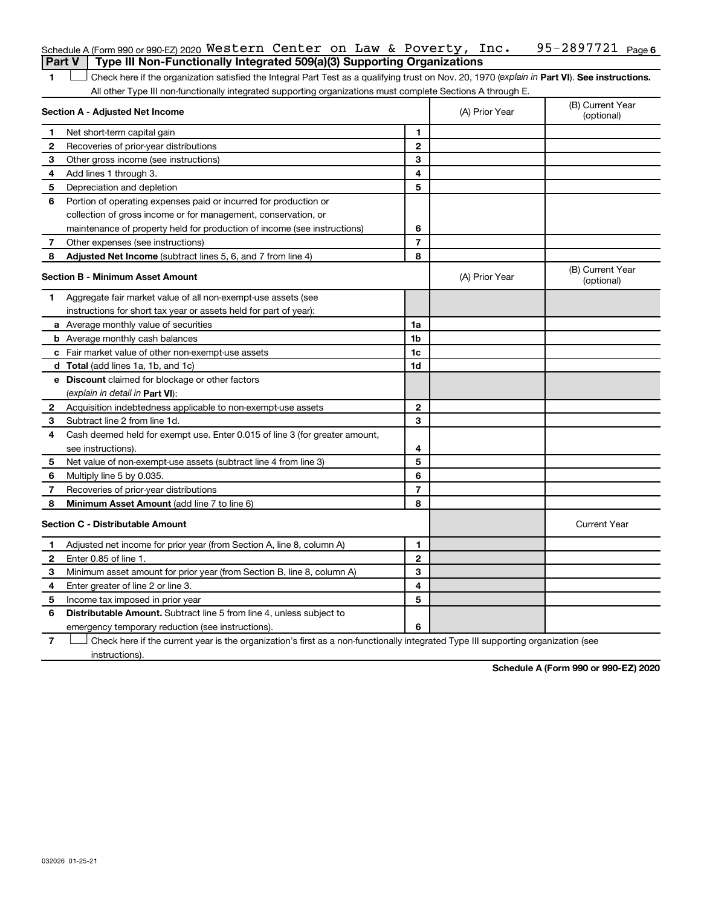Schedule A (Form 990 or 990-EZ) 2020 Western Center on Law & Poverty, Inc. 95-2897721 Page 6

## Part V | Type III Non-Functionally Integrated 509(a)(3) Supporting Organizations

1 ☐ Check here if the organization satisfied the Integral Part Test as a qualifying trust on Nov. 20, 1970 (*explain in* **Part VI**). **See instructions.** All other Type III non-functionally integrated supporting organizations must complete Sections A through E.

| **Section A - Adjusted Net Income** | | | (A) Prior Year | (B) Current Year (optional) |
|---|---|---|---|---|
| 1 | Net short-term capital gain | 1 | | |
| 2 | Recoveries of prior-year distributions | 2 | | |
| 3 | Other gross income (see instructions) | 3 | | |
| 4 | Add lines 1 through 3. | 4 | | |
| 5 | Depreciation and depletion | 5 | | |
| 6 | Portion of operating expenses paid or incurred for production or collection of gross income or for management, conservation, or maintenance of property held for production of income (see instructions) | 6 | | |
| 7 | Other expenses (see instructions) | 7 | | |
| 8 | **Adjusted Net Income** (subtract lines 5, 6, and 7 from line 4) | 8 | | |

| **Section B - Minimum Asset Amount** | | | (A) Prior Year | (B) Current Year (optional) |
|---|---|---|---|---|
| 1 | Aggregate fair market value of all non-exempt-use assets (see instructions for short tax year or assets held for part of year): | | | |
| a | Average monthly value of securities | 1a | | |
| b | Average monthly cash balances | 1b | | |
| c | Fair market value of other non-exempt-use assets | 1c | | |
| d | **Total** (add lines 1a, 1b, and 1c) | 1d | | |
| e | **Discount** claimed for blockage or other factors (*explain in detail in* **Part VI**): | | | |
| 2 | Acquisition indebtedness applicable to non-exempt-use assets | 2 | | |
| 3 | Subtract line 2 from line 1d. | 3 | | |
| 4 | Cash deemed held for exempt use. Enter 0.015 of line 3 (for greater amount, see instructions). | 4 | | |
| 5 | Net value of non-exempt-use assets (subtract line 4 from line 3) | 5 | | |
| 6 | Multiply line 5 by 0.035. | 6 | | |
| 7 | Recoveries of prior-year distributions | 7 | | |
| 8 | **Minimum Asset Amount** (add line 7 to line 6) | 8 | | |

| **Section C - Distributable Amount** | | | | Current Year |
|---|---|---|---|---|
| 1 | Adjusted net income for prior year (from Section A, line 8, column A) | 1 | | |
| 2 | Enter 0.85 of line 1. | 2 | | |
| 3 | Minimum asset amount for prior year (from Section B, line 8, column A) | 3 | | |
| 4 | Enter greater of line 2 or line 3. | 4 | | |
| 5 | Income tax imposed in prior year | 5 | | |
| 6 | **Distributable Amount.** Subtract line 5 from line 4, unless subject to emergency temporary reduction (see instructions). | 6 | | |

7 ☐ Check here if the current year is the organization's first as a non-functionally integrated Type III supporting organization (see instructions).

**Schedule A (Form 990 or 990-EZ) 2020**

032026 01-25-21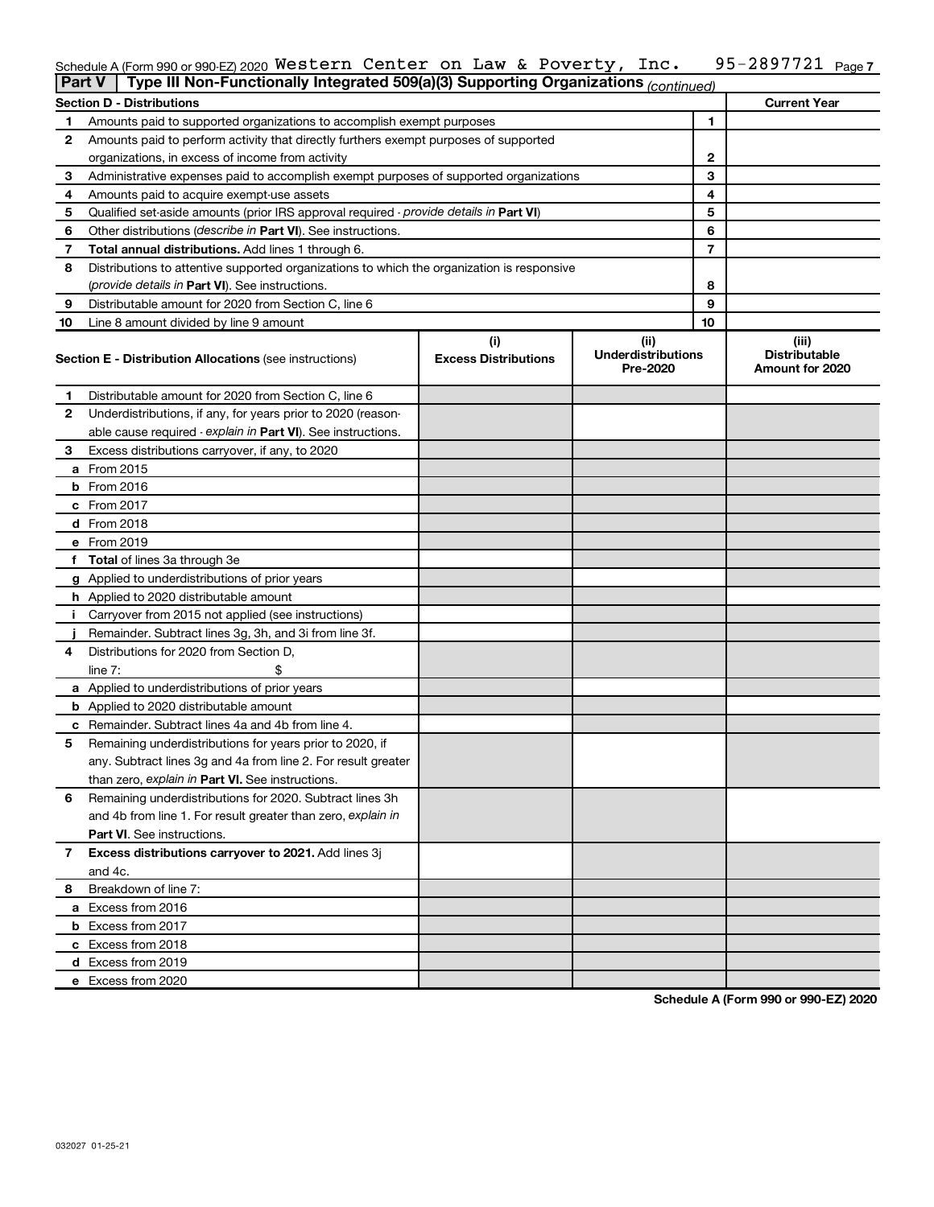Schedule A (Form 990 or 990-EZ) 2020 Western Center on Law & Poverty, Inc. 95-2897721 Page 7

## Part V | Type III Non-Functionally Integrated 509(a)(3) Supporting Organizations *(continued)*

| **Section D - Distributions** | | | **Current Year** |
|---|---|---|---|
| 1 | Amounts paid to supported organizations to accomplish exempt purposes | 1 | |
| 2 | Amounts paid to perform activity that directly furthers exempt purposes of supported organizations, in excess of income from activity | 2 | |
| 3 | Administrative expenses paid to accomplish exempt purposes of supported organizations | 3 | |
| 4 | Amounts paid to acquire exempt-use assets | 4 | |
| 5 | Qualified set-aside amounts (prior IRS approval required - *provide details in* **Part VI**) | 5 | |
| 6 | Other distributions (*describe in* **Part VI**). See instructions. | 6 | |
| 7 | **Total annual distributions.** Add lines 1 through 6. | 7 | |
| 8 | Distributions to attentive supported organizations to which the organization is responsive (*provide details in* **Part VI**). See instructions. | 8 | |
| 9 | Distributable amount for 2020 from Section C, line 6 | 9 | |
| 10 | Line 8 amount divided by line 9 amount | 10 | |

| **Section E - Distribution Allocations** (see instructions) | | (i) **Excess Distributions** | (ii) **Underdistributions Pre-2020** | (iii) **Distributable Amount for 2020** |
|---|---|---|---|---|
| 1 | Distributable amount for 2020 from Section C, line 6 | | | |
| 2 | Underdistributions, if any, for years prior to 2020 (reasonable cause required - *explain in* **Part VI**). See instructions. | | | |
| 3 | Excess distributions carryover, if any, to 2020 | | | |
| a | From 2015 | | | |
| b | From 2016 | | | |
| c | From 2017 | | | |
| d | From 2018 | | | |
| e | From 2019 | | | |
| f | **Total** of lines 3a through 3e | | | |
| g | Applied to underdistributions of prior years | | | |
| h | Applied to 2020 distributable amount | | | |
| i | Carryover from 2015 not applied (see instructions) | | | |
| j | Remainder. Subtract lines 3g, 3h, and 3i from line 3f. | | | |
| 4 | Distributions for 2020 from Section D, line 7: $ | | | |
| a | Applied to underdistributions of prior years | | | |
| b | Applied to 2020 distributable amount | | | |
| c | Remainder. Subtract lines 4a and 4b from line 4. | | | |
| 5 | Remaining underdistributions for years prior to 2020, if any. Subtract lines 3g and 4a from line 2. For result greater than zero, *explain in* **Part VI.** See instructions. | | | |
| 6 | Remaining underdistributions for 2020. Subtract lines 3h and 4b from line 1. For result greater than zero, *explain in* **Part VI**. See instructions. | | | |
| 7 | **Excess distributions carryover to 2021.** Add lines 3j and 4c. | | | |
| 8 | Breakdown of line 7: | | | |
| a | Excess from 2016 | | | |
| b | Excess from 2017 | | | |
| c | Excess from 2018 | | | |
| d | Excess from 2019 | | | |
| e | Excess from 2020 | | | |

**Schedule A (Form 990 or 990-EZ) 2020**

032027 01-25-21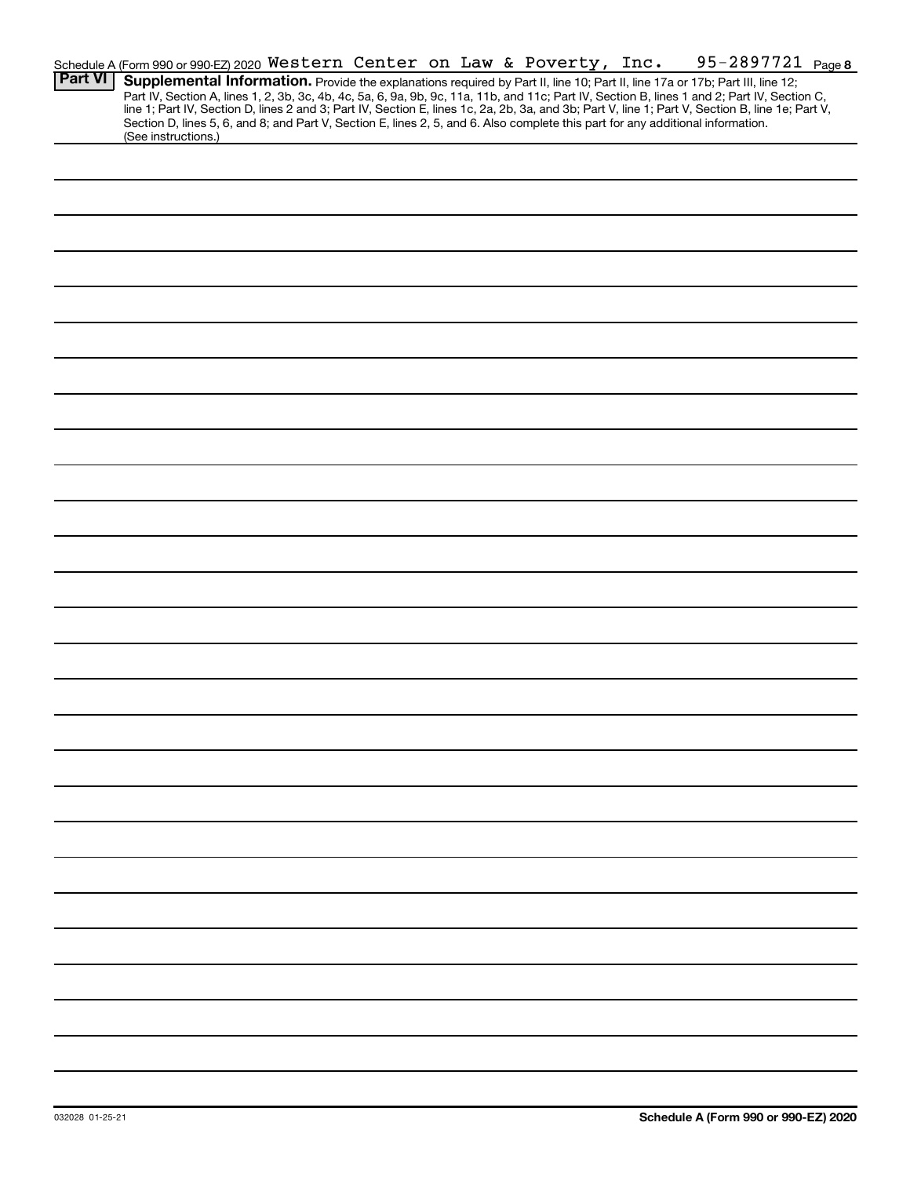Schedule A (Form 990 or 990-EZ) 2020 Western Center on Law & Poverty, Inc. 95-2897721 Page 8

**Part VI** **Supplemental Information.** Provide the explanations required by Part II, line 10; Part II, line 17a or 17b; Part III, line 12; Part IV, Section A, lines 1, 2, 3b, 3c, 4b, 4c, 5a, 6, 9a, 9b, 9c, 11a, 11b, and 11c; Part IV, Section B, lines 1 and 2; Part IV, Section C, line 1; Part IV, Section D, lines 2 and 3; Part IV, Section E, lines 1c, 2a, 2b, 3a, and 3b; Part V, line 1; Part V, Section B, line 1e; Part V, Section D, lines 5, 6, and 8; and Part V, Section E, lines 2, 5, and 6. Also complete this part for any additional information. (See instructions.)

032028 01-25-21

**Schedule A (Form 990 or 990-EZ) 2020**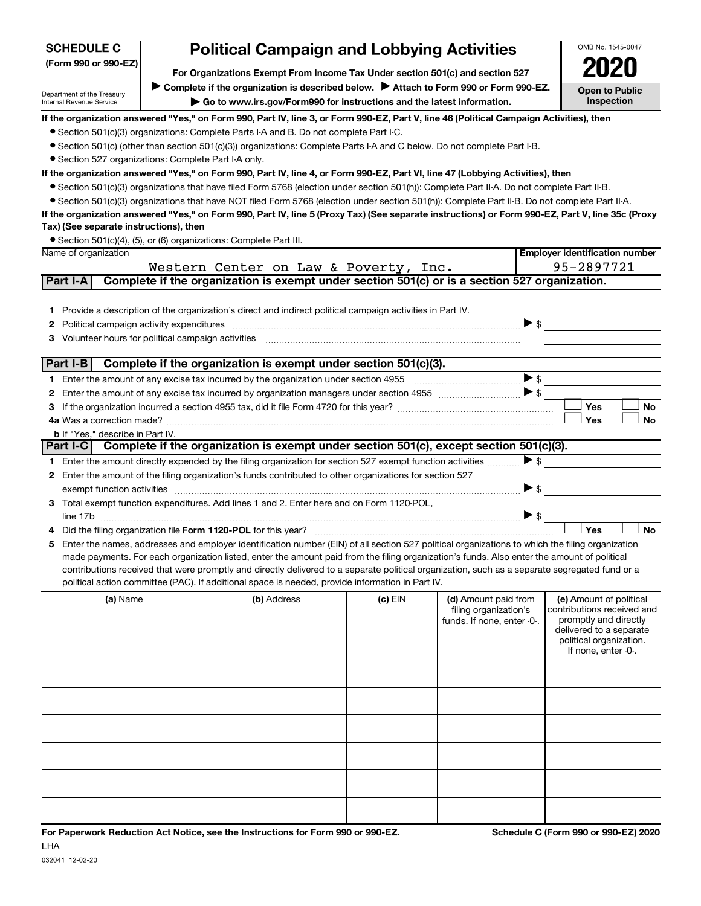**SCHEDULE C (Form 990 or 990-EZ)**

Department of the Treasury
Internal Revenue Service

# Political Campaign and Lobbying Activities

**For Organizations Exempt From Income Tax Under section 501(c) and section 527**

▶ **Complete if the organization is described below.** ▶ **Attach to Form 990 or Form 990-EZ.**

▶ **Go to www.irs.gov/Form990 for instructions and the latest information.**

OMB No. 1545-0047

**2020**

**Open to Public Inspection**

**If the organization answered "Yes," on Form 990, Part IV, line 3, or Form 990-EZ, Part V, line 46 (Political Campaign Activities), then**

- Section 501(c)(3) organizations: Complete Parts I-A and B. Do not complete Part I-C.
- Section 501(c) (other than section 501(c)(3)) organizations: Complete Parts I-A and C below. Do not complete Part I-B.
- Section 527 organizations: Complete Part I-A only.

**If the organization answered "Yes," on Form 990, Part IV, line 4, or Form 990-EZ, Part VI, line 47 (Lobbying Activities), then**

- Section 501(c)(3) organizations that have filed Form 5768 (election under section 501(h)): Complete Part II-A. Do not complete Part II-B.
- Section 501(c)(3) organizations that have NOT filed Form 5768 (election under section 501(h)): Complete Part II-B. Do not complete Part II-A.

**If the organization answered "Yes," on Form 990, Part IV, line 5 (Proxy Tax) (See separate instructions) or Form 990-EZ, Part V, line 35c (Proxy Tax) (See separate instructions), then**

- Section 501(c)(4), (5), or (6) organizations: Complete Part III.

| Name of organization | Employer identification number |
|---|---|
| Western Center on Law & Poverty, Inc. | 95-2897721 |

## Part I-A Complete if the organization is exempt under section 501(c) or is a section 527 organization.

1. Provide a description of the organization's direct and indirect political campaign activities in Part IV.
2. Political campaign activity expenditures ▶ $
3. Volunteer hours for political campaign activities

## Part I-B Complete if the organization is exempt under section 501(c)(3).

1. Enter the amount of any excise tax incurred by the organization under section 4955 ▶ $
2. Enter the amount of any excise tax incurred by organization managers under section 4955 ▶ $
3. If the organization incurred a section 4955 tax, did it file Form 4720 for this year? ☐ Yes ☐ No

4a. Was a correction made? ☐ Yes ☐ No

b. If "Yes," describe in Part IV.

## Part I-C Complete if the organization is exempt under section 501(c), except section 501(c)(3).

1. Enter the amount directly expended by the filing organization for section 527 exempt function activities ▶ $
2. Enter the amount of the filing organization's funds contributed to other organizations for section 527 exempt function activities ▶ $
3. Total exempt function expenditures. Add lines 1 and 2. Enter here and on Form 1120-POL, line 17b ▶ $
4. Did the filing organization file **Form 1120-POL** for this year? ☐ Yes ☐ No
5. Enter the names, addresses and employer identification number (EIN) of all section 527 political organizations to which the filing organization made payments. For each organization listed, enter the amount paid from the filing organization's funds. Also enter the amount of political contributions received that were promptly and directly delivered to a separate political organization, such as a separate segregated fund or a political action committee (PAC). If additional space is needed, provide information in Part IV.

| (a) Name | (b) Address | (c) EIN | (d) Amount paid from filing organization's funds. If none, enter -0-. | (e) Amount of political contributions received and promptly and directly delivered to a separate political organization. If none, enter -0-. |
|---|---|---|---|---|
| | | | | |
| | | | | |
| | | | | |
| | | | | |
| | | | | |
| | | | | |

**For Paperwork Reduction Act Notice, see the Instructions for Form 990 or 990-EZ.**

LHA

032041 12-02-20

**Schedule C (Form 990 or 990-EZ) 2020**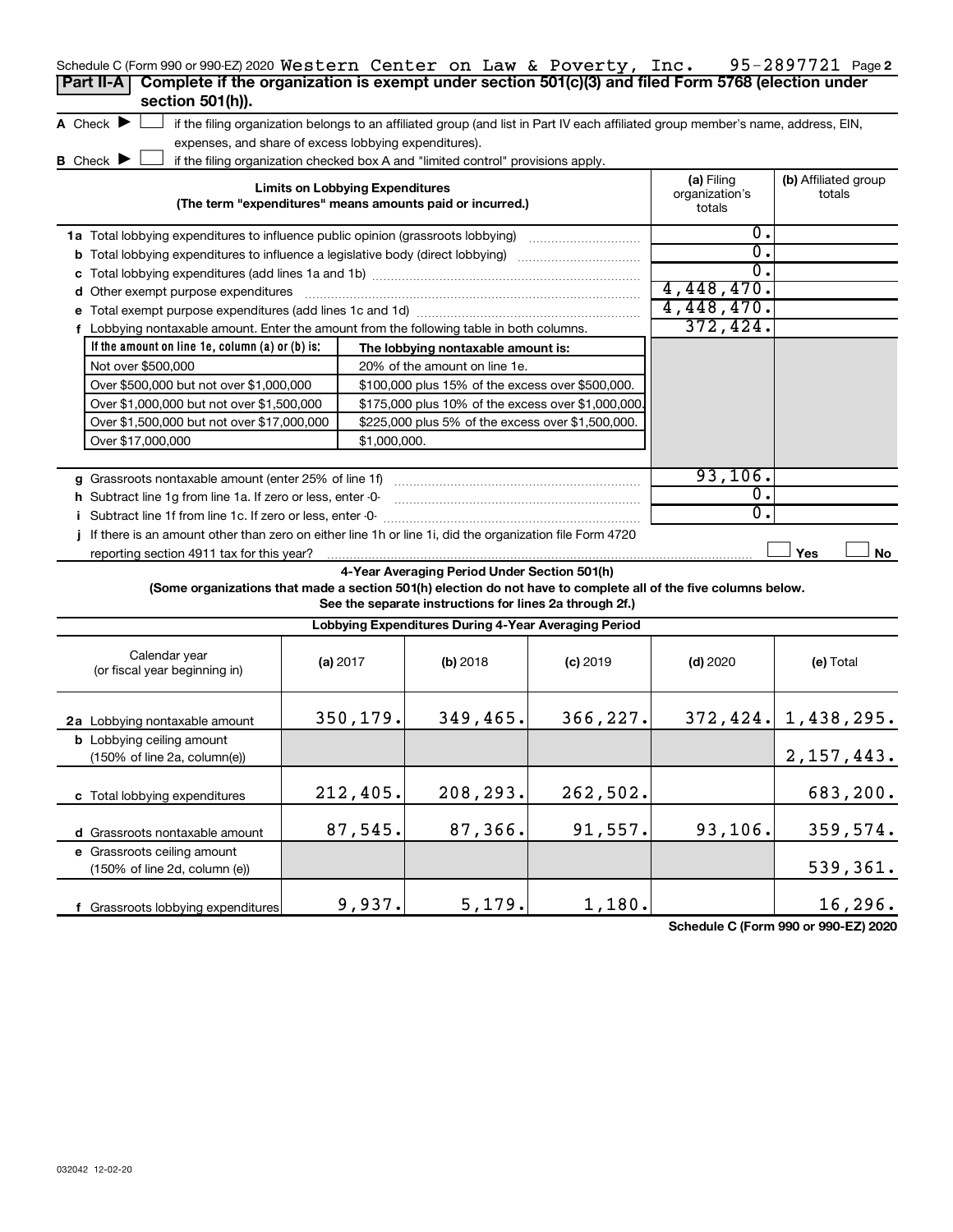Schedule C (Form 990 or 990-EZ) 2020 Western Center on Law & Poverty, Inc. 95-2897721 Page 2

## Part II-A Complete if the organization is exempt under section 501(c)(3) and filed Form 5768 (election under section 501(h)).

**A** Check ▶ ☐ if the filing organization belongs to an affiliated group (and list in Part IV each affiliated group member's name, address, EIN, expenses, and share of excess lobbying expenditures).

**B** Check ▶ ☐ if the filing organization checked box A and "limited control" provisions apply.

| Limits on Lobbying Expenditures (The term "expenditures" means amounts paid or incurred.) | (a) Filing organization's totals | (b) Affiliated group totals |
|---|---|---|
| **1a** Total lobbying expenditures to influence public opinion (grassroots lobbying) | 0. | |
| **b** Total lobbying expenditures to influence a legislative body (direct lobbying) | 0. | |
| **c** Total lobbying expenditures (add lines 1a and 1b) | 0. | |
| **d** Other exempt purpose expenditures | 4,448,470. | |
| **e** Total exempt purpose expenditures (add lines 1c and 1d) | 4,448,470. | |
| **f** Lobbying nontaxable amount. Enter the amount from the following table in both columns. | 372,424. | |

| If the amount on line 1e, column (a) or (b) is: | The lobbying nontaxable amount is: |
|---|---|
| Not over $500,000 | 20% of the amount on line 1e. |
| Over $500,000 but not over $1,000,000 | $100,000 plus 15% of the excess over $500,000. |
| Over $1,000,000 but not over $1,500,000 | $175,000 plus 10% of the excess over $1,000,000. |
| Over $1,500,000 but not over $17,000,000 | $225,000 plus 5% of the excess over $1,500,000. |
| Over $17,000,000 | $1,000,000. |

| | (a) Filing organization's totals | (b) Affiliated group totals |
|---|---|---|
| **g** Grassroots nontaxable amount (enter 25% of line 1f) | 93,106. | |
| **h** Subtract line 1g from line 1a. If zero or less, enter -0- | 0. | |
| **i** Subtract line 1f from line 1c. If zero or less, enter -0- | 0. | |
| **j** If there is an amount other than zero on either line 1h or line 1i, did the organization file Form 4720 reporting section 4911 tax for this year? | ☐ Yes | ☐ No |

### 4-Year Averaging Period Under Section 501(h)

**(Some organizations that made a section 501(h) election do not have to complete all of the five columns below. See the separate instructions for lines 2a through 2f.)**

**Lobbying Expenditures During 4-Year Averaging Period**

| Calendar year (or fiscal year beginning in) | (a) 2017 | (b) 2018 | (c) 2019 | (d) 2020 | (e) Total |
|---|---|---|---|---|---|
| **2a** Lobbying nontaxable amount | 350,179. | 349,465. | 366,227. | 372,424. | 1,438,295. |
| **b** Lobbying ceiling amount (150% of line 2a, column(e)) | | | | | 2,157,443. |
| **c** Total lobbying expenditures | 212,405. | 208,293. | 262,502. | | 683,200. |
| **d** Grassroots nontaxable amount | 87,545. | 87,366. | 91,557. | 93,106. | 359,574. |
| **e** Grassroots ceiling amount (150% of line 2d, column (e)) | | | | | 539,361. |
| **f** Grassroots lobbying expenditures | 9,937. | 5,179. | 1,180. | | 16,296. |

Schedule C (Form 990 or 990-EZ) 2020

032042 12-02-20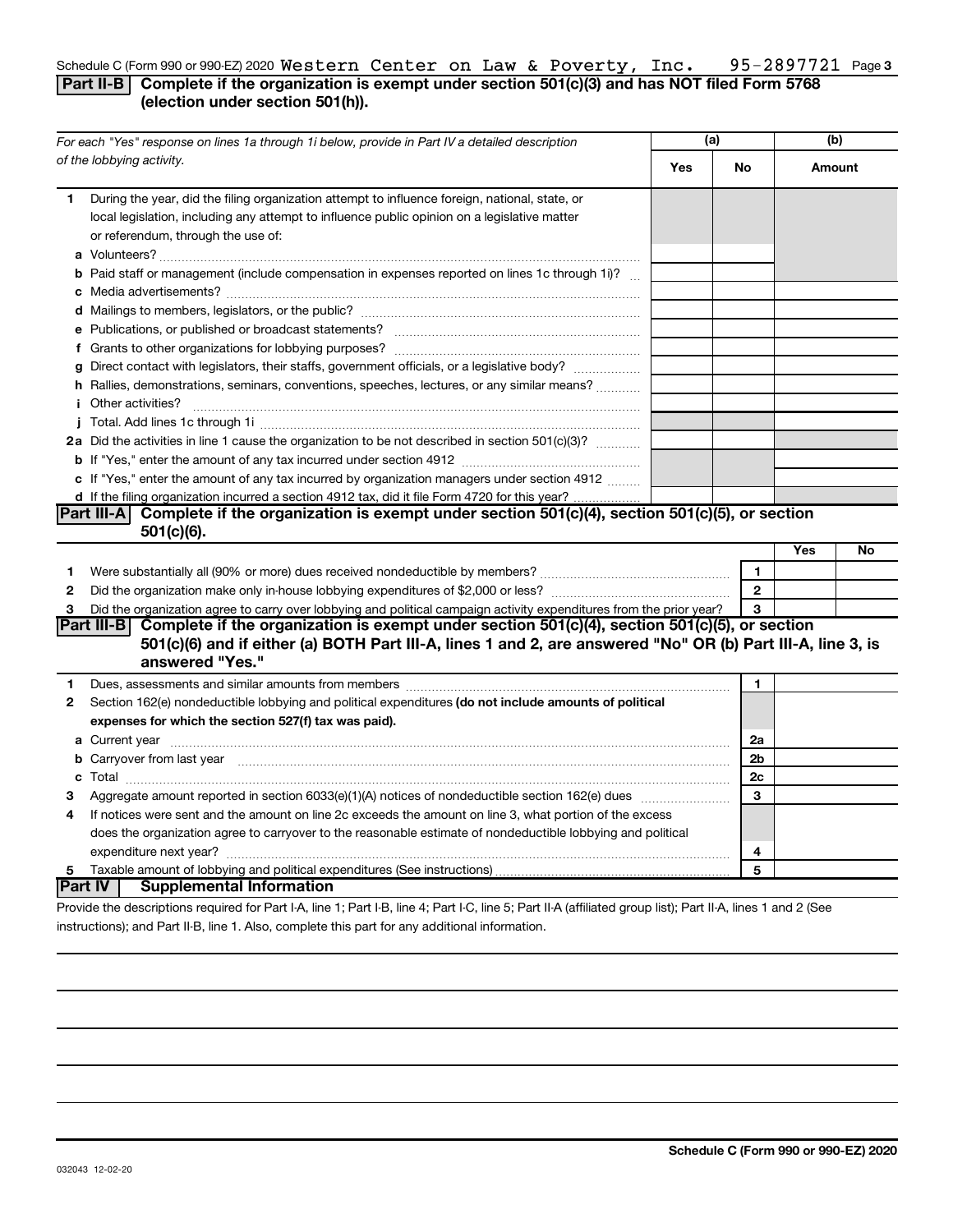Schedule C (Form 990 or 990-EZ) 2020 Western Center on Law & Poverty, Inc. 95-2897721 Page 3

## Part II-B Complete if the organization is exempt under section 501(c)(3) and has NOT filed Form 5768 (election under section 501(h)).

| For each "Yes" response on lines 1a through 1i below, provide in Part IV a detailed description of the lobbying activity. | (a) Yes | (a) No | (b) Amount |
|---|---|---|---|
| **1** During the year, did the filing organization attempt to influence foreign, national, state, or local legislation, including any attempt to influence public opinion on a legislative matter or referendum, through the use of: | | | |
| **a** Volunteers? | | | |
| **b** Paid staff or management (include compensation in expenses reported on lines 1c through 1i)? | | | |
| **c** Media advertisements? | | | |
| **d** Mailings to members, legislators, or the public? | | | |
| **e** Publications, or published or broadcast statements? | | | |
| **f** Grants to other organizations for lobbying purposes? | | | |
| **g** Direct contact with legislators, their staffs, government officials, or a legislative body? | | | |
| **h** Rallies, demonstrations, seminars, conventions, speeches, lectures, or any similar means? | | | |
| **i** Other activities? | | | |
| **j** Total. Add lines 1c through 1i | | | |
| **2a** Did the activities in line 1 cause the organization to be not described in section 501(c)(3)? | | | |
| **b** If "Yes," enter the amount of any tax incurred under section 4912 | | | |
| **c** If "Yes," enter the amount of any tax incurred by organization managers under section 4912 | | | |
| **d** If the filing organization incurred a section 4912 tax, did it file Form 4720 for this year? | | | |

## Part III-A Complete if the organization is exempt under section 501(c)(4), section 501(c)(5), or section 501(c)(6).

| | | | Yes | No |
|---|---|---|---|---|
| **1** | Were substantially all (90% or more) dues received nondeductible by members? | 1 | | |
| **2** | Did the organization make only in-house lobbying expenditures of $2,000 or less? | 2 | | |
| **3** | Did the organization agree to carry over lobbying and political campaign activity expenditures from the prior year? | 3 | | |

## Part III-B Complete if the organization is exempt under section 501(c)(4), section 501(c)(5), or section 501(c)(6) and if either (a) BOTH Part III-A, lines 1 and 2, are answered "No" OR (b) Part III-A, line 3, is answered "Yes."

| | | | |
|---|---|---|---|
| **1** | Dues, assessments and similar amounts from members | 1 | |
| **2** | Section 162(e) nondeductible lobbying and political expenditures **(do not include amounts of political expenses for which the section 527(f) tax was paid).** | | |
| **a** | Current year | 2a | |
| **b** | Carryover from last year | 2b | |
| **c** | Total | 2c | |
| **3** | Aggregate amount reported in section 6033(e)(1)(A) notices of nondeductible section 162(e) dues | 3 | |
| **4** | If notices were sent and the amount on line 2c exceeds the amount on line 3, what portion of the excess does the organization agree to carryover to the reasonable estimate of nondeductible lobbying and political expenditure next year? | 4 | |
| **5** | Taxable amount of lobbying and political expenditures (See instructions) | 5 | |

## Part IV Supplemental Information

Provide the descriptions required for Part I-A, line 1; Part I-B, line 4; Part I-C, line 5; Part II-A (affiliated group list); Part II-A, lines 1 and 2 (See instructions); and Part II-B, line 1. Also, complete this part for any additional information.

Schedule C (Form 990 or 990-EZ) 2020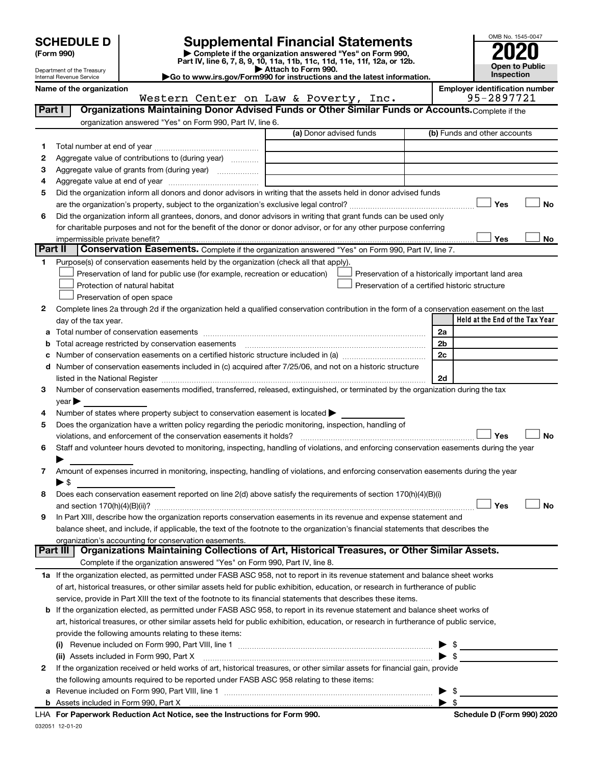**SCHEDULE D**
**(Form 990)**

Department of the Treasury
Internal Revenue Service

# Supplemental Financial Statements

▶ Complete if the organization answered "Yes" on Form 990, Part IV, line 6, 7, 8, 9, 10, 11a, 11b, 11c, 11d, 11e, 11f, 12a, or 12b.
▶ Attach to Form 990.
▶ Go to www.irs.gov/Form990 for instructions and the latest information.

OMB No. 1545-0047
**2020**
**Open to Public Inspection**

**Name of the organization**
Western Center on Law & Poverty, Inc.

**Employer identification number**
95-2897721

## Part I Organizations Maintaining Donor Advised Funds or Other Similar Funds or Accounts.

Complete if the organization answered "Yes" on Form 990, Part IV, line 6.

| | | (a) Donor advised funds | (b) Funds and other accounts |
|---|---|---|---|
| 1 | Total number at end of year | | |
| 2 | Aggregate value of contributions to (during year) | | |
| 3 | Aggregate value of grants from (during year) | | |
| 4 | Aggregate value at end of year | | |

5 Did the organization inform all donors and donor advisors in writing that the assets held in donor advised funds are the organization's property, subject to the organization's exclusive legal control? ☐ Yes ☐ No

6 Did the organization inform all grantees, donors, and donor advisors in writing that grant funds can be used only for charitable purposes and not for the benefit of the donor or donor advisor, or for any other purpose conferring impermissible private benefit? ☐ Yes ☐ No

## Part II Conservation Easements.

Complete if the organization answered "Yes" on Form 990, Part IV, line 7.

1 Purpose(s) of conservation easements held by the organization (check all that apply).

- ☐ Preservation of land for public use (for example, recreation or education)
- ☐ Protection of natural habitat
- ☐ Preservation of open space
- ☐ Preservation of a historically important land area
- ☐ Preservation of a certified historic structure

2 Complete lines 2a through 2d if the organization held a qualified conservation contribution in the form of a conservation easement on the last day of the tax year.

| | | | Held at the End of the Tax Year |
|---|---|---|---|
| a | Total number of conservation easements | 2a | |
| b | Total acreage restricted by conservation easements | 2b | |
| c | Number of conservation easements on a certified historic structure included in (a) | 2c | |
| d | Number of conservation easements included in (c) acquired after 7/25/06, and not on a historic structure listed in the National Register | 2d | |

3 Number of conservation easements modified, transferred, released, extinguished, or terminated by the organization during the tax year ▶

4 Number of states where property subject to conservation easement is located ▶

5 Does the organization have a written policy regarding the periodic monitoring, inspection, handling of violations, and enforcement of the conservation easements it holds? ☐ Yes ☐ No

6 Staff and volunteer hours devoted to monitoring, inspecting, handling of violations, and enforcing conservation easements during the year ▶

7 Amount of expenses incurred in monitoring, inspecting, handling of violations, and enforcing conservation easements during the year ▶ $

8 Does each conservation easement reported on line 2(d) above satisfy the requirements of section 170(h)(4)(B)(i) and section 170(h)(4)(B)(ii)? ☐ Yes ☐ No

9 In Part XIII, describe how the organization reports conservation easements in its revenue and expense statement and balance sheet, and include, if applicable, the text of the footnote to the organization's financial statements that describes the organization's accounting for conservation easements.

## Part III Organizations Maintaining Collections of Art, Historical Treasures, or Other Similar Assets.

Complete if the organization answered "Yes" on Form 990, Part IV, line 8.

1a If the organization elected, as permitted under FASB ASC 958, not to report in its revenue statement and balance sheet works of art, historical treasures, or other similar assets held for public exhibition, education, or research in furtherance of public service, provide in Part XIII the text of the footnote to its financial statements that describes these items.

b If the organization elected, as permitted under FASB ASC 958, to report in its revenue statement and balance sheet works of art, historical treasures, or other similar assets held for public exhibition, education, or research in furtherance of public service, provide the following amounts relating to these items:

(i) Revenue included on Form 990, Part VIII, line 1 ▶ $

(ii) Assets included in Form 990, Part X ▶ $

2 If the organization received or held works of art, historical treasures, or other similar assets for financial gain, provide the following amounts required to be reported under FASB ASC 958 relating to these items:

a Revenue included on Form 990, Part VIII, line 1 ▶ $

b Assets included in Form 990, Part X ▶ $

LHA **For Paperwork Reduction Act Notice, see the Instructions for Form 990.** **Schedule D (Form 990) 2020**

032051 12-01-20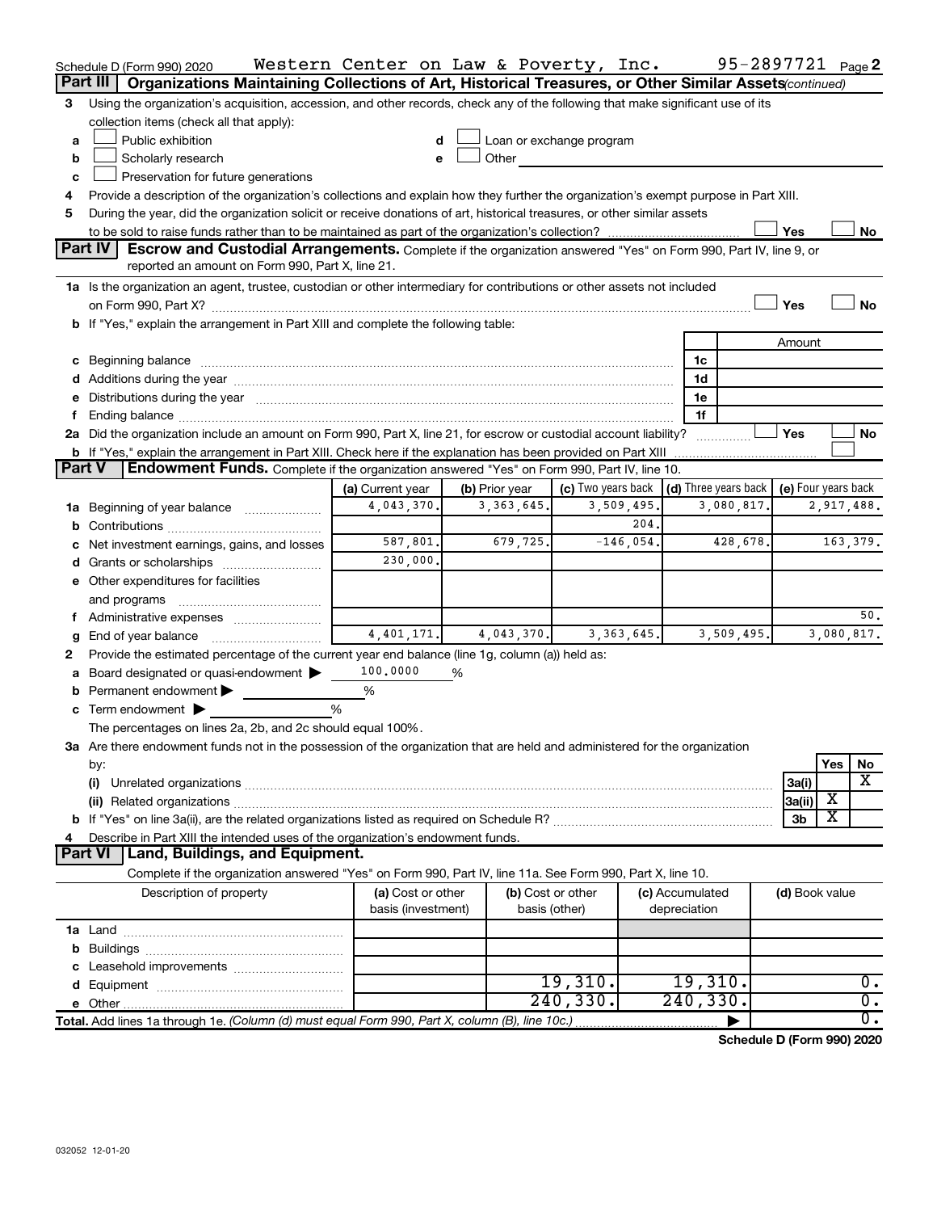Schedule D (Form 990) 2020 Western Center on Law & Poverty, Inc. 95-2897721 Page 2

## Part III Organizations Maintaining Collections of Art, Historical Treasures, or Other Similar Assets *(continued)*

3 Using the organization's acquisition, accession, and other records, check any of the following that make significant use of its collection items (check all that apply):

a ☐ Public exhibition
b ☐ Scholarly research
c ☐ Preservation for future generations
d ☐ Loan or exchange program
e ☐ Other

4 Provide a description of the organization's collections and explain how they further the organization's exempt purpose in Part XIII.

5 During the year, did the organization solicit or receive donations of art, historical treasures, or other similar assets to be sold to raise funds rather than to be maintained as part of the organization's collection? ☐ Yes ☐ No

## Part IV Escrow and Custodial Arrangements.

Complete if the organization answered "Yes" on Form 990, Part IV, line 9, or reported an amount on Form 990, Part X, line 21.

1a Is the organization an agent, trustee, custodian or other intermediary for contributions or other assets not included on Form 990, Part X? ☐ Yes ☐ No

b If "Yes," explain the arrangement in Part XIII and complete the following table:

| | | Amount |
|---|---|---|
| c Beginning balance | 1c | |
| d Additions during the year | 1d | |
| e Distributions during the year | 1e | |
| f Ending balance | 1f | |

2a Did the organization include an amount on Form 990, Part X, line 21, for escrow or custodial account liability? ☐ Yes ☐ No

b If "Yes," explain the arrangement in Part XIII. Check here if the explanation has been provided on Part XIII ☐

## Part V Endowment Funds.

Complete if the organization answered "Yes" on Form 990, Part IV, line 10.

| | (a) Current year | (b) Prior year | (c) Two years back | (d) Three years back | (e) Four years back |
|---|---|---|---|---|---|
| 1a Beginning of year balance | 4,043,370. | 3,363,645. | 3,509,495. | 3,080,817. | 2,917,488. |
| b Contributions | | | 204. | | |
| c Net investment earnings, gains, and losses | 587,801. | 679,725. | -146,054. | 428,678. | 163,379. |
| d Grants or scholarships | 230,000. | | | | |
| e Other expenditures for facilities and programs | | | | | |
| f Administrative expenses | | | | | 50. |
| g End of year balance | 4,401,171. | 4,043,370. | 3,363,645. | 3,509,495. | 3,080,817. |

2 Provide the estimated percentage of the current year end balance (line 1g, column (a)) held as:

a Board designated or quasi-endowment ▶ 100.0000 %

b Permanent endowment ▶ %

c Term endowment ▶ %

The percentages on lines 2a, 2b, and 2c should equal 100%.

3a Are there endowment funds not in the possession of the organization that are held and administered for the organization by:

| | | Yes | No |
|---|---|---|---|
| (i) Unrelated organizations | 3a(i) | | X |
| (ii) Related organizations | 3a(ii) | X | |
| b If "Yes" on line 3a(ii), are the related organizations listed as required on Schedule R? | 3b | X | |

4 Describe in Part XIII the intended uses of the organization's endowment funds.

## Part VI Land, Buildings, and Equipment.

Complete if the organization answered "Yes" on Form 990, Part IV, line 11a. See Form 990, Part X, line 10.

| Description of property | (a) Cost or other basis (investment) | (b) Cost or other basis (other) | (c) Accumulated depreciation | (d) Book value |
|---|---|---|---|---|
| 1a Land | | | | |
| b Buildings | | | | |
| c Leasehold improvements | | | | |
| d Equipment | | 19,310. | 19,310. | 0. |
| e Other | | 240,330. | 240,330. | 0. |
| **Total.** Add lines 1a through 1e. *(Column (d) must equal Form 990, Part X, column (B), line 10c.)* | | | ▶ | 0. |

**Schedule D (Form 990) 2020**

032052 12-01-20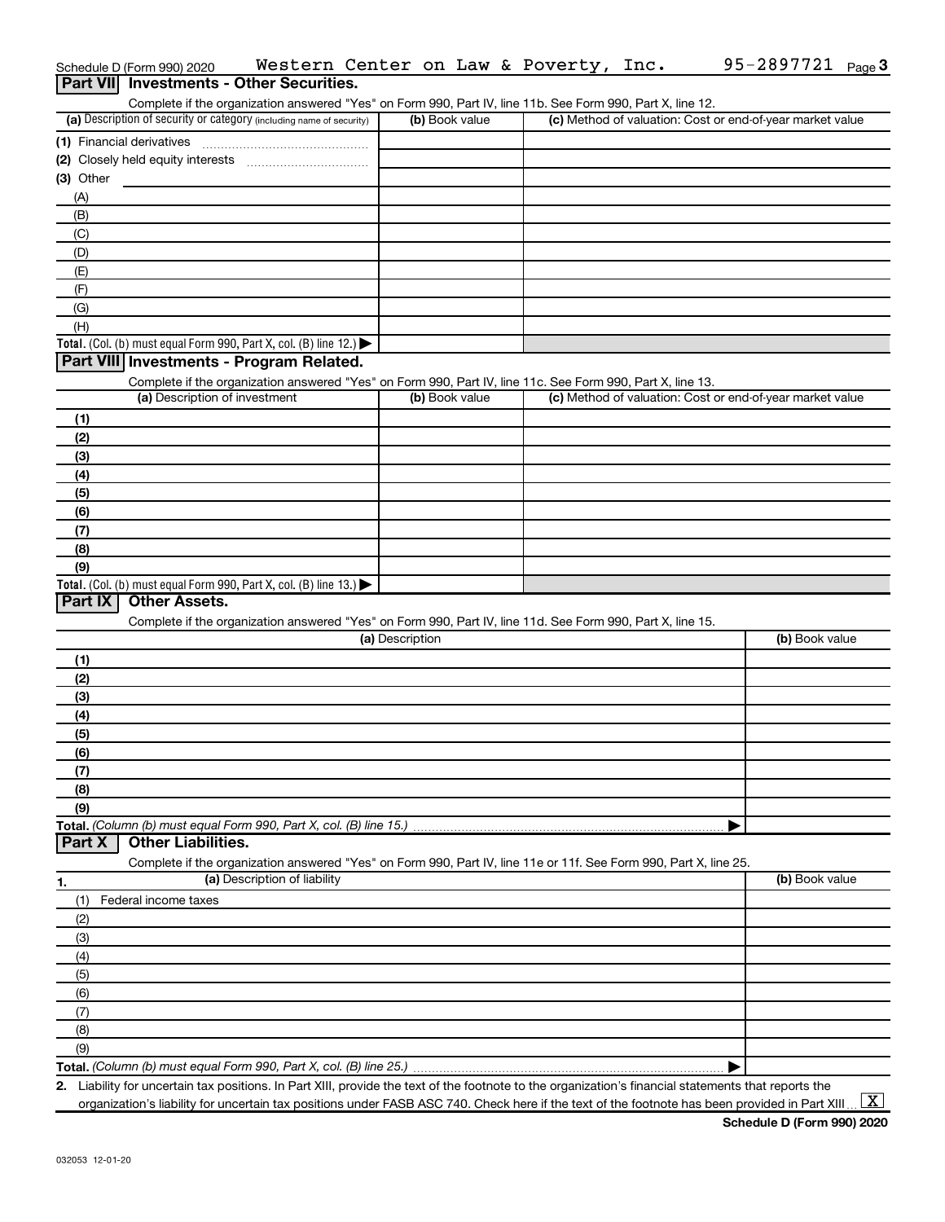Schedule D (Form 990) 2020 Western Center on Law & Poverty, Inc. 95-2897721 Page 3

## Part VII Investments - Other Securities.

Complete if the organization answered "Yes" on Form 990, Part IV, line 11b. See Form 990, Part X, line 12.

| (a) Description of security or category (including name of security) | (b) Book value | (c) Method of valuation: Cost or end-of-year market value |
|---|---|---|
| (1) Financial derivatives | | |
| (2) Closely held equity interests | | |
| (3) Other | | |
| (A) | | |
| (B) | | |
| (C) | | |
| (D) | | |
| (E) | | |
| (F) | | |
| (G) | | |
| (H) | | |
| **Total.** (Col. (b) must equal Form 990, Part X, col. (B) line 12.) ▶ | | |

## Part VIII Investments - Program Related.

Complete if the organization answered "Yes" on Form 990, Part IV, line 11c. See Form 990, Part X, line 13.

| (a) Description of investment | (b) Book value | (c) Method of valuation: Cost or end-of-year market value |
|---|---|---|
| (1) | | |
| (2) | | |
| (3) | | |
| (4) | | |
| (5) | | |
| (6) | | |
| (7) | | |
| (8) | | |
| (9) | | |
| **Total.** (Col. (b) must equal Form 990, Part X, col. (B) line 13.) ▶ | | |

## Part IX Other Assets.

Complete if the organization answered "Yes" on Form 990, Part IV, line 11d. See Form 990, Part X, line 15.

| (a) Description | (b) Book value |
|---|---|
| (1) | |
| (2) | |
| (3) | |
| (4) | |
| (5) | |
| (6) | |
| (7) | |
| (8) | |
| (9) | |
| **Total.** *(Column (b) must equal Form 990, Part X, col. (B) line 15.)* ▶ | |

## Part X Other Liabilities.

Complete if the organization answered "Yes" on Form 990, Part IV, line 11e or 11f. See Form 990, Part X, line 25.

| 1. (a) Description of liability | (b) Book value |
|---|---|
| (1) Federal income taxes | |
| (2) | |
| (3) | |
| (4) | |
| (5) | |
| (6) | |
| (7) | |
| (8) | |
| (9) | |
| **Total.** *(Column (b) must equal Form 990, Part X, col. (B) line 25.)* ▶ | |

**2.** Liability for uncertain tax positions. In Part XIII, provide the text of the footnote to the organization's financial statements that reports the organization's liability for uncertain tax positions under FASB ASC 740. Check here if the text of the footnote has been provided in Part XIII ... [X]

**Schedule D (Form 990) 2020**

032053 12-01-20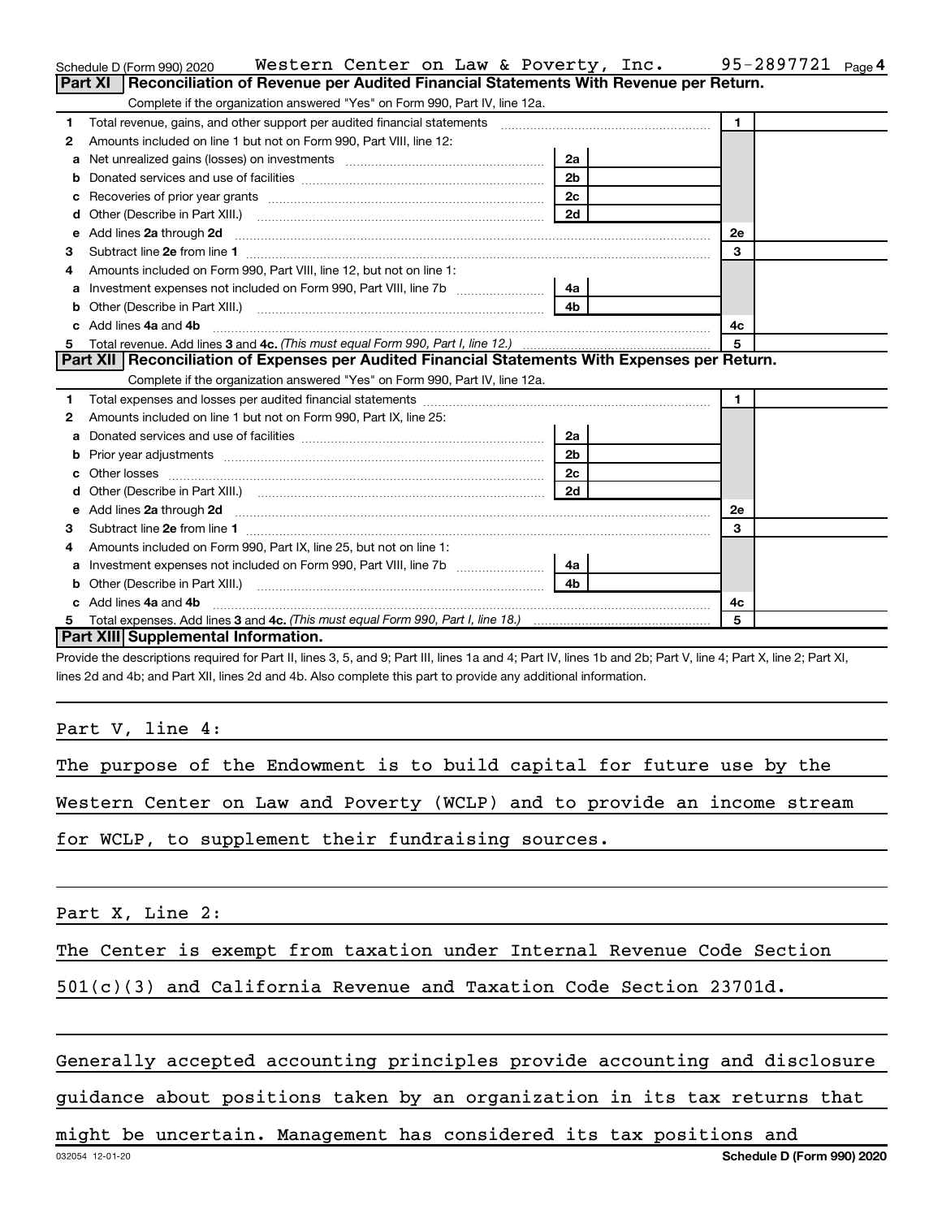Schedule D (Form 990) 2020 Western Center on Law & Poverty, Inc. 95-2897721 Page 4

## Part XI Reconciliation of Revenue per Audited Financial Statements With Revenue per Return.

Complete if the organization answered "Yes" on Form 990, Part IV, line 12a.

| | | | | | |
|---|---|---|---|---|---|
| 1 | Total revenue, gains, and other support per audited financial statements | | | 1 | |
| 2 | Amounts included on line 1 but not on Form 990, Part VIII, line 12: | | | | |
| a | Net unrealized gains (losses) on investments | 2a | | | |
| b | Donated services and use of facilities | 2b | | | |
| c | Recoveries of prior year grants | 2c | | | |
| d | Other (Describe in Part XIII.) | 2d | | | |
| e | Add lines **2a** through **2d** | | | 2e | |
| 3 | Subtract line **2e** from line **1** | | | 3 | |
| 4 | Amounts included on Form 990, Part VIII, line 12, but not on line 1: | | | | |
| a | Investment expenses not included on Form 990, Part VIII, line 7b | 4a | | | |
| b | Other (Describe in Part XIII.) | 4b | | | |
| c | Add lines **4a** and **4b** | | | 4c | |
| 5 | Total revenue. Add lines **3** and **4c.** *(This must equal Form 990, Part I, line 12.)* | | | 5 | |

## Part XII Reconciliation of Expenses per Audited Financial Statements With Expenses per Return.

Complete if the organization answered "Yes" on Form 990, Part IV, line 12a.

| | | | | | |
|---|---|---|---|---|---|
| 1 | Total expenses and losses per audited financial statements | | | 1 | |
| 2 | Amounts included on line 1 but not on Form 990, Part IX, line 25: | | | | |
| a | Donated services and use of facilities | 2a | | | |
| b | Prior year adjustments | 2b | | | |
| c | Other losses | 2c | | | |
| d | Other (Describe in Part XIII.) | 2d | | | |
| e | Add lines **2a** through **2d** | | | 2e | |
| 3 | Subtract line **2e** from line **1** | | | 3 | |
| 4 | Amounts included on Form 990, Part IX, line 25, but not on line 1: | | | | |
| a | Investment expenses not included on Form 990, Part VIII, line 7b | 4a | | | |
| b | Other (Describe in Part XIII.) | 4b | | | |
| c | Add lines **4a** and **4b** | | | 4c | |
| 5 | Total expenses. Add lines **3** and **4c.** *(This must equal Form 990, Part I, line 18.)* | | | 5 | |

## Part XIII Supplemental Information.

Provide the descriptions required for Part II, lines 3, 5, and 9; Part III, lines 1a and 4; Part IV, lines 1b and 2b; Part V, line 4; Part X, line 2; Part XI, lines 2d and 4b; and Part XII, lines 2d and 4b. Also complete this part to provide any additional information.

Part V, line 4:

The purpose of the Endowment is to build capital for future use by the Western Center on Law and Poverty (WCLP) and to provide an income stream for WCLP, to supplement their fundraising sources.

Part X, Line 2:

The Center is exempt from taxation under Internal Revenue Code Section 501(c)(3) and California Revenue and Taxation Code Section 23701d.

Generally accepted accounting principles provide accounting and disclosure guidance about positions taken by an organization in its tax returns that might be uncertain. Management has considered its tax positions and

032054 12-01-20 **Schedule D (Form 990) 2020**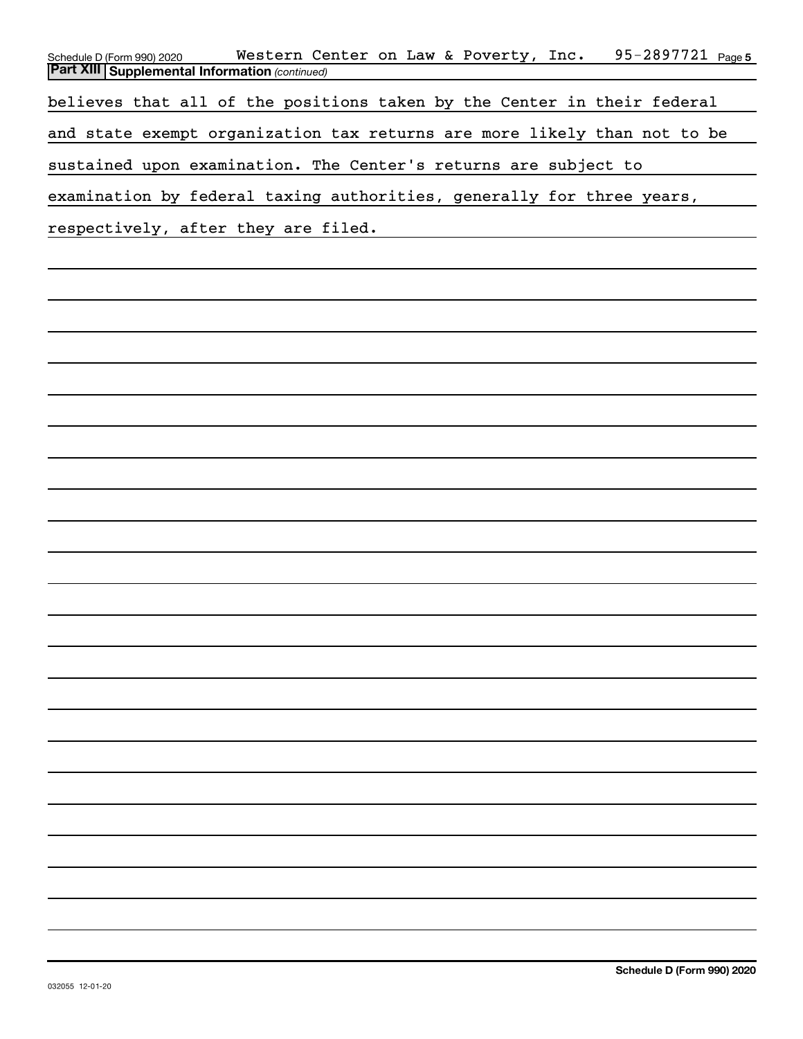## Part XIII Supplemental Information *(continued)*

believes that all of the positions taken by the Center in their federal and state exempt organization tax returns are more likely than not to be sustained upon examination. The Center's returns are subject to examination by federal taxing authorities, generally for three years, respectively, after they are filed.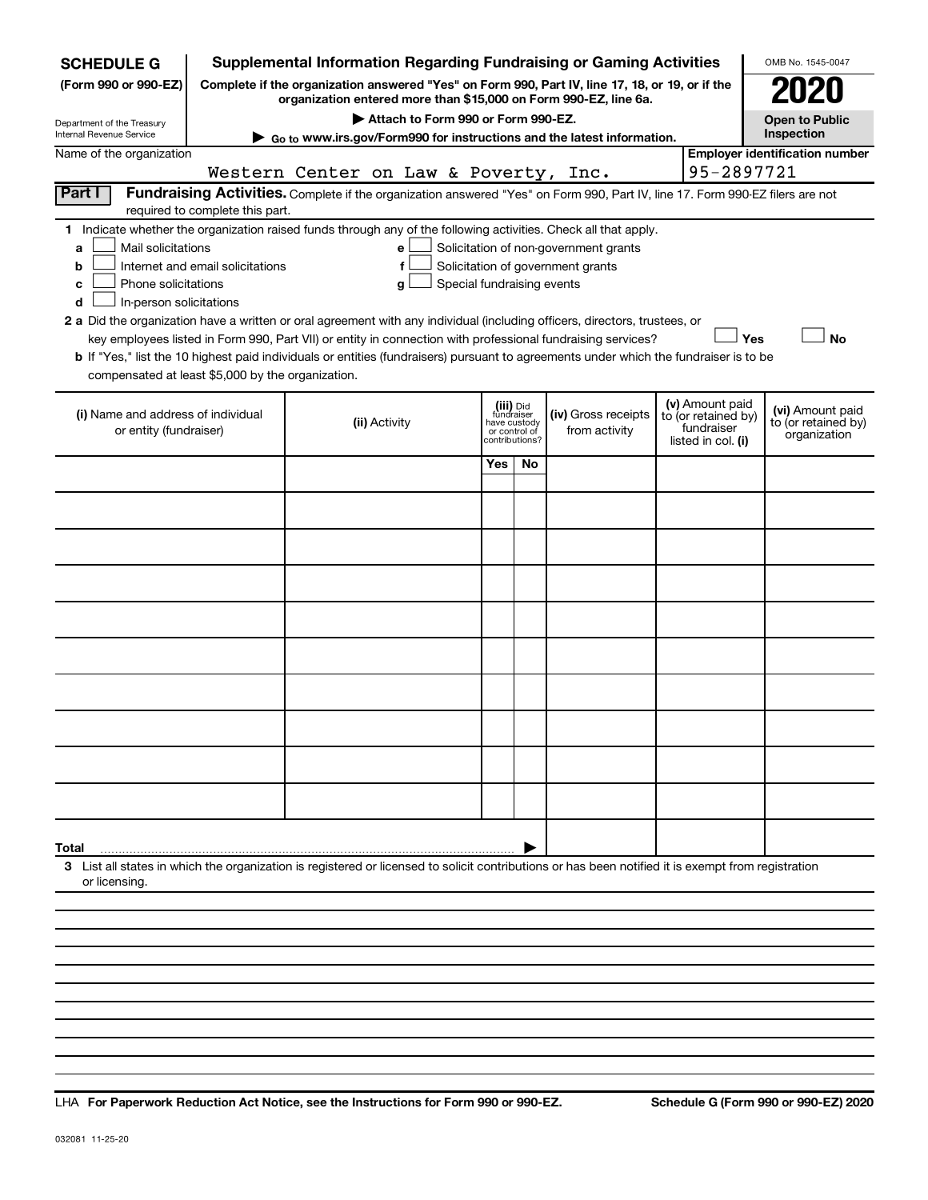**SCHEDULE G** (Form 990 or 990-EZ)

Department of the Treasury
Internal Revenue Service

# Supplemental Information Regarding Fundraising or Gaming Activities

**Complete if the organization answered "Yes" on Form 990, Part IV, line 17, 18, or 19, or if the organization entered more than $15,000 on Form 990-EZ, line 6a.**

**▶ Attach to Form 990 or Form 990-EZ.**

**▶ Go to www.irs.gov/Form990 for instructions and the latest information.**

OMB No. 1545-0047

**2020**

**Open to Public Inspection**

Name of the organization: Western Center on Law & Poverty, Inc.

Employer identification number: 95-2897721

## Part I Fundraising Activities.

Complete if the organization answered "Yes" on Form 990, Part IV, line 17. Form 990-EZ filers are not required to complete this part.

**1** Indicate whether the organization raised funds through any of the following activities. Check all that apply.

- **a** ☐ Mail solicitations
- **b** ☐ Internet and email solicitations
- **c** ☐ Phone solicitations
- **d** ☐ In-person solicitations
- **e** ☐ Solicitation of non-government grants
- **f** ☐ Solicitation of government grants
- **g** ☐ Special fundraising events

**2 a** Did the organization have a written or oral agreement with any individual (including officers, directors, trustees, or key employees listed in Form 990, Part VII) or entity in connection with professional fundraising services? ☐ Yes ☐ No

**b** If "Yes," list the 10 highest paid individuals or entities (fundraisers) pursuant to agreements under which the fundraiser is to be compensated at least $5,000 by the organization.

| (i) Name and address of individual or entity (fundraiser) | (ii) Activity | (iii) Did fundraiser have custody or control of contributions? | | (iv) Gross receipts from activity | (v) Amount paid to (or retained by) fundraiser listed in col. (i) | (vi) Amount paid to (or retained by) organization |
|---|---|---|---|---|---|---|
| | | Yes | No | | | |
| | | | | | | |
| | | | | | | |
| | | | | | | |
| | | | | | | |
| | | | | | | |
| | | | | | | |
| | | | | | | |
| | | | | | | |
| | | | | | | |
| | | | | | | |
| **Total** ▶ | | | | | | |

**3** List all states in which the organization is registered or licensed to solicit contributions or has been notified it is exempt from registration or licensing.

LHA **For Paperwork Reduction Act Notice, see the Instructions for Form 990 or 990-EZ.** **Schedule G (Form 990 or 990-EZ) 2020**

032081 11-25-20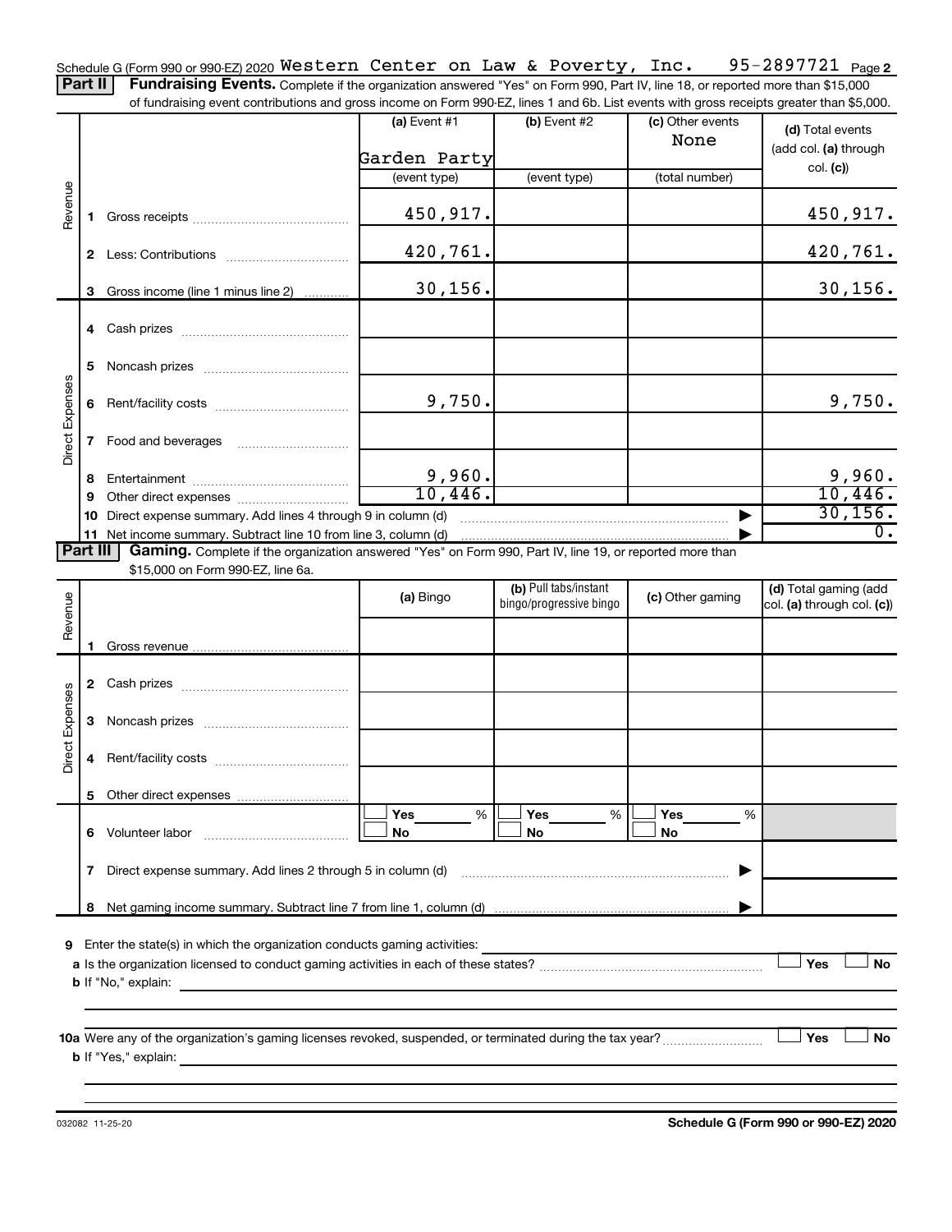Schedule G (Form 990 or 990-EZ) 2020 Western Center on Law & Poverty, Inc. 95-2897721 Page 2

**Part II** **Fundraising Events.** Complete if the organization answered "Yes" on Form 990, Part IV, line 18, or reported more than $15,000 of fundraising event contributions and gross income on Form 990-EZ, lines 1 and 6b. List events with gross receipts greater than $5,000.

| | | | (a) Event #1 | (b) Event #2 | (c) Other events | (d) Total events (add col. (a) through col. (c)) |
|---|---|---|---|---|---|---|
| | | | Garden Party | | None | |
| | | | (event type) | (event type) | (total number) | |
| Revenue | 1 | Gross receipts | 450,917. | | | 450,917. |
| | 2 | Less: Contributions | 420,761. | | | 420,761. |
| | 3 | Gross income (line 1 minus line 2) | 30,156. | | | 30,156. |
| Direct Expenses | 4 | Cash prizes | | | | |
| | 5 | Noncash prizes | | | | |
| | 6 | Rent/facility costs | 9,750. | | | 9,750. |
| | 7 | Food and beverages | | | | |
| | 8 | Entertainment | 9,960. | | | 9,960. |
| | 9 | Other direct expenses | 10,446. | | | 10,446. |
| | 10 | Direct expense summary. Add lines 4 through 9 in column (d) | | | | 30,156. |
| | 11 | Net income summary. Subtract line 10 from line 3, column (d) | | | | 0. |

**Part III** **Gaming.** Complete if the organization answered "Yes" on Form 990, Part IV, line 19, or reported more than $15,000 on Form 990-EZ, line 6a.

| | | | (a) Bingo | (b) Pull tabs/instant bingo/progressive bingo | (c) Other gaming | (d) Total gaming (add col. (a) through col. (c)) |
|---|---|---|---|---|---|---|
| Revenue | 1 | Gross revenue | | | | |
| Direct Expenses | 2 | Cash prizes | | | | |
| | 3 | Noncash prizes | | | | |
| | 4 | Rent/facility costs | | | | |
| | 5 | Other direct expenses | | | | |
| | 6 | Volunteer labor | ☐ Yes ___ % ☐ No | ☐ Yes ___ % ☐ No | ☐ Yes ___ % ☐ No | |
| | 7 | Direct expense summary. Add lines 2 through 5 in column (d) | | | | |
| | 8 | Net gaming income summary. Subtract line 7 from line 1, column (d) | | | | |

**9** Enter the state(s) in which the organization conducts gaming activities:

**a** Is the organization licensed to conduct gaming activities in each of these states? ☐ Yes ☐ No

**b** If "No," explain:

**10a** Were any of the organization's gaming licenses revoked, suspended, or terminated during the tax year? ☐ Yes ☐ No

**b** If "Yes," explain:

032082 11-25-20 **Schedule G (Form 990 or 990-EZ) 2020**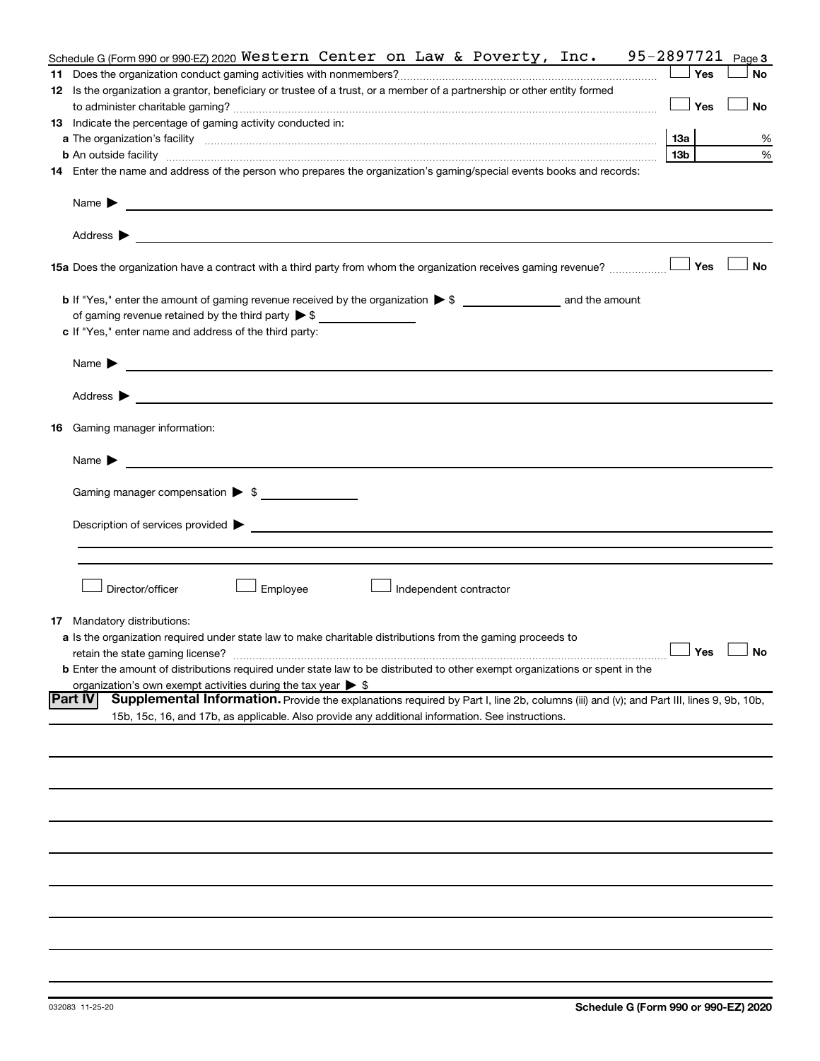Schedule G (Form 990 or 990-EZ) 2020 Western Center on Law & Poverty, Inc. 95-2897721 Page 3

**11** Does the organization conduct gaming activities with nonmembers? ☐ Yes ☐ No

**12** Is the organization a grantor, beneficiary or trustee of a trust, or a member of a partnership or other entity formed to administer charitable gaming? ☐ Yes ☐ No

**13** Indicate the percentage of gaming activity conducted in:

**a** The organization's facility ..... **13a** ____ %

**b** An outside facility ..... **13b** ____ %

**14** Enter the name and address of the person who prepares the organization's gaming/special events books and records:

Name ▶ ____________________

Address ▶ ____________________

**15a** Does the organization have a contract with a third party from whom the organization receives gaming revenue? ☐ Yes ☐ No

**b** If "Yes," enter the amount of gaming revenue received by the organization ▶ $ ________ and the amount of gaming revenue retained by the third party ▶ $ ________

**c** If "Yes," enter name and address of the third party:

Name ▶ ____________________

Address ▶ ____________________

**16** Gaming manager information:

Name ▶ ____________________

Gaming manager compensation ▶ $ ________

Description of services provided ▶ ____________________

☐ Director/officer ☐ Employee ☐ Independent contractor

**17** Mandatory distributions:

**a** Is the organization required under state law to make charitable distributions from the gaming proceeds to retain the state gaming license? ☐ Yes ☐ No

**b** Enter the amount of distributions required under state law to be distributed to other exempt organizations or spent in the organization's own exempt activities during the tax year ▶ $

**Part IV** **Supplemental Information.** Provide the explanations required by Part I, line 2b, columns (iii) and (v); and Part III, lines 9, 9b, 10b, 15b, 15c, 16, and 17b, as applicable. Also provide any additional information. See instructions.

032083 11-25-20 **Schedule G (Form 990 or 990-EZ) 2020**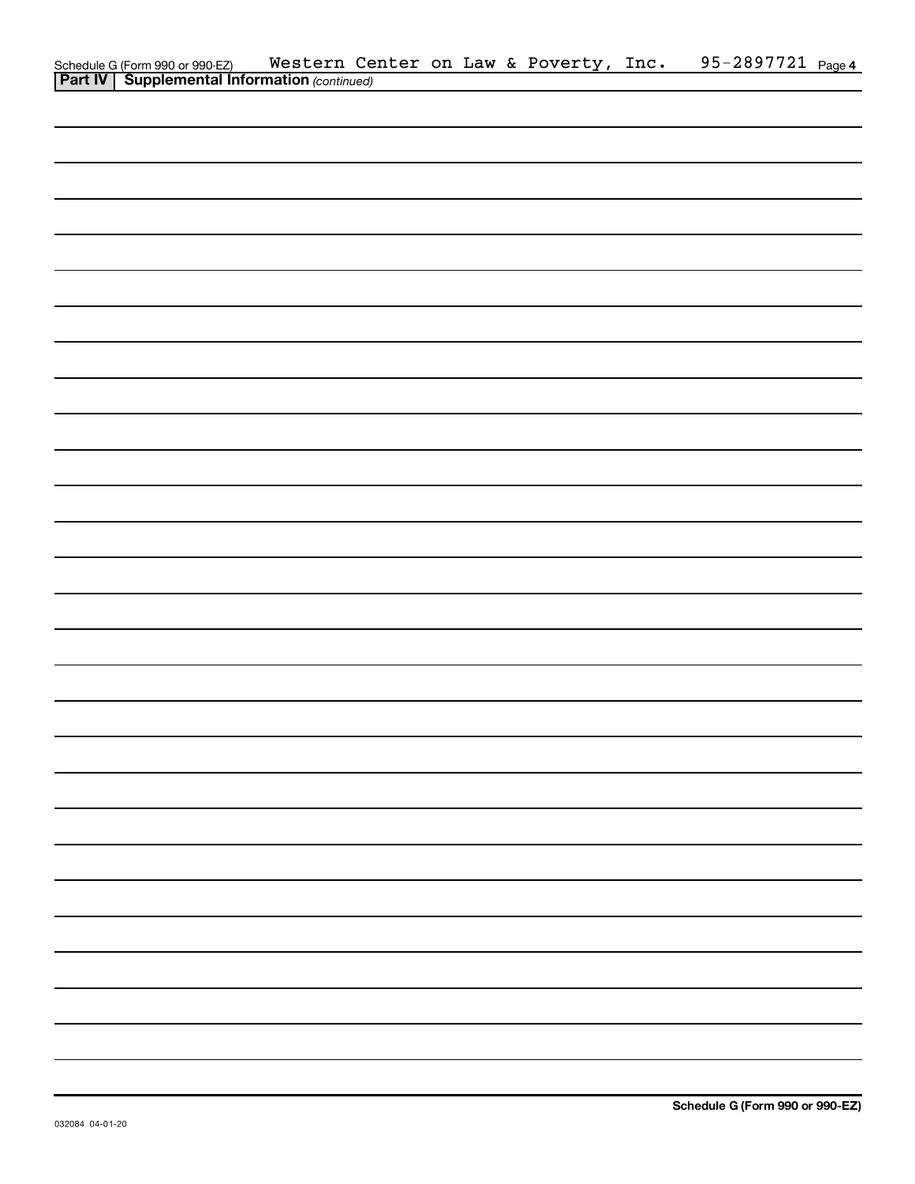Schedule G (Form 990 or 990-EZ) Western Center on Law & Poverty, Inc. 95-2897721 Page 4

**Part IV | Supplemental Information** *(continued)*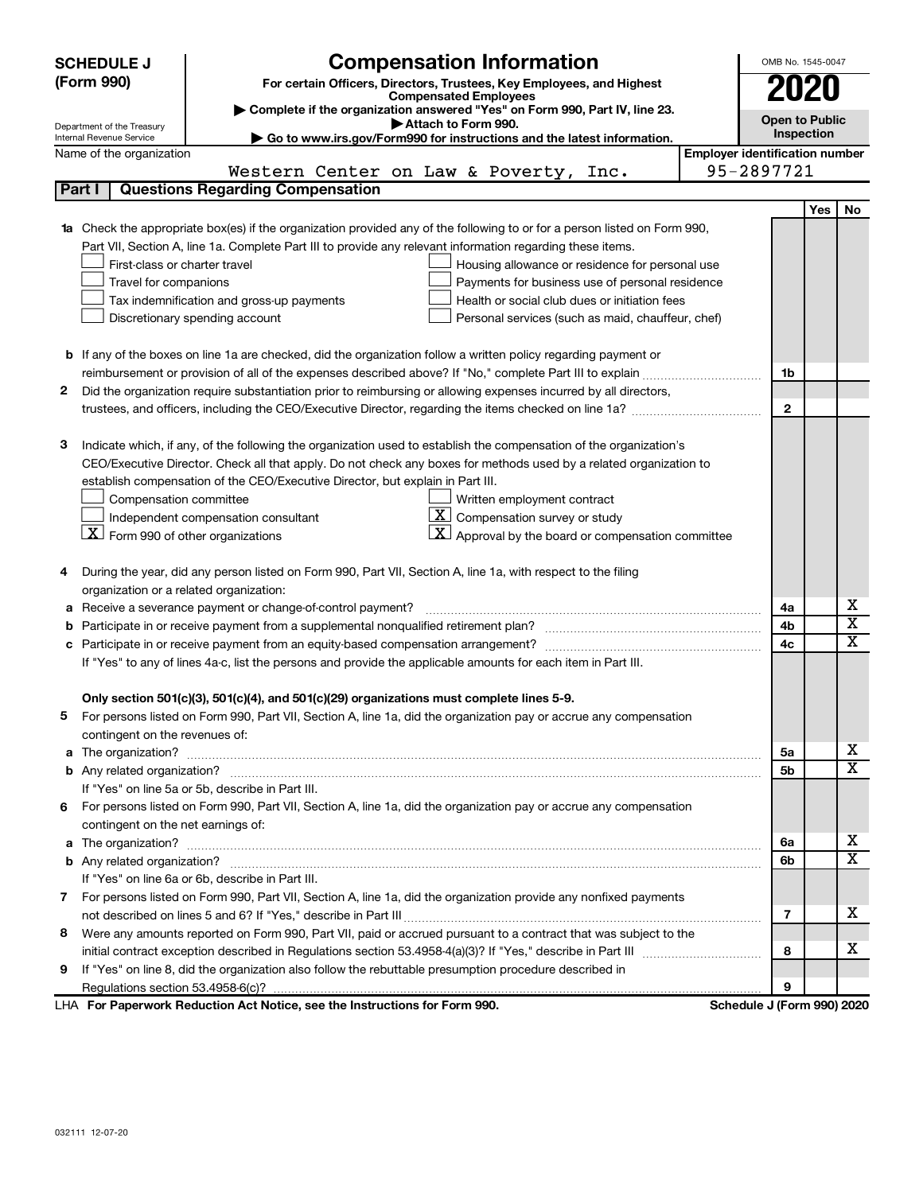# SCHEDULE J (Form 990)

# Compensation Information

**For certain Officers, Directors, Trustees, Key Employees, and Highest Compensated Employees**

▶ Complete if the organization answered "Yes" on Form 990, Part IV, line 23.
▶ Attach to Form 990.
▶ Go to www.irs.gov/Form990 for instructions and the latest information.

Department of the Treasury
Internal Revenue Service

OMB No. 1545-0047

**2020**

**Open to Public Inspection**

| Name of the organization | Employer identification number |
|---|---|
| Western Center on Law & Poverty, Inc. | 95-2897721 |

## Part I | Questions Regarding Compensation

| | | | Yes | No |
|---|---|---|---|---|
| **1a** | Check the appropriate box(es) if the organization provided any of the following to or for a person listed on Form 990, Part VII, Section A, line 1a. Complete Part III to provide any relevant information regarding these items.<br>☐ First-class or charter travel ☐ Housing allowance or residence for personal use<br>☐ Travel for companions ☐ Payments for business use of personal residence<br>☐ Tax indemnification and gross-up payments ☐ Health or social club dues or initiation fees<br>☐ Discretionary spending account ☐ Personal services (such as maid, chauffeur, chef) | | | |
| **b** | If any of the boxes on line 1a are checked, did the organization follow a written policy regarding payment or reimbursement or provision of all of the expenses described above? If "No," complete Part III to explain | 1b | | |
| **2** | Did the organization require substantiation prior to reimbursing or allowing expenses incurred by all directors, trustees, and officers, including the CEO/Executive Director, regarding the items checked on line 1a? | 2 | | |
| **3** | Indicate which, if any, of the following the organization used to establish the compensation of the organization's CEO/Executive Director. Check all that apply. Do not check any boxes for methods used by a related organization to establish compensation of the CEO/Executive Director, but explain in Part III.<br>☐ Compensation committee ☐ Written employment contract<br>☐ Independent compensation consultant ☒ Compensation survey or study<br>☒ Form 990 of other organizations ☒ Approval by the board or compensation committee | | | |
| **4** | During the year, did any person listed on Form 990, Part VII, Section A, line 1a, with respect to the filing organization or a related organization: | | | |
| **a** | Receive a severance payment or change-of-control payment? | 4a | | X |
| **b** | Participate in or receive payment from a supplemental nonqualified retirement plan? | 4b | | X |
| **c** | Participate in or receive payment from an equity-based compensation arrangement? | 4c | | X |
| | If "Yes" to any of lines 4a-c, list the persons and provide the applicable amounts for each item in Part III. | | | |
| | **Only section 501(c)(3), 501(c)(4), and 501(c)(29) organizations must complete lines 5-9.** | | | |
| **5** | For persons listed on Form 990, Part VII, Section A, line 1a, did the organization pay or accrue any compensation contingent on the revenues of: | | | |
| **a** | The organization? | 5a | | X |
| **b** | Any related organization? | 5b | | X |
| | If "Yes" on line 5a or 5b, describe in Part III. | | | |
| **6** | For persons listed on Form 990, Part VII, Section A, line 1a, did the organization pay or accrue any compensation contingent on the net earnings of: | | | |
| **a** | The organization? | 6a | | X |
| **b** | Any related organization? | 6b | | X |
| | If "Yes" on line 6a or 6b, describe in Part III. | | | |
| **7** | For persons listed on Form 990, Part VII, Section A, line 1a, did the organization provide any nonfixed payments not described on lines 5 and 6? If "Yes," describe in Part III | 7 | | X |
| **8** | Were any amounts reported on Form 990, Part VII, paid or accrued pursuant to a contract that was subject to the initial contract exception described in Regulations section 53.4958-4(a)(3)? If "Yes," describe in Part III | 8 | | X |
| **9** | If "Yes" on line 8, did the organization also follow the rebuttable presumption procedure described in Regulations section 53.4958-6(c)? | 9 | | |

LHA **For Paperwork Reduction Act Notice, see the Instructions for Form 990.** **Schedule J (Form 990) 2020**

032111 12-07-20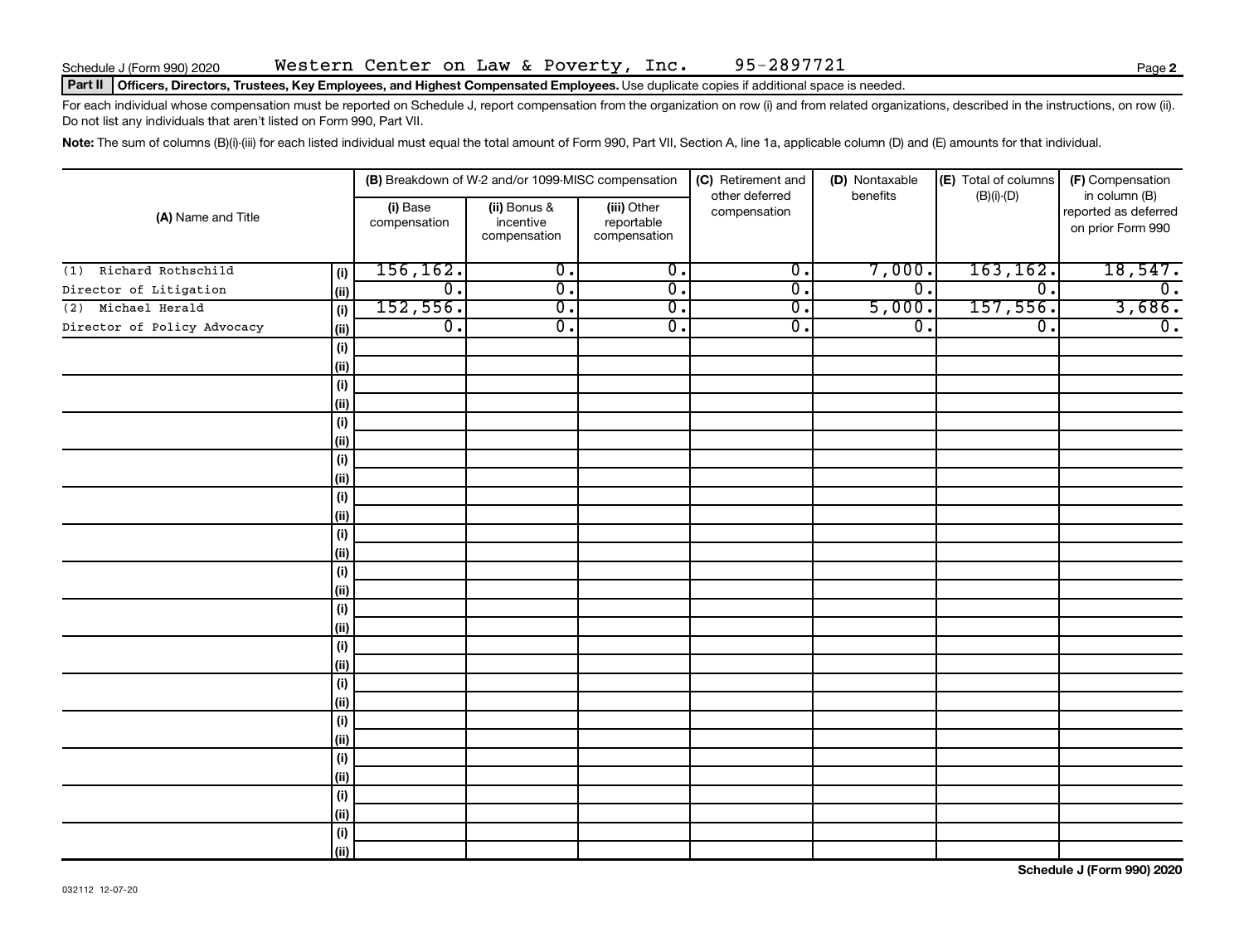Schedule J (Form 990) 2020 Western Center on Law & Poverty, Inc. 95-2897721

**Part II** **Officers, Directors, Trustees, Key Employees, and Highest Compensated Employees.** Use duplicate copies if additional space is needed.

For each individual whose compensation must be reported on Schedule J, report compensation from the organization on row (i) and from related organizations, described in the instructions, on row (ii). Do not list any individuals that aren't listed on Form 990, Part VII.

**Note:** The sum of columns (B)(i)-(iii) for each listed individual must equal the total amount of Form 990, Part VII, Section A, line 1a, applicable column (D) and (E) amounts for that individual.

| (A) Name and Title | | (B) Breakdown of W-2 and/or 1099-MISC compensation | | | (C) Retirement and other deferred compensation | (D) Nontaxable benefits | (E) Total of columns (B)(i)-(D) | (F) Compensation in column (B) reported as deferred on prior Form 990 |
|---|---|---|---|---|---|---|---|---|
| | | (i) Base compensation | (ii) Bonus & incentive compensation | (iii) Other reportable compensation | | | | |
| (1) Richard Rothschild | (i) | 156,162. | 0. | 0. | 0. | 7,000. | 163,162. | 18,547. |
| Director of Litigation | (ii) | 0. | 0. | 0. | 0. | 0. | 0. | 0. |
| (2) Michael Herald | (i) | 152,556. | 0. | 0. | 0. | 5,000. | 157,556. | 3,686. |
| Director of Policy Advocacy | (ii) | 0. | 0. | 0. | 0. | 0. | 0. | 0. |
| | (i) | | | | | | | |
| | (ii) | | | | | | | |
| | (i) | | | | | | | |
| | (ii) | | | | | | | |
| | (i) | | | | | | | |
| | (ii) | | | | | | | |
| | (i) | | | | | | | |
| | (ii) | | | | | | | |
| | (i) | | | | | | | |
| | (ii) | | | | | | | |
| | (i) | | | | | | | |
| | (ii) | | | | | | | |
| | (i) | | | | | | | |
| | (ii) | | | | | | | |
| | (i) | | | | | | | |
| | (ii) | | | | | | | |
| | (i) | | | | | | | |
| | (ii) | | | | | | | |
| | (i) | | | | | | | |
| | (ii) | | | | | | | |
| | (i) | | | | | | | |
| | (ii) | | | | | | | |
| | (i) | | | | | | | |
| | (ii) | | | | | | | |
| | (i) | | | | | | | |
| | (ii) | | | | | | | |
| | (i) | | | | | | | |
| | (ii) | | | | | | | |

032112 12-07-20

**Schedule J (Form 990) 2020**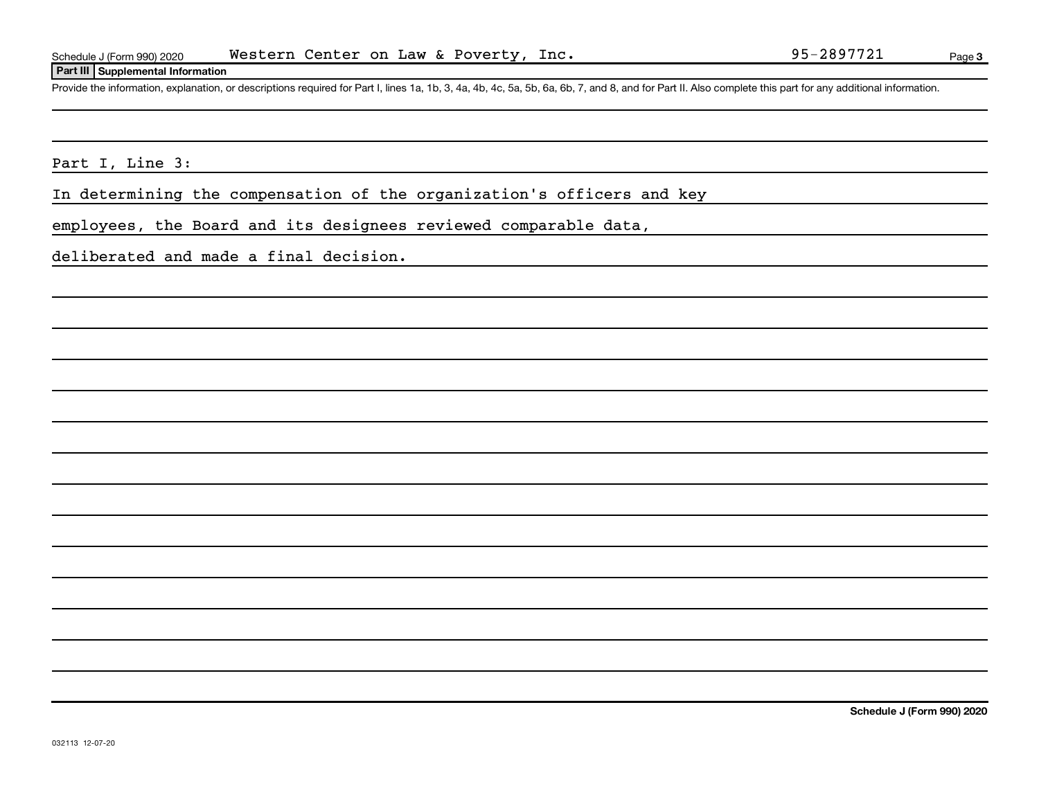Schedule J (Form 990) 2020 Western Center on Law & Poverty, Inc. 95-2897721

## Part III Supplemental Information

Provide the information, explanation, or descriptions required for Part I, lines 1a, 1b, 3, 4a, 4b, 4c, 5a, 5b, 6a, 6b, 7, and 8, and for Part II. Also complete this part for any additional information.

Part I, Line 3:

In determining the compensation of the organization's officers and key employees, the Board and its designees reviewed comparable data, deliberated and made a final decision.

Schedule J (Form 990) 2020

032113 12-07-20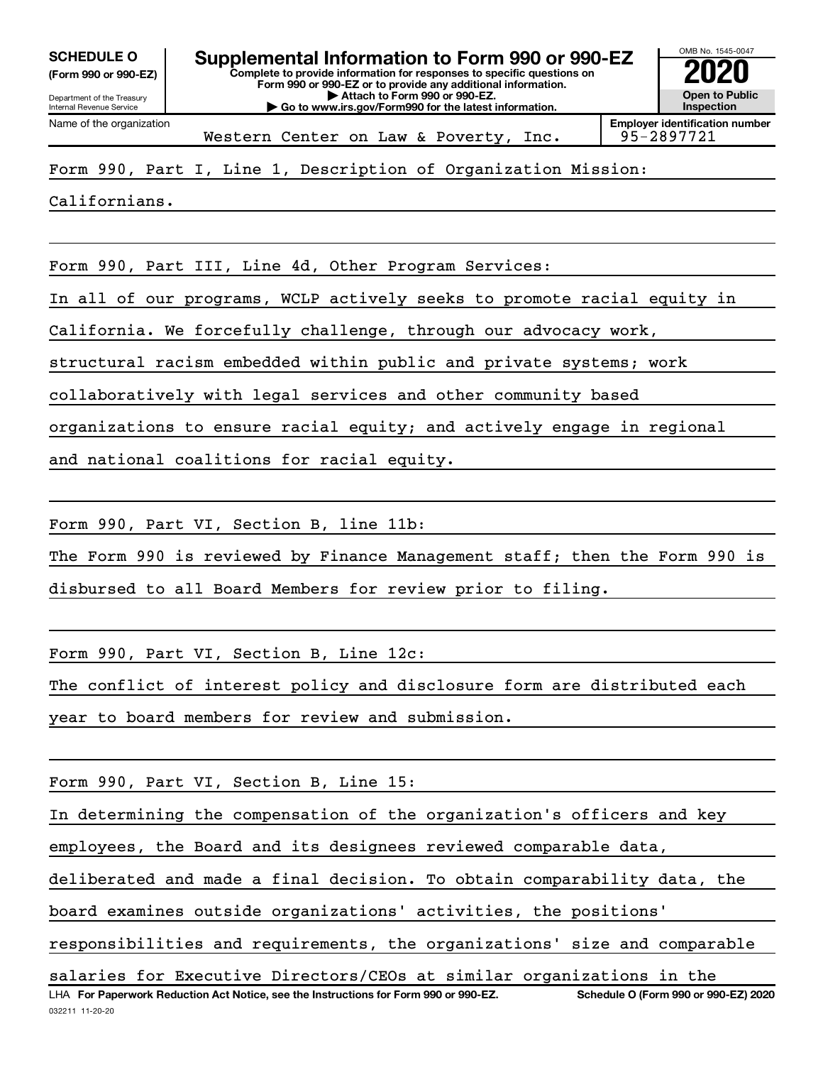**SCHEDULE O**
**(Form 990 or 990-EZ)**

Department of the Treasury
Internal Revenue Service

# Supplemental Information to Form 990 or 990-EZ

**Complete to provide information for responses to specific questions on Form 990 or 990-EZ or to provide any additional information.**
**▶ Attach to Form 990 or 990-EZ.**
**▶ Go to www.irs.gov/Form990 for the latest information.**

OMB No. 1545-0047
**2020**
**Open to Public Inspection**

| Name of the organization | Employer identification number |
|---|---|
| Western Center on Law & Poverty, Inc. | 95-2897721 |

Form 990, Part I, Line 1, Description of Organization Mission:

Californians.

Form 990, Part III, Line 4d, Other Program Services:

In all of our programs, WCLP actively seeks to promote racial equity in California. We forcefully challenge, through our advocacy work, structural racism embedded within public and private systems; work collaboratively with legal services and other community based organizations to ensure racial equity; and actively engage in regional and national coalitions for racial equity.

Form 990, Part VI, Section B, line 11b:

The Form 990 is reviewed by Finance Management staff; then the Form 990 is disbursed to all Board Members for review prior to filing.

Form 990, Part VI, Section B, Line 12c:

The conflict of interest policy and disclosure form are distributed each year to board members for review and submission.

Form 990, Part VI, Section B, Line 15:

In determining the compensation of the organization's officers and key employees, the Board and its designees reviewed comparable data, deliberated and made a final decision. To obtain comparability data, the board examines outside organizations' activities, the positions' responsibilities and requirements, the organizations' size and comparable salaries for Executive Directors/CEOs at similar organizations in the

LHA **For Paperwork Reduction Act Notice, see the Instructions for Form 990 or 990-EZ.** **Schedule O (Form 990 or 990-EZ) 2020**

032211 11-20-20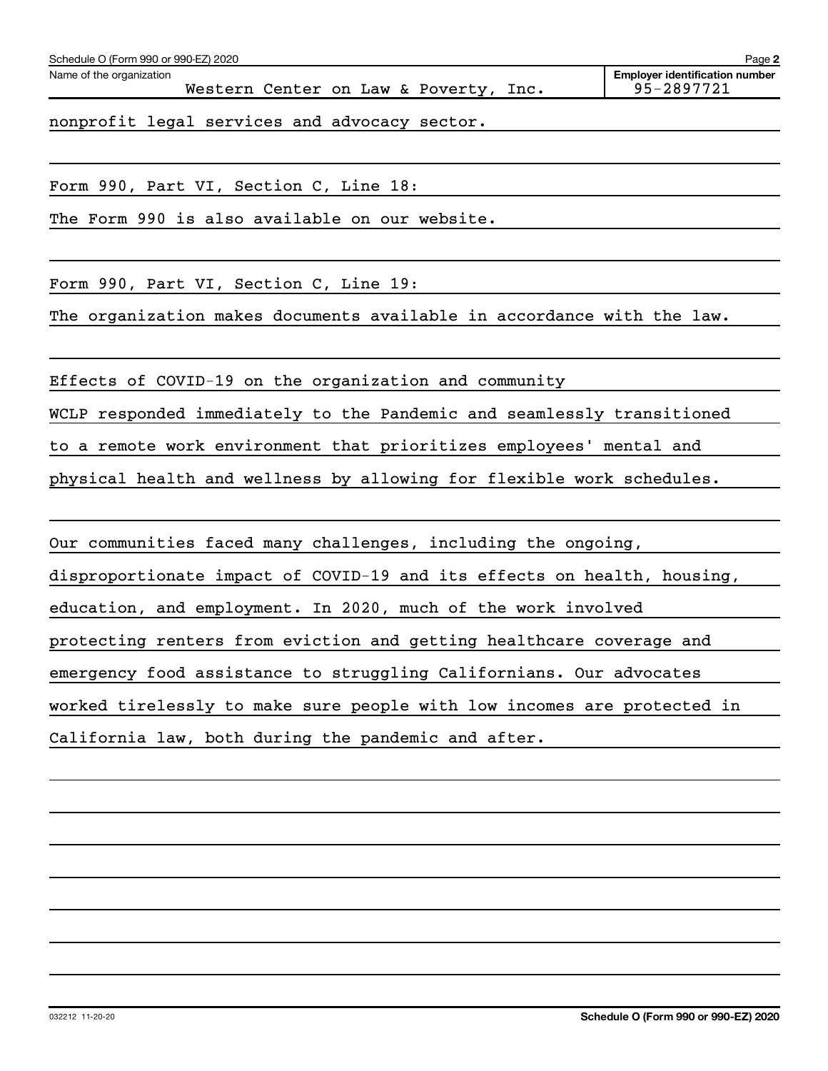Schedule O (Form 990 or 990-EZ) 2020

Name of the organization: Western Center on Law & Poverty, Inc.

Employer identification number: 95-2897721

nonprofit legal services and advocacy sector.

Form 990, Part VI, Section C, Line 18:

The Form 990 is also available on our website.

Form 990, Part VI, Section C, Line 19:

The organization makes documents available in accordance with the law.

Effects of COVID-19 on the organization and community

WCLP responded immediately to the Pandemic and seamlessly transitioned to a remote work environment that prioritizes employees' mental and physical health and wellness by allowing for flexible work schedules.

Our communities faced many challenges, including the ongoing, disproportionate impact of COVID-19 and its effects on health, housing, education, and employment. In 2020, much of the work involved protecting renters from eviction and getting healthcare coverage and emergency food assistance to struggling Californians. Our advocates worked tirelessly to make sure people with low incomes are protected in California law, both during the pandemic and after.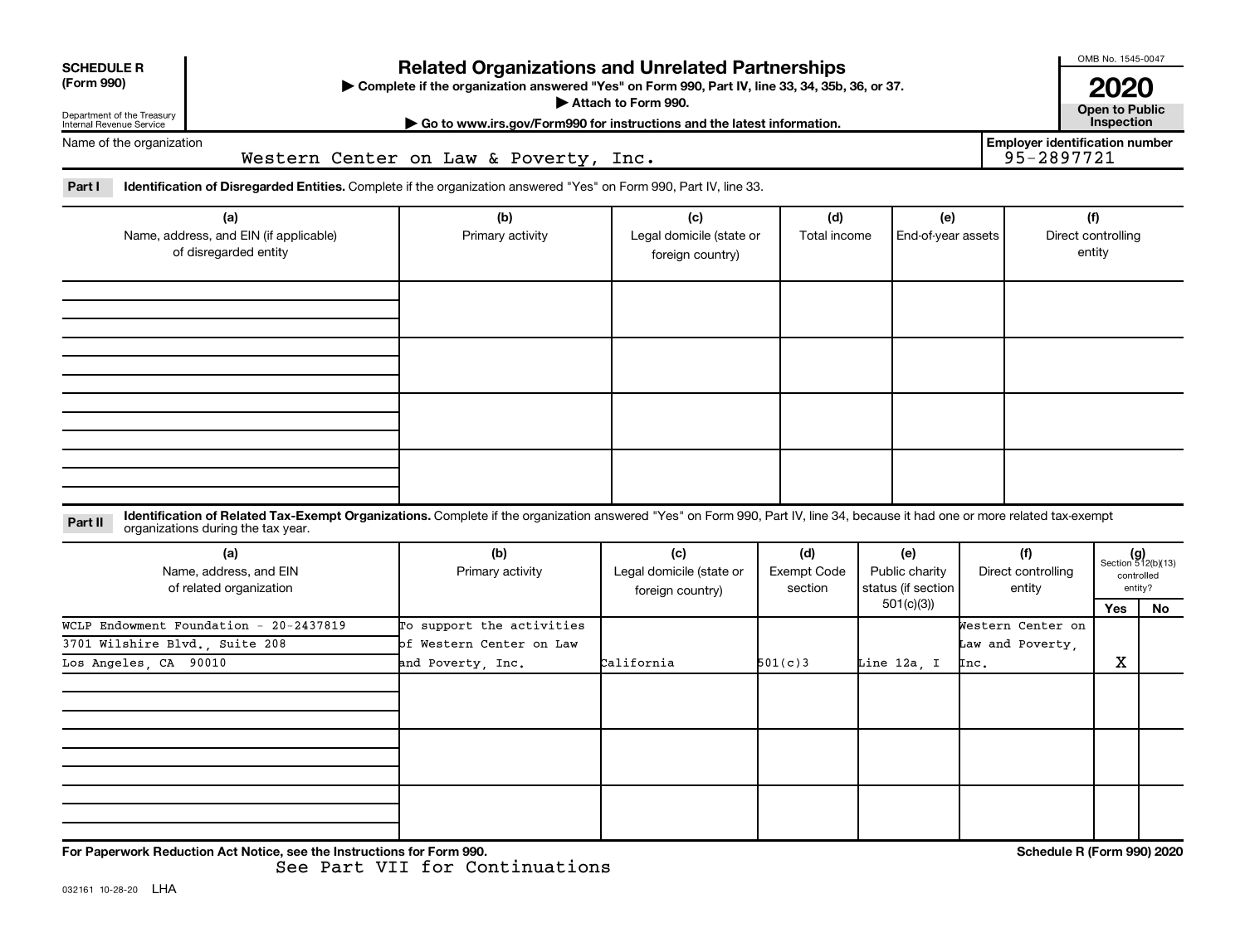**SCHEDULE R (Form 990)**

Department of the Treasury
Internal Revenue Service

# Related Organizations and Unrelated Partnerships

▶ Complete if the organization answered "Yes" on Form 990, Part IV, line 33, 34, 35b, 36, or 37.
▶ Attach to Form 990.
▶ Go to www.irs.gov/Form990 for instructions and the latest information.

OMB No. 1545-0047

**2020**

**Open to Public Inspection**

Name of the organization: Western Center on Law & Poverty, Inc.

Employer identification number: 95-2897721

**Part I** **Identification of Disregarded Entities.** Complete if the organization answered "Yes" on Form 990, Part IV, line 33.

| (a) Name, address, and EIN (if applicable) of disregarded entity | (b) Primary activity | (c) Legal domicile (state or foreign country) | (d) Total income | (e) End-of-year assets | (f) Direct controlling entity |
|---|---|---|---|---|---|
| | | | | | |
| | | | | | |
| | | | | | |
| | | | | | |

**Part II** **Identification of Related Tax-Exempt Organizations.** Complete if the organization answered "Yes" on Form 990, Part IV, line 34, because it had one or more related tax-exempt organizations during the tax year.

| (a) Name, address, and EIN of related organization | (b) Primary activity | (c) Legal domicile (state or foreign country) | (d) Exempt Code section | (e) Public charity status (if section 501(c)(3)) | (f) Direct controlling entity | (g) Section 512(b)(13) controlled entity? Yes | No |
|---|---|---|---|---|---|---|---|
| WCLP Endowment Foundation - 20-2437819 3701 Wilshire Blvd., Suite 208 Los Angeles, CA 90010 | To support the activities of Western Center on Law and Poverty, Inc. | California | 501(c)3 | Line 12a, I | Western Center on Law and Poverty, Inc. | X | |
| | | | | | | | |
| | | | | | | | |
| | | | | | | | |

For Paperwork Reduction Act Notice, see the Instructions for Form 990.

Schedule R (Form 990) 2020

See Part VII for Continuations

032161 10-28-20 LHA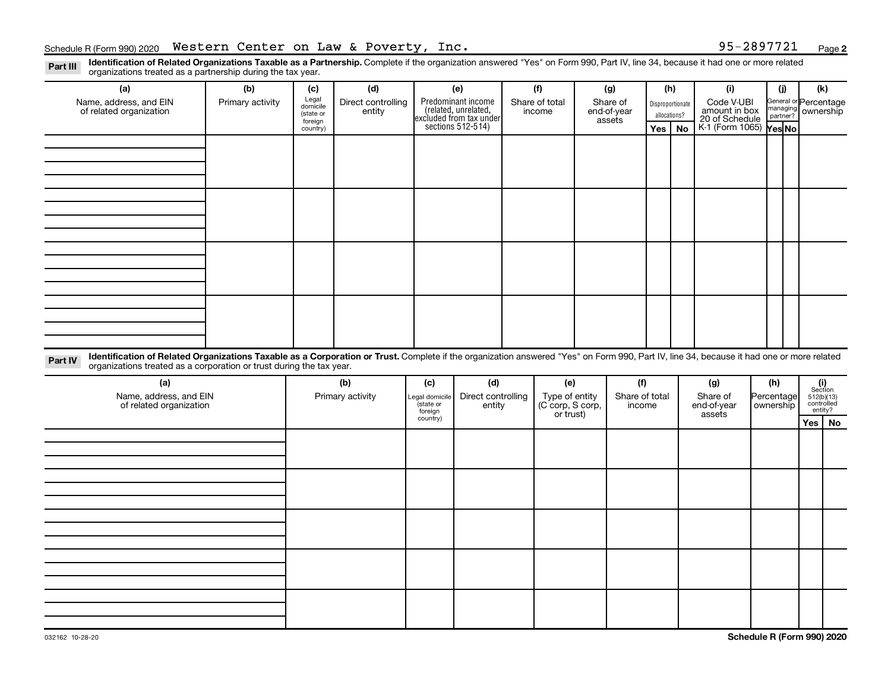Schedule R (Form 990) 2020 Western Center on Law & Poverty, Inc. 95-2897721 Page **2**

**Part III** **Identification of Related Organizations Taxable as a Partnership.** Complete if the organization answered "Yes" on Form 990, Part IV, line 34, because it had one or more related organizations treated as a partnership during the tax year.

| (a) Name, address, and EIN of related organization | (b) Primary activity | (c) Legal domicile (state or foreign country) | (d) Direct controlling entity | (e) Predominant income (related, unrelated, excluded from tax under sections 512-514) | (f) Share of total income | (g) Share of end-of-year assets | (h) Disproportionate allocations? Yes | No | (i) Code V-UBI amount in box 20 of Schedule K-1 (Form 1065) | (j) General or managing partner? Yes | No | (k) Percentage ownership |
|---|---|---|---|---|---|---|---|---|---|---|---|---|
| | | | | | | | | | | | | |
| | | | | | | | | | | | | |
| | | | | | | | | | | | | |
| | | | | | | | | | | | | |

**Part IV** **Identification of Related Organizations Taxable as a Corporation or Trust.** Complete if the organization answered "Yes" on Form 990, Part IV, line 34, because it had one or more related organizations treated as a corporation or trust during the tax year.

| (a) Name, address, and EIN of related organization | (b) Primary activity | (c) Legal domicile (state or foreign country) | (d) Direct controlling entity | (e) Type of entity (C corp, S corp, or trust) | (f) Share of total income | (g) Share of end-of-year assets | (h) Percentage ownership | (i) Section 512(b)(13) controlled entity? Yes | No |
|---|---|---|---|---|---|---|---|---|---|
| | | | | | | | | | |
| | | | | | | | | | |
| | | | | | | | | | |
| | | | | | | | | | |
| | | | | | | | | | |

032162 10-28-20 **Schedule R (Form 990) 2020**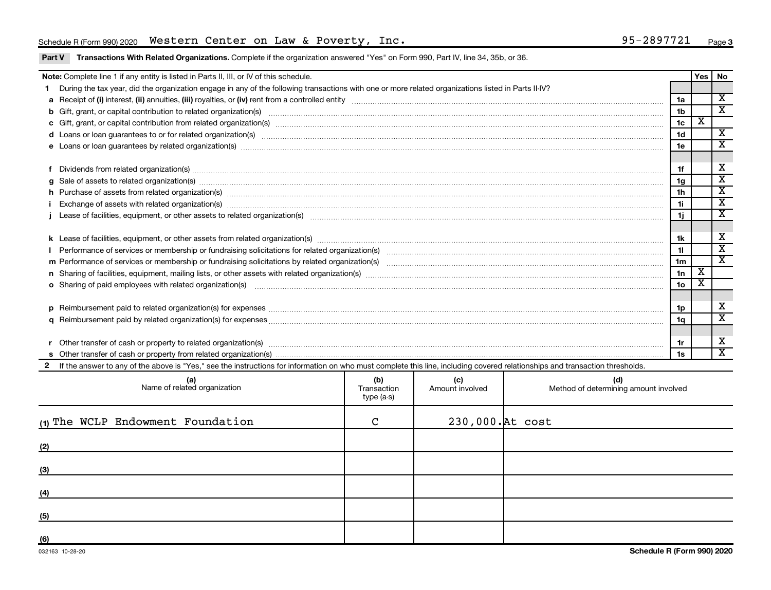Schedule R (Form 990) 2020 Western Center on Law & Poverty, Inc. 95-2897721

**Part V Transactions With Related Organizations.** Complete if the organization answered "Yes" on Form 990, Part IV, line 34, 35b, or 36.

| **Note:** Complete line 1 if any entity is listed in Parts II, III, or IV of this schedule. | | Yes | No |
|---|---|---|---|
| **1** During the tax year, did the organization engage in any of the following transactions with one or more related organizations listed in Parts II-IV? | | | |
| **a** Receipt of **(i)** interest, **(ii)** annuities, **(iii)** royalties, or **(iv)** rent from a controlled entity | 1a | | X |
| **b** Gift, grant, or capital contribution to related organization(s) | 1b | | X |
| **c** Gift, grant, or capital contribution from related organization(s) | 1c | X | |
| **d** Loans or loan guarantees to or for related organization(s) | 1d | | X |
| **e** Loans or loan guarantees by related organization(s) | 1e | | X |
| **f** Dividends from related organization(s) | 1f | | X |
| **g** Sale of assets to related organization(s) | 1g | | X |
| **h** Purchase of assets from related organization(s) | 1h | | X |
| **i** Exchange of assets with related organization(s) | 1i | | X |
| **j** Lease of facilities, equipment, or other assets to related organization(s) | 1j | | X |
| **k** Lease of facilities, equipment, or other assets from related organization(s) | 1k | | X |
| **l** Performance of services or membership or fundraising solicitations for related organization(s) | 1l | | X |
| **m** Performance of services or membership or fundraising solicitations by related organization(s) | 1m | | X |
| **n** Sharing of facilities, equipment, mailing lists, or other assets with related organization(s) | 1n | X | |
| **o** Sharing of paid employees with related organization(s) | 1o | X | |
| **p** Reimbursement paid to related organization(s) for expenses | 1p | | X |
| **q** Reimbursement paid by related organization(s) for expenses | 1q | | X |
| **r** Other transfer of cash or property to related organization(s) | 1r | | X |
| **s** Other transfer of cash or property from related organization(s) | 1s | | X |

**2** If the answer to any of the above is "Yes," see the instructions for information on who must complete this line, including covered relationships and transaction thresholds.

| (a) Name of related organization | (b) Transaction type (a-s) | (c) Amount involved | (d) Method of determining amount involved |
|---|---|---|---|
| (1) The WCLP Endowment Foundation | C | 230,000. | At cost |
| (2) | | | |
| (3) | | | |
| (4) | | | |
| (5) | | | |
| (6) | | | |

032163 10-28-20 **Schedule R (Form 990) 2020**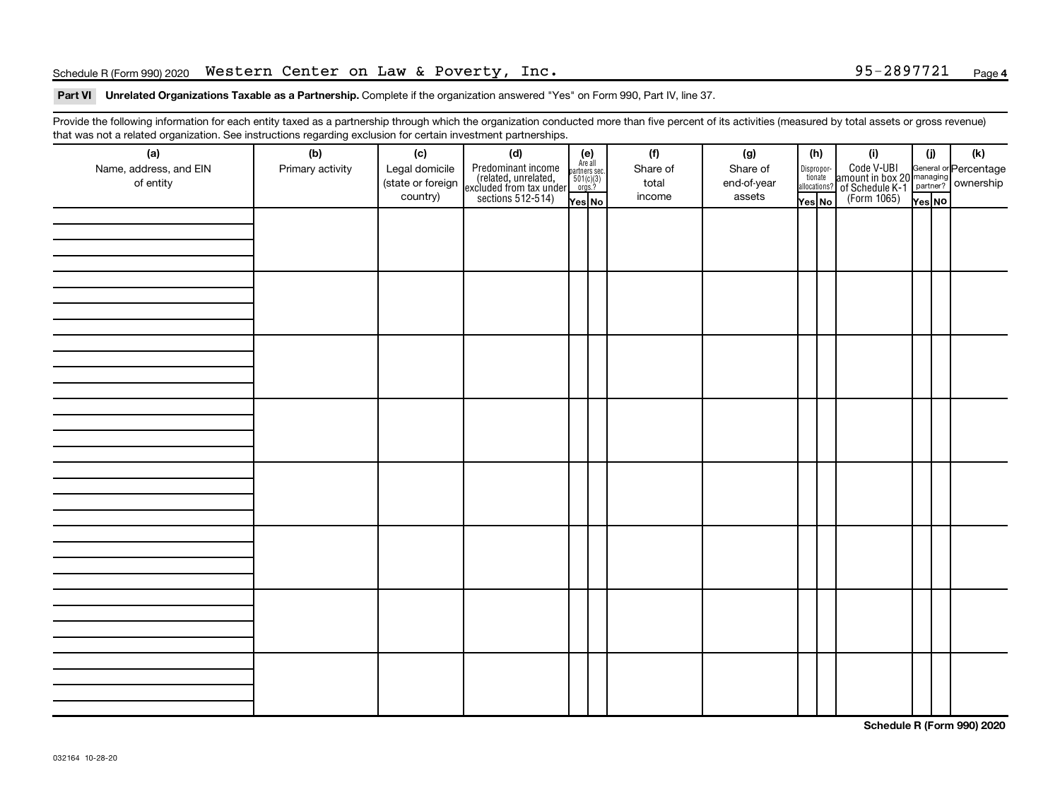Schedule R (Form 990) 2020 Western Center on Law & Poverty, Inc. 95-2897721 Page **4**

**Part VI Unrelated Organizations Taxable as a Partnership.** Complete if the organization answered "Yes" on Form 990, Part IV, line 37.

Provide the following information for each entity taxed as a partnership through which the organization conducted more than five percent of its activities (measured by total assets or gross revenue) that was not a related organization. See instructions regarding exclusion for certain investment partnerships.

| (a) Name, address, and EIN of entity | (b) Primary activity | (c) Legal domicile (state or foreign country) | (d) Predominant income (related, unrelated, excluded from tax under sections 512-514) | (e) Are all partners sec. 501(c)(3) orgs.? | | (f) Share of total income | (g) Share of end-of-year assets | (h) Disproportionate allocations? | | (i) Code V-UBI amount in box 20 of Schedule K-1 (Form 1065) | (j) General or managing partner? | | (k) Percentage ownership |
|---|---|---|---|---|---|---|---|---|---|---|---|---|---|
| | | | | Yes | No | | | Yes | No | | Yes | No | |
| | | | | | | | | | | | | | |
| | | | | | | | | | | | | | |
| | | | | | | | | | | | | | |
| | | | | | | | | | | | | | |
| | | | | | | | | | | | | | |
| | | | | | | | | | | | | | |
| | | | | | | | | | | | | | |
| | | | | | | | | | | | | | |

**Schedule R (Form 990) 2020**

032164 10-28-20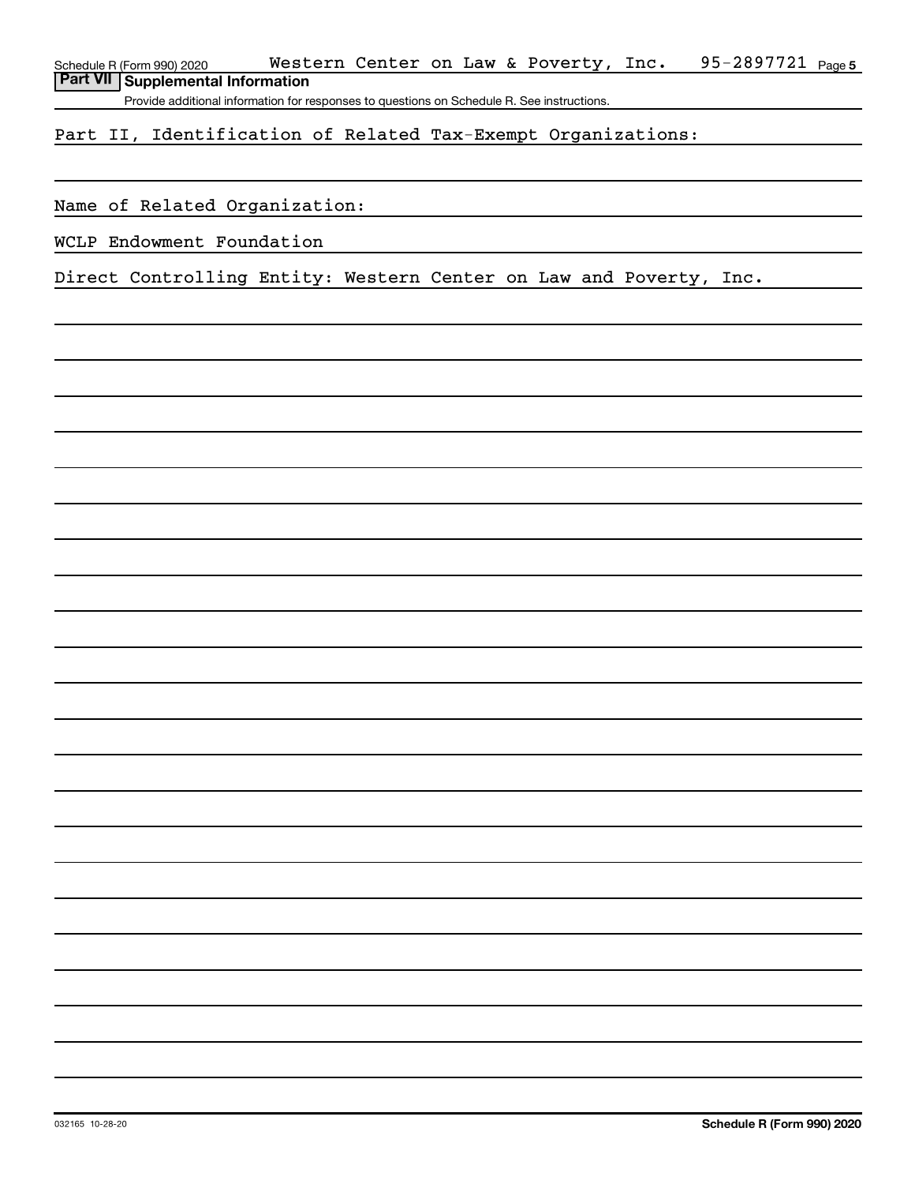Schedule R (Form 990) 2020 Western Center on Law & Poverty, Inc. 95-2897721 Page 5

## Part VII Supplemental Information

Provide additional information for responses to questions on Schedule R. See instructions.

Part II, Identification of Related Tax-Exempt Organizations:

Name of Related Organization:

WCLP Endowment Foundation

Direct Controlling Entity: Western Center on Law and Poverty, Inc.

032165 10-28-20

**Schedule R (Form 990) 2020**